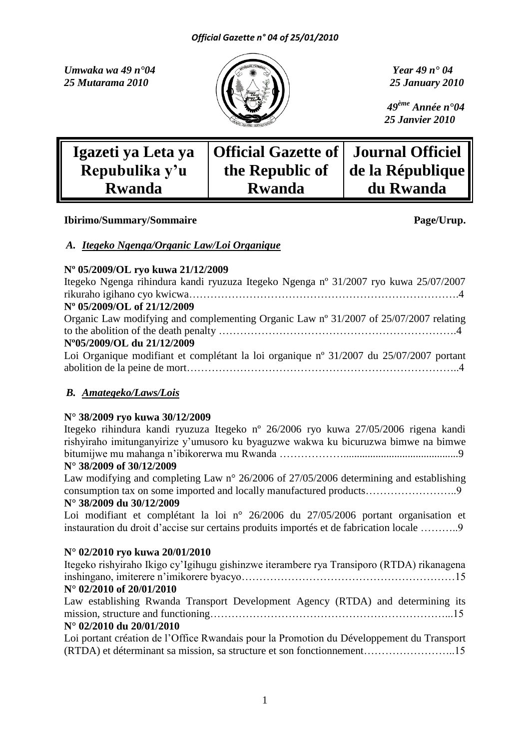*Umwaka wa 49 n°04*
*25 Mutarama 2010*

*Year 49 n° 04*
*25 January 2010*

*49ème Année n°04*
*25 Janvier 2010*

| Igazeti ya Leta ya Repubulika y'u Rwanda | Official Gazette of the Republic of Rwanda | Journal Officiel de la République du Rwanda |
|---|---|---|

**Ibirimo/Summary/Sommaire** **Page/Urup.**

## *A. Itegeko Ngenga/Organic Law/Loi Organique*

**Nº 05/2009/OL ryo kuwa 21/12/2009**

Itegeko Ngenga rihindura kandi ryuzuza Itegeko Ngenga nº 31/2007 ryo kuwa 25/07/2007 rikuraho igihano cyo kwicwa………………………………………………………………….4

**Nº 05/2009/OL of 21/12/2009**

Organic Law modifying and complementing Organic Law nº 31/2007 of 25/07/2007 relating to the abolition of the death penalty ……………………………………………………….4

**Nº05/2009/OL du 21/12/2009**

Loi Organique modifiant et complétant la loi organique nº 31/2007 du 25/07/2007 portant abolition de la peine de mort…………………………………………………………………..4

## *B. Amategeko/Laws/Lois*

**N° 38/2009 ryo kuwa 30/12/2009**

Itegeko rihindura kandi ryuzuza Itegeko nº 26/2006 ryo kuwa 27/05/2006 rigena kandi rishyiraho imitunganyirize y'umusoro ku byaguzwe wakwa ku bicuruzwa bimwe na bimwe bitumijwe mu mahanga n'ibikorerwa mu Rwanda ………………..........................................9

**N° 38/2009 of 30/12/2009**

Law modifying and completing Law n° 26/2006 of 27/05/2006 determining and establishing consumption tax on some imported and locally manufactured products……………………..9

**N° 38/2009 du 30/12/2009**

Loi modifiant et complétant la loi n° 26/2006 du 27/05/2006 portant organisation et instauration du droit d'accise sur certains produits importés et de fabrication locale ………..9

**N° 02/2010 ryo kuwa 20/01/2010**

Itegeko rishyiraho Ikigo cy'Igihugu gishinzwe iterambere rya Transiporo (RTDA) rikanagena inshingano, imiterere n'imikorere byacyo……………………………………………………15

**N° 02/2010 of 20/01/2010**

Law establishing Rwanda Transport Development Agency (RTDA) and determining its mission, structure and functioning…………………………………………………………...15

**N° 02/2010 du 20/01/2010**

Loi portant création de l'Office Rwandais pour la Promotion du Développement du Transport (RTDA) et déterminant sa mission, sa structure et son fonctionnement……………………..15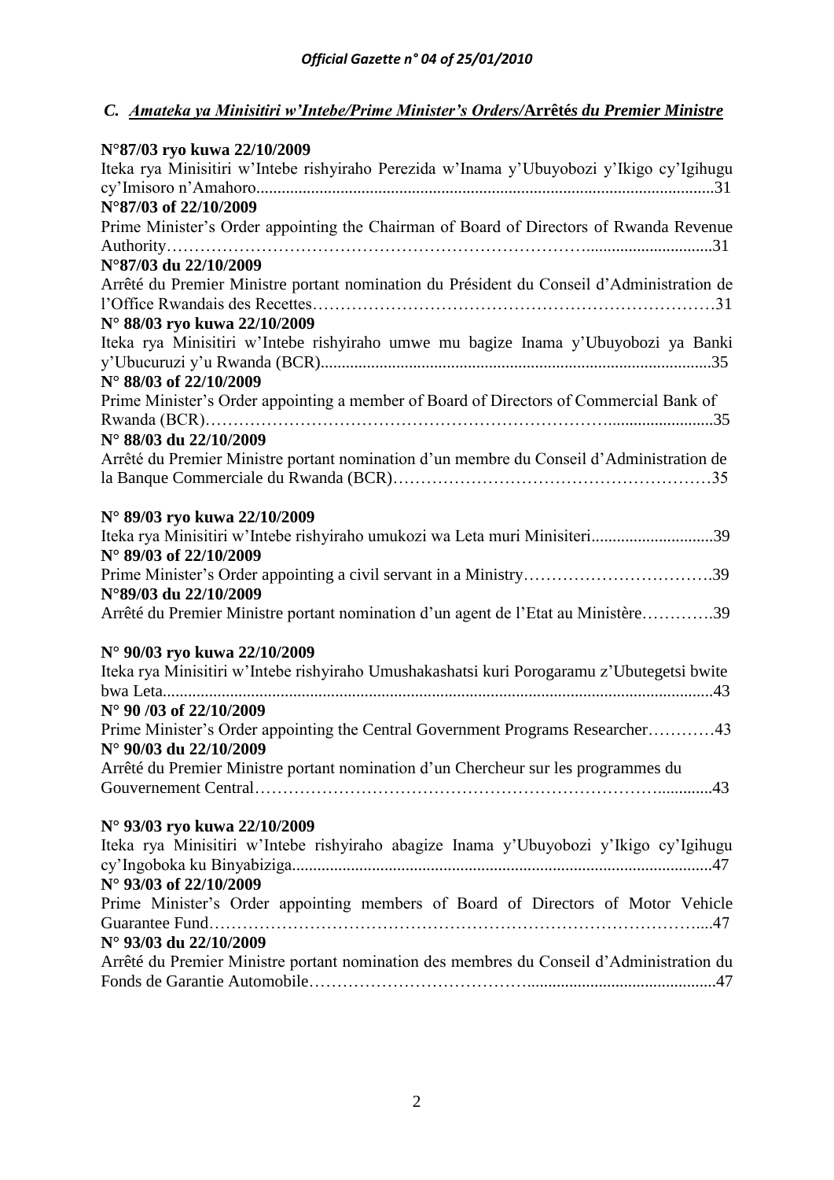## C. *Amateka ya Minisitiri w'Intebe/Prime Minister's Orders/*Arrêtés *du Premier Ministre*

**N°87/03 ryo kuwa 22/10/2009**
Iteka rya Minisitiri w'Intebe rishyiraho Perezida w'Inama y'Ubuyobozi y'Ikigo cy'Igihugu cy'Imisoro n'Amahoro............................................................................................................31

**N°87/03 of 22/10/2009**
Prime Minister's Order appointing the Chairman of Board of Directors of Rwanda Revenue Authority…………………………………………………………………..............................31

**N°87/03 du 22/10/2009**
Arrêté du Premier Ministre portant nomination du Président du Conseil d'Administration de l'Office Rwandais des Recettes……………………………………………………………31

**N° 88/03 ryo kuwa 22/10/2009**
Iteka rya Minisitiri w'Intebe rishyiraho umwe mu bagize Inama y'Ubuyobozi ya Banki y'Ubucuruzi y'u Rwanda (BCR)...........................................................................................35

**N° 88/03 of 22/10/2009**
Prime Minister's Order appointing a member of Board of Directors of Commercial Bank of Rwanda (BCR)………………………………………………………………........................35

**N° 88/03 du 22/10/2009**
Arrêté du Premier Ministre portant nomination d'un membre du Conseil d'Administration de la Banque Commerciale du Rwanda (BCR)…………………………………………………35

**N° 89/03 ryo kuwa 22/10/2009**
Iteka rya Minisitiri w'Intebe rishyiraho umukozi wa Leta muri Minisiteri.............................39

**N° 89/03 of 22/10/2009**
Prime Minister's Order appointing a civil servant in a Ministry…………………………….39

**N°89/03 du 22/10/2009**
Arrêté du Premier Ministre portant nomination d'un agent de l'Etat au Ministère………….39

**N° 90/03 ryo kuwa 22/10/2009**
Iteka rya Minisitiri w'Intebe rishyiraho Umushakashatsi kuri Porogaramu z'Ubutegetsi bwite bwa Leta...............................................................................................................................43

**N° 90 /03 of 22/10/2009**
Prime Minister's Order appointing the Central Government Programs Researcher…………43

**N° 90/03 du 22/10/2009**
Arrêté du Premier Ministre portant nomination d'un Chercheur sur les programmes du Gouvernement Central……………………………………………………………….............43

**N° 93/03 ryo kuwa 22/10/2009**
Iteka rya Minisitiri w'Intebe rishyiraho abagize Inama y'Ubuyobozi y'Ikigo cy'Igihugu cy'Ingoboka ku Binyabiziga...................................................................................................47

**N° 93/03 of 22/10/2009**
Prime Minister's Order appointing members of Board of Directors of Motor Vehicle Guarantee Fund……………………………………………………………………………....47

**N° 93/03 du 22/10/2009**
Arrêté du Premier Ministre portant nomination des membres du Conseil d'Administration du Fonds de Garantie Automobile………………………………...........................................47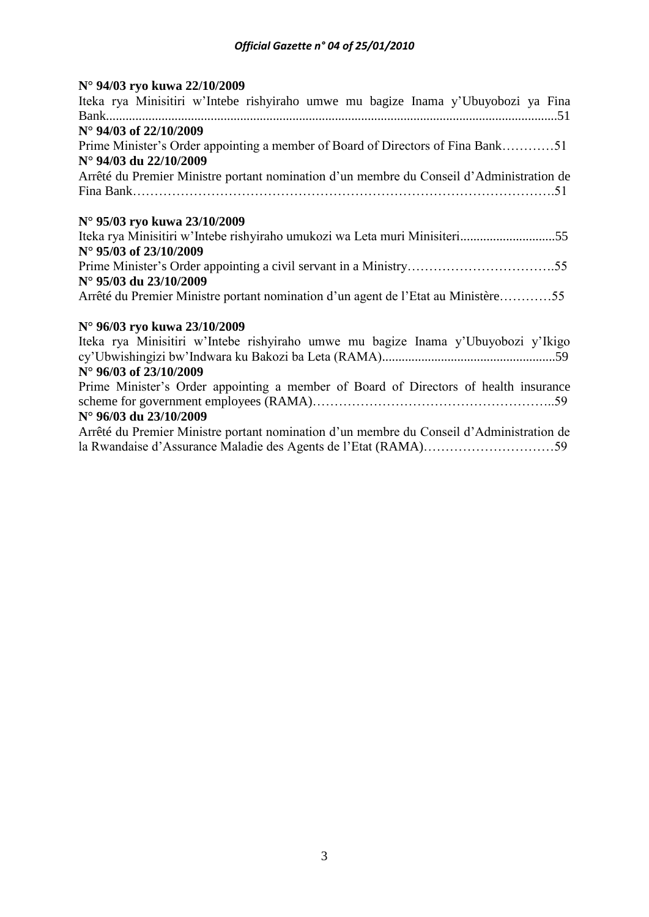**N° 94/03 ryo kuwa 22/10/2009**

Iteka rya Minisitiri w'Intebe rishyiraho umwe mu bagize Inama y'Ubuyobozi ya Fina Bank.........................................................................................................................................51

**N° 94/03 of 22/10/2009**

Prime Minister's Order appointing a member of Board of Directors of Fina Bank…………51

**N° 94/03 du 22/10/2009**

Arrêté du Premier Ministre portant nomination d'un membre du Conseil d'Administration de Fina Bank…………………………………………………………………………………….51

**N° 95/03 ryo kuwa 23/10/2009**

Iteka rya Minisitiri w'Intebe rishyiraho umukozi wa Leta muri Minisiteri............................55

**N° 95/03 of 23/10/2009**

Prime Minister's Order appointing a civil servant in a Ministry…………………………….55

**N° 95/03 du 23/10/2009**

Arrêté du Premier Ministre portant nomination d'un agent de l'Etat au Ministère…………55

**N° 96/03 ryo kuwa 23/10/2009**

Iteka rya Minisitiri w'Intebe rishyiraho umwe mu bagize Inama y'Ubuyobozi y'Ikigo cy'Ubwishingizi bw'Indwara ku Bakozi ba Leta (RAMA)....................................................59

**N° 96/03 of 23/10/2009**

Prime Minister's Order appointing a member of Board of Directors of health insurance scheme for government employees (RAMA)………………………………………………..59

**N° 96/03 du 23/10/2009**

Arrêté du Premier Ministre portant nomination d'un membre du Conseil d'Administration de la Rwandaise d'Assurance Maladie des Agents de l'Etat (RAMA)…………………………59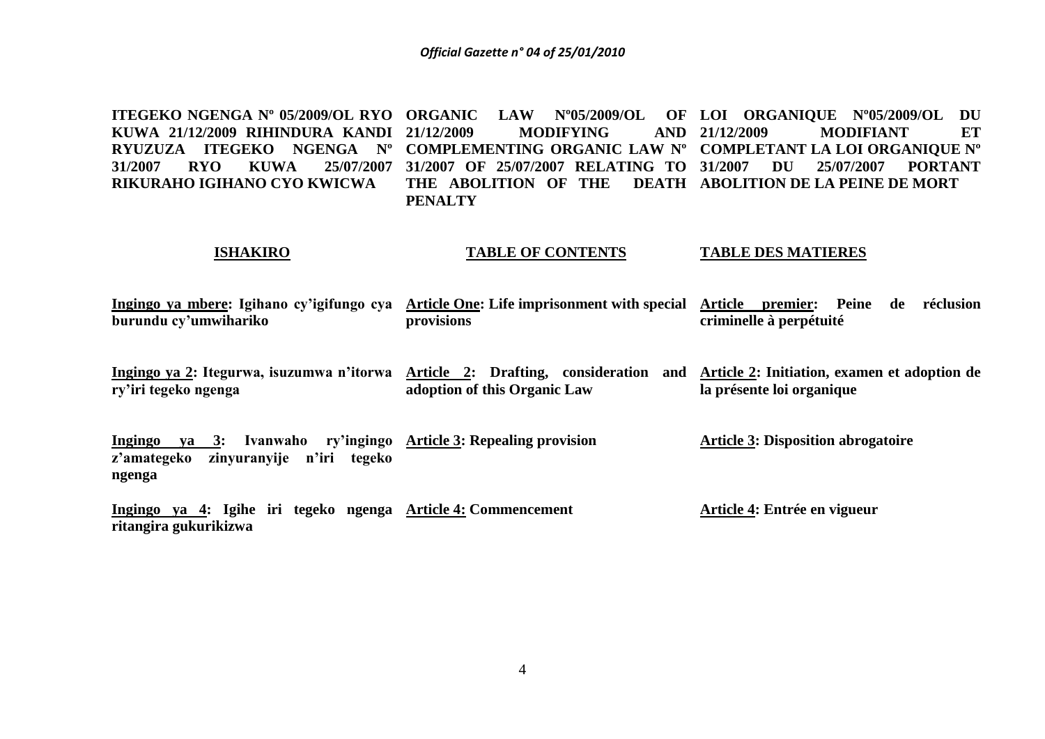**ITEGEKO NGENGA Nº 05/2009/OL RYO KUWA 21/12/2009 RIHINDURA KANDI RYUZUZA ITEGEKO NGENGA Nº 31/2007 RYO KUWA 25/07/2007 RIKURAHO IGIHANO CYO KWICWA**

**ISHAKIRO**

**Ingingo ya mbere: Igihano cy'igifungo cya burundu cy'umwihariko**

**Ingingo ya 2: Itegurwa, isuzumwa n'itorwa ry'iri tegeko ngenga**

**Ingingo ya 3: Ivanwaho ry'ingingo z'amategeko zinyuranyije n'iri tegeko ngenga**

**Ingingo ya 4: Igihe iri tegeko ngenga ritangira gukurikizwa**

**ORGANIC LAW Nº05/2009/OL OF 21/12/2009 MODIFYING AND COMPLEMENTING ORGANIC LAW Nº 31/2007 OF 25/07/2007 RELATING TO THE ABOLITION OF THE DEATH PENALTY**

**TABLE OF CONTENTS**

**Article One: Life imprisonment with special provisions**

**Article 2: Drafting, consideration and adoption of this Organic Law**

**Article 3: Repealing provision**

**Article 4: Commencement**

**LOI ORGANIQUE Nº05/2009/OL DU 21/12/2009 MODIFIANT ET COMPLETANT LA LOI ORGANIQUE Nº 31/2007 DU 25/07/2007 PORTANT ABOLITION DE LA PEINE DE MORT**

**TABLE DES MATIERES**

**Article premier: Peine de réclusion criminelle à perpétuité**

**Article 2: Initiation, examen et adoption de la présente loi organique**

**Article 3: Disposition abrogatoire**

**Article 4: Entrée en vigueur**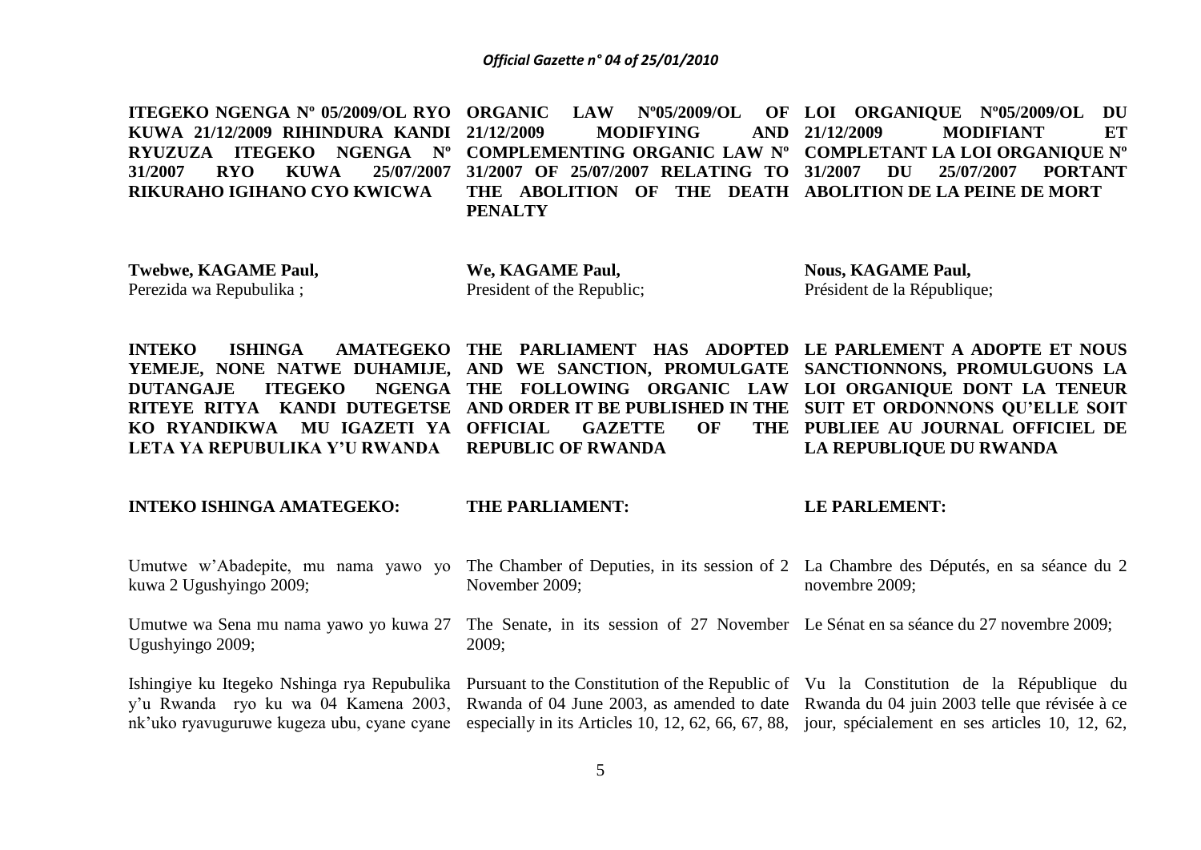**ITEGEKO NGENGA Nº 05/2009/OL RYO KUWA 21/12/2009 RIHINDURA KANDI RYUZUZA ITEGEKO NGENGA Nº 31/2007 RYO KUWA 25/07/2007 RIKURAHO IGIHANO CYO KWICWA**

**Twebwe, KAGAME Paul,**
Perezida wa Repubulika ;

**INTEKO ISHINGA AMATEGEKO YEMEJE, NONE NATWE DUHAMIJE, DUTANGAJE ITEGEKO NGENGA RITEYE RITYA KANDI DUTEGETSE KO RYANDIKWA MU IGAZETI YA LETA YA REPUBULIKA Y'U RWANDA**

**INTEKO ISHINGA AMATEGEKO:**

Umutwe w'Abadepite, mu nama yawo yo kuwa 2 Ugushyingo 2009;

Umutwe wa Sena mu nama yawo yo kuwa 27 Ugushyingo 2009;

Ishingiye ku Itegeko Nshinga rya Repubulika y'u Rwanda ryo ku wa 04 Kamena 2003, nk'uko ryavuguruwe kugeza ubu, cyane cyane

**ORGANIC LAW Nº05/2009/OL OF 21/12/2009 MODIFYING AND COMPLEMENTING ORGANIC LAW Nº 31/2007 OF 25/07/2007 RELATING TO THE ABOLITION OF THE DEATH PENALTY**

**We, KAGAME Paul,**
President of the Republic;

**THE PARLIAMENT HAS ADOPTED AND WE SANCTION, PROMULGATE THE FOLLOWING ORGANIC LAW AND ORDER IT BE PUBLISHED IN THE OFFICIAL GAZETTE OF THE REPUBLIC OF RWANDA**

**THE PARLIAMENT:**

The Chamber of Deputies, in its session of 2 November 2009;

The Senate, in its session of 27 November 2009;

Pursuant to the Constitution of the Republic of Rwanda of 04 June 2003, as amended to date especially in its Articles 10, 12, 62, 66, 67, 88,

**LOI ORGANIQUE Nº05/2009/OL DU 21/12/2009 MODIFIANT ET COMPLETANT LA LOI ORGANIQUE Nº 31/2007 DU 25/07/2007 PORTANT ABOLITION DE LA PEINE DE MORT**

**Nous, KAGAME Paul,**
Président de la République;

**LE PARLEMENT A ADOPTE ET NOUS SANCTIONNONS, PROMULGUONS LA LOI ORGANIQUE DONT LA TENEUR SUIT ET ORDONNONS QU'ELLE SOIT PUBLIEE AU JOURNAL OFFICIEL DE LA REPUBLIQUE DU RWANDA**

**LE PARLEMENT:**

La Chambre des Députés, en sa séance du 2 novembre 2009;

Le Sénat en sa séance du 27 novembre 2009;

Vu la Constitution de la République du Rwanda du 04 juin 2003 telle que révisée à ce jour, spécialement en ses articles 10, 12, 62,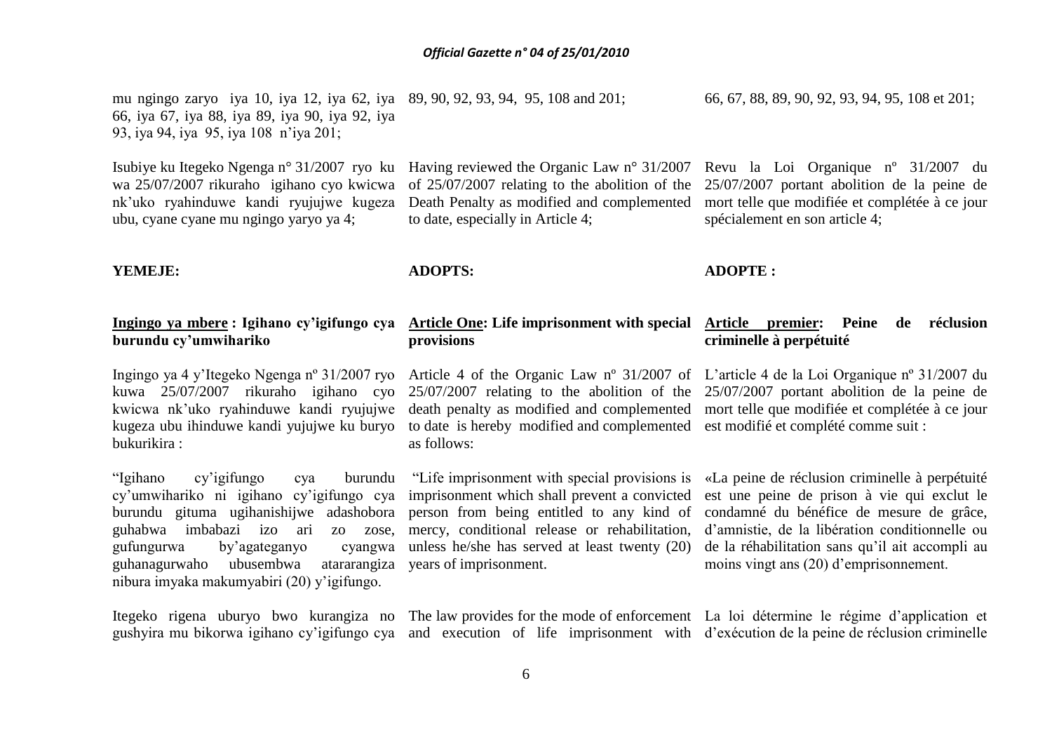mu ngingo zaryo iya 10, iya 12, iya 62, iya 66, iya 67, iya 88, iya 89, iya 90, iya 92, iya 93, iya 94, iya 95, iya 108 n'iya 201;

Isubiye ku Itegeko Ngenga n° 31/2007 ryo ku wa 25/07/2007 rikuraho igihano cyo kwicwa nk'uko ryahinduwe kandi ryujujwe kugeza ubu, cyane cyane mu ngingo yaryo ya 4;

**YEMEJE:**

**Ingingo ya mbere : Igihano cy'igifungo cya burundu cy'umwihariko**

Ingingo ya 4 y'Itegeko Ngenga nº 31/2007 ryo kuwa 25/07/2007 rikuraho igihano cyo kwicwa nk'uko ryahinduwe kandi ryujujwe kugeza ubu ihinduwe kandi yujujwe ku buryo bukurikira :

"Igihano cy'igifungo cya burundu cy'umwihariko ni igihano cy'igifungo cya burundu gituma ugihanishijwe adashobora guhabwa imbabazi izo ari zo zose, gufungurwa by'agateganyo cyangwa guhanagurwaho ubusembwa atararangiza nibura imyaka makumyabiri (20) y'igifungo.

Itegeko rigena uburyo bwo kurangiza no gushyira mu bikorwa igihano cy'igifungo cya

89, 90, 92, 93, 94, 95, 108 and 201;

Having reviewed the Organic Law n° 31/2007 of 25/07/2007 relating to the abolition of the Death Penalty as modified and complemented to date, especially in Article 4;

**ADOPTS:**

**Article One: Life imprisonment with special provisions**

Article 4 of the Organic Law nº 31/2007 of 25/07/2007 relating to the abolition of the death penalty as modified and complemented to date is hereby modified and complemented as follows:

"Life imprisonment with special provisions is imprisonment which shall prevent a convicted person from being entitled to any kind of mercy, conditional release or rehabilitation, unless he/she has served at least twenty (20) years of imprisonment.

The law provides for the mode of enforcement and execution of life imprisonment with

66, 67, 88, 89, 90, 92, 93, 94, 95, 108 et 201;

Revu la Loi Organique nº 31/2007 du 25/07/2007 portant abolition de la peine de mort telle que modifiée et complétée à ce jour spécialement en son article 4;

**ADOPTE :**

**Article premier: Peine de réclusion criminelle à perpétuité**

L'article 4 de la Loi Organique nº 31/2007 du 25/07/2007 portant abolition de la peine de mort telle que modifiée et complétée à ce jour est modifié et complété comme suit :

«La peine de réclusion criminelle à perpétuité est une peine de prison à vie qui exclut le condamné du bénéfice de mesure de grâce, d'amnistie, de la libération conditionnelle ou de la réhabilitation sans qu'il ait accompli au moins vingt ans (20) d'emprisonnement.

La loi détermine le régime d'application et d'exécution de la peine de réclusion criminelle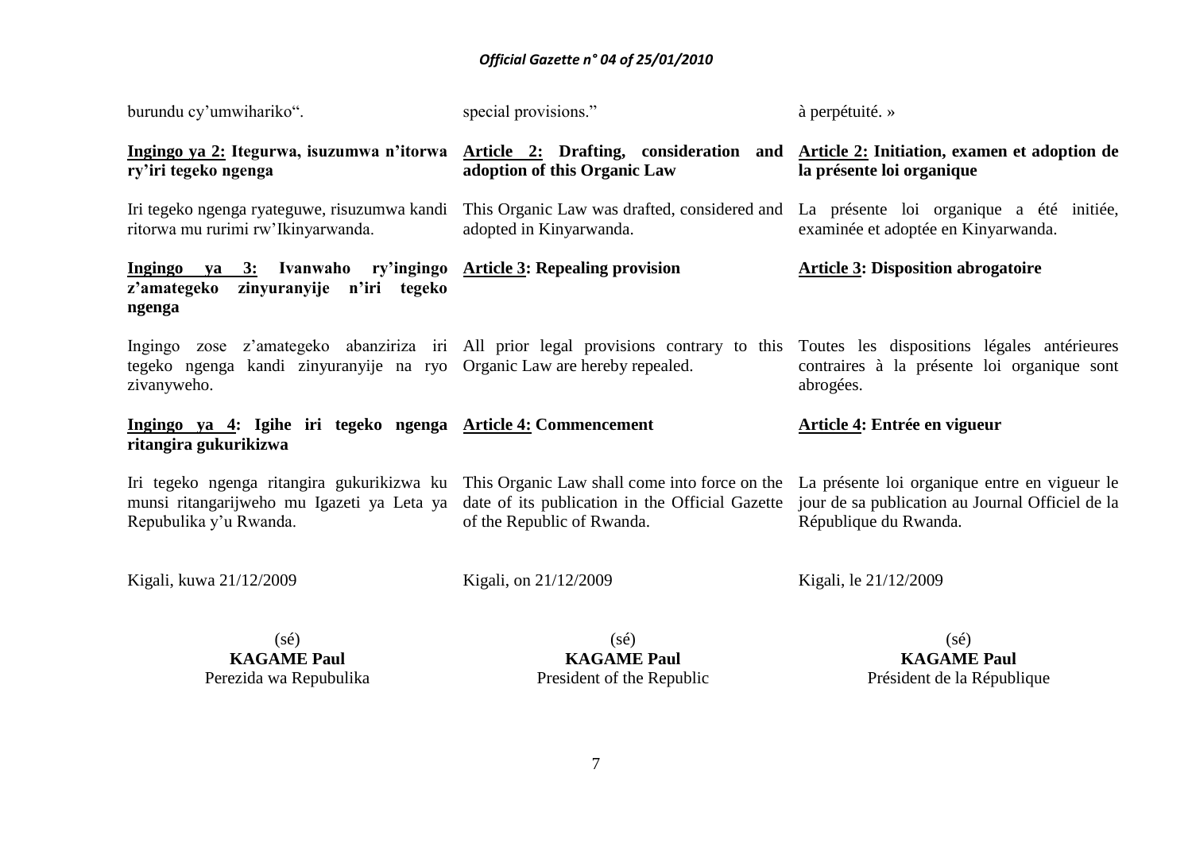burundu cy'umwihariko".

**<u>Ingingo ya 2:</u> Itegurwa, isuzumwa n'itorwa ry'iri tegeko ngenga**

Iri tegeko ngenga ryateguwe, risuzumwa kandi ritorwa mu rurimi rw'Ikinyarwanda.

**<u>Ingingo ya 3:</u> Ivanwaho ry'ingingo z'amategeko zinyuranyije n'iri tegeko ngenga**

Ingingo zose z'amategeko abanziriza iri tegeko ngenga kandi zinyuranyije na ryo zivanyweho.

**<u>Ingingo ya 4</u>: Igihe iri tegeko ngenga ritangira gukurikizwa**

Iri tegeko ngenga ritangira gukurikizwa ku munsi ritangarijweho mu Igazeti ya Leta ya Repubulika y'u Rwanda.

Kigali, kuwa 21/12/2009

(sé)
**KAGAME Paul**
Perezida wa Repubulika

special provisions."

**<u>Article 2:</u> Drafting, consideration and adoption of this Organic Law**

This Organic Law was drafted, considered and adopted in Kinyarwanda.

**<u>Article 3</u>: Repealing provision**

All prior legal provisions contrary to this Organic Law are hereby repealed.

**<u>Article 4:</u> Commencement**

This Organic Law shall come into force on the date of its publication in the Official Gazette of the Republic of Rwanda.

Kigali, on 21/12/2009

(sé)
**KAGAME Paul**
President of the Republic

à perpétuité. »

**<u>Article 2:</u> Initiation, examen et adoption de la présente loi organique**

La présente loi organique a été initiée, examinée et adoptée en Kinyarwanda.

**<u>Article 3</u>: Disposition abrogatoire**

Toutes les dispositions légales antérieures contraires à la présente loi organique sont abrogées.

**<u>Article 4</u>: Entrée en vigueur**

La présente loi organique entre en vigueur le jour de sa publication au Journal Officiel de la République du Rwanda.

Kigali, le 21/12/2009

(sé)
**KAGAME Paul**
Président de la République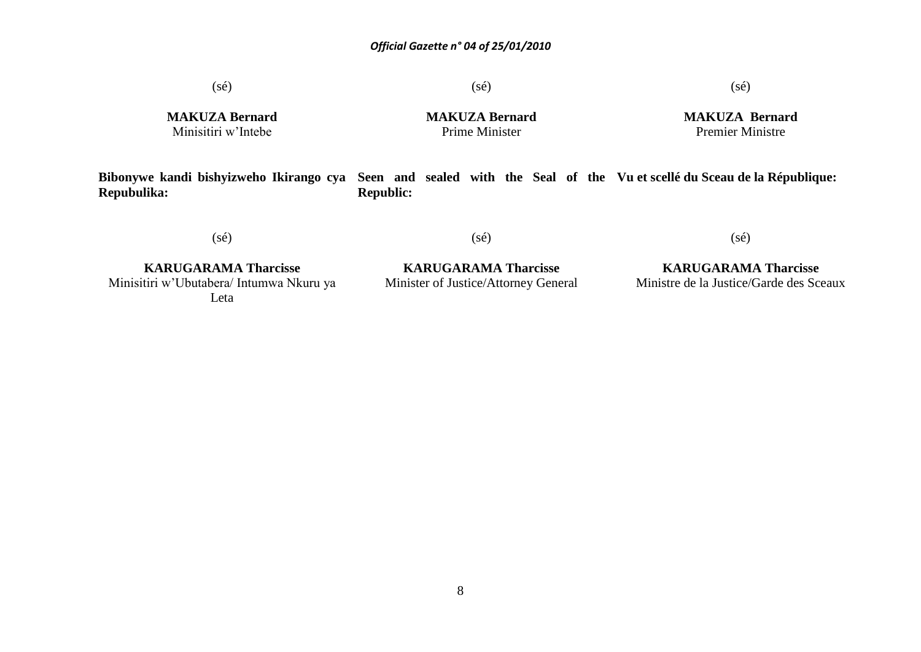| Kinyarwanda | English | Français |
|---|---|---|
| (sé) | (sé) | (sé) |
| **MAKUZA Bernard**<br>Minisitiri w'Intebe | **MAKUZA Bernard**<br>Prime Minister | **MAKUZA Bernard**<br>Premier Ministre |
| **Bibonywe kandi bishyizweho Ikirango cya Repubulika:** | **Seen and sealed with the Seal of the Republic:** | **Vu et scellé du Sceau de la République:** |
| (sé) | (sé) | (sé) |
| **KARUGARAMA Tharcisse**<br>Minisitiri w'Ubutabera/ Intumwa Nkuru ya Leta | **KARUGARAMA Tharcisse**<br>Minister of Justice/Attorney General | **KARUGARAMA Tharcisse**<br>Ministre de la Justice/Garde des Sceaux |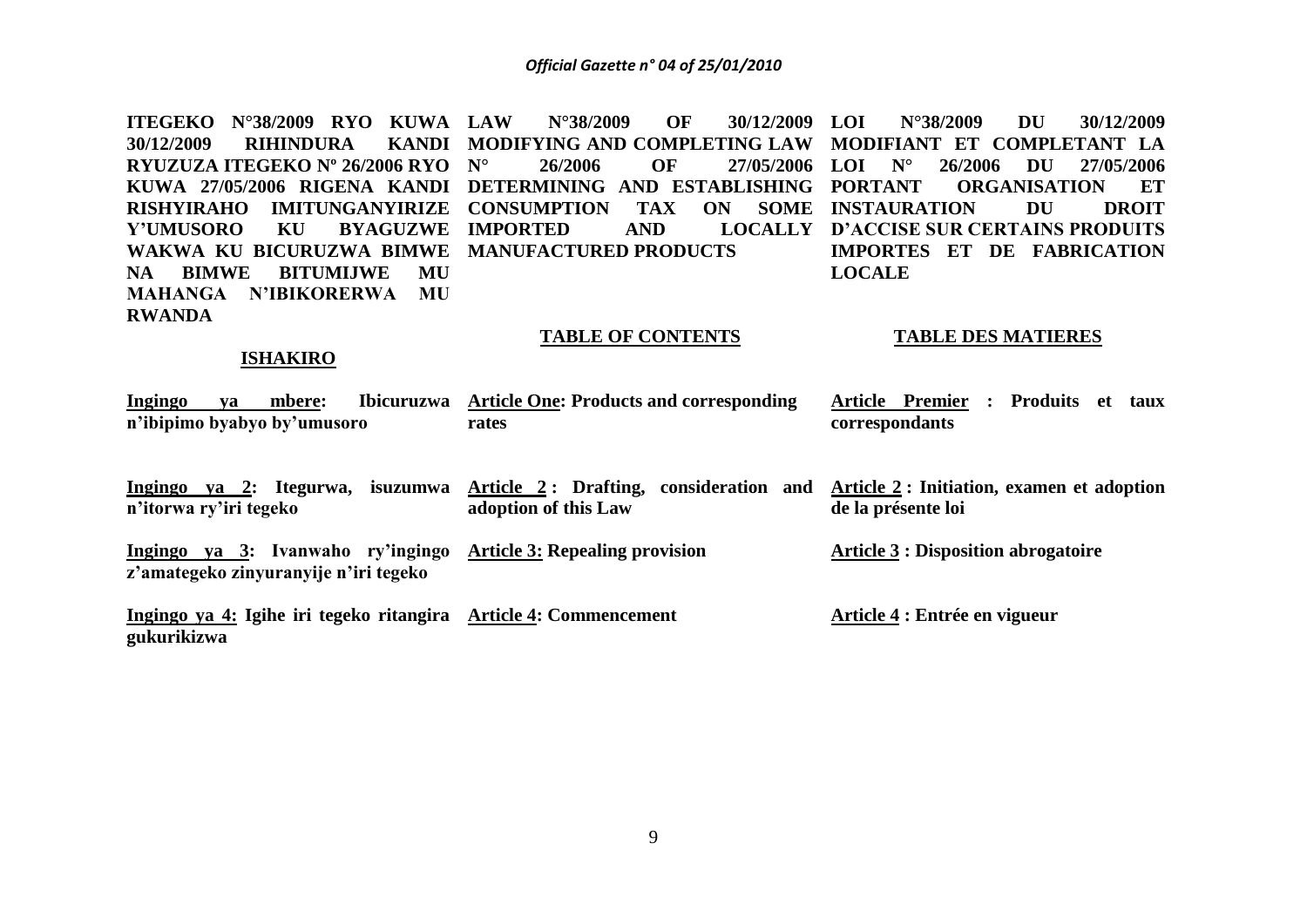**ITEGEKO N°38/2009 RYO KUWA 30/12/2009 RIHINDURA KANDI RYUZUZA ITEGEKO Nº 26/2006 RYO KUWA 27/05/2006 RIGENA KANDI RISHYIRAHO IMITUNGANYIRIZE Y'UMUSORO KU BYAGUZWE WAKWA KU BICURUZWA BIMWE NA BIMWE BITUMIJWE MU MAHANGA N'IBIKORERWA MU RWANDA**

**ISHAKIRO**

**Ingingo ya mbere: Ibicuruzwa n'ibipimo byabyo by'umusoro**

**Ingingo ya 2: Itegurwa, isuzumwa n'itorwa ry'iri tegeko**

**Ingingo ya 3: Ivanwaho ry'ingingo z'amategeko zinyuranyije n'iri tegeko**

**Ingingo ya 4: Igihe iri tegeko ritangira gukurikizwa**

**LAW N°38/2009 OF 30/12/2009 MODIFYING AND COMPLETING LAW N° 26/2006 OF 27/05/2006 DETERMINING AND ESTABLISHING CONSUMPTION TAX ON SOME IMPORTED AND LOCALLY MANUFACTURED PRODUCTS**

**TABLE OF CONTENTS**

**Article One: Products and corresponding rates**

**Article 2 : Drafting, consideration and adoption of this Law**

**Article 3: Repealing provision**

**Article 4: Commencement**

**LOI N°38/2009 DU 30/12/2009 MODIFIANT ET COMPLETANT LA LOI N° 26/2006 DU 27/05/2006 PORTANT ORGANISATION ET INSTAURATION DU DROIT D'ACCISE SUR CERTAINS PRODUITS IMPORTES ET DE FABRICATION LOCALE**

**TABLE DES MATIERES**

**Article Premier : Produits et taux correspondants**

**Article 2 : Initiation, examen et adoption de la présente loi**

**Article 3 : Disposition abrogatoire**

**Article 4 : Entrée en vigueur**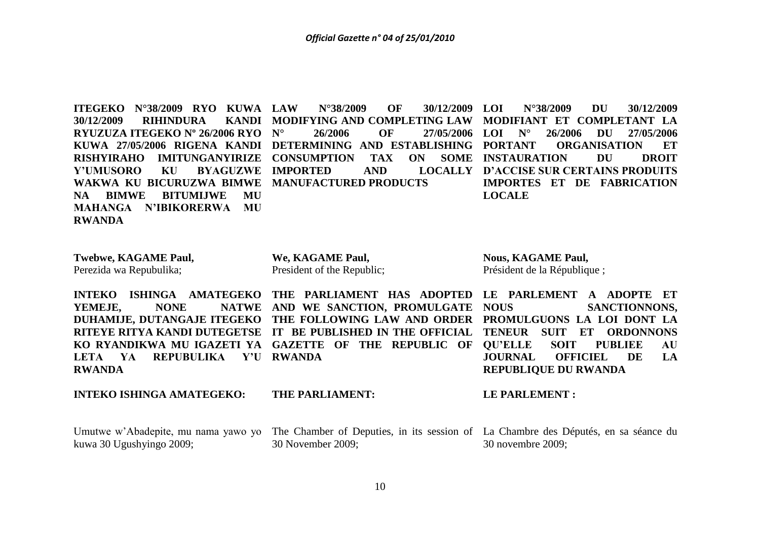**ITEGEKO N°38/2009 RYO KUWA 30/12/2009 RIHINDURA KANDI RYUZUZA ITEGEKO Nº 26/2006 RYO KUWA 27/05/2006 RIGENA KANDI RISHYIRAHO IMITUNGANYIRIZE Y'UMUSORO KU BYAGUZWE WAKWA KU BICURUZWA BIMWE NA BIMWE BITUMIJWE MU MAHANGA N'IBIKORERWA MU RWANDA**

**Twebwe, KAGAME Paul,**
Perezida wa Repubulika;

**INTEKO ISHINGA AMATEGEKO YEMEJE, NONE NATWE DUHAMIJE, DUTANGAJE ITEGEKO RITEYE RITYA KANDI DUTEGETSE KO RYANDIKWA MU IGAZETI YA LETA YA REPUBULIKA Y'U RWANDA**

**INTEKO ISHINGA AMATEGEKO:**

Umutwe w'Abadepite, mu nama yawo yo kuwa 30 Ugushyingo 2009;

**LAW N°38/2009 OF 30/12/2009 MODIFYING AND COMPLETING LAW N° 26/2006 OF 27/05/2006 DETERMINING AND ESTABLISHING CONSUMPTION TAX ON SOME IMPORTED AND LOCALLY MANUFACTURED PRODUCTS**

**We, KAGAME Paul,**
President of the Republic;

**THE PARLIAMENT HAS ADOPTED AND WE SANCTION, PROMULGATE THE FOLLOWING LAW AND ORDER IT BE PUBLISHED IN THE OFFICIAL GAZETTE OF THE REPUBLIC OF RWANDA**

**THE PARLIAMENT:**

The Chamber of Deputies, in its session of 30 November 2009;

**LOI N°38/2009 DU 30/12/2009 MODIFIANT ET COMPLETANT LA LOI N° 26/2006 DU 27/05/2006 PORTANT ORGANISATION ET INSTAURATION DU DROIT D'ACCISE SUR CERTAINS PRODUITS IMPORTES ET DE FABRICATION LOCALE**

**Nous, KAGAME Paul,**
Président de la République ;

**LE PARLEMENT A ADOPTE ET NOUS SANCTIONNONS, PROMULGUONS LA LOI DONT LA TENEUR SUIT ET ORDONNONS QU'ELLE SOIT PUBLIEE AU JOURNAL OFFICIEL DE LA REPUBLIQUE DU RWANDA**

**LE PARLEMENT :**

La Chambre des Députés, en sa séance du 30 novembre 2009;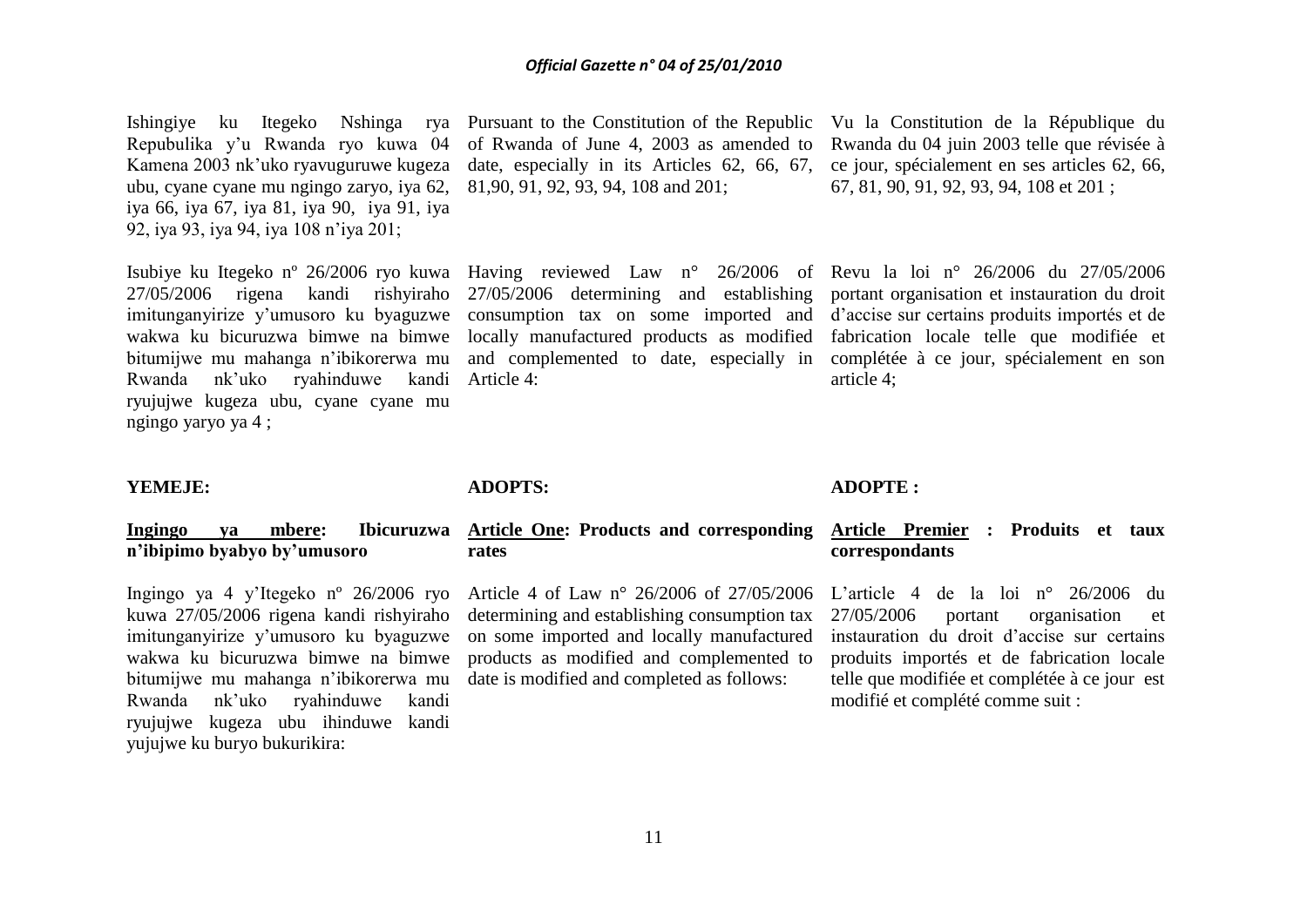Ishingiye ku Itegeko Nshinga rya Repubulika y'u Rwanda ryo kuwa 04 Kamena 2003 nk'uko ryavuguruwe kugeza ubu, cyane cyane mu ngingo zaryo, iya 62, iya 66, iya 67, iya 81, iya 90, iya 91, iya 92, iya 93, iya 94, iya 108 n'iya 201;

Isubiye ku Itegeko nº 26/2006 ryo kuwa 27/05/2006 rigena kandi rishyiraho imitunganyirize y'umusoro ku byaguzwe wakwa ku bicuruzwa bimwe na bimwe bitumijwe mu mahanga n'ibikorerwa mu Rwanda nk'uko ryahinduwe kandi ryujujwe kugeza ubu, cyane cyane mu ngingo yaryo ya 4 ;

**YEMEJE:**

**<u>Ingingo ya mbere</u>: Ibicuruzwa n'ibipimo byabyo by'umusoro**

Ingingo ya 4 y'Itegeko nº 26/2006 ryo kuwa 27/05/2006 rigena kandi rishyiraho imitunganyirize y'umusoro ku byaguzwe wakwa ku bicuruzwa bimwe na bimwe bitumijwe mu mahanga n'ibikorerwa mu Rwanda nk'uko ryahinduwe kandi ryujujwe kugeza ubu ihinduwe kandi yujujwe ku buryo bukurikira:

Pursuant to the Constitution of the Republic of Rwanda of June 4, 2003 as amended to date, especially in its Articles 62, 66, 67, 81,90, 91, 92, 93, 94, 108 and 201;

Having reviewed Law n° 26/2006 of 27/05/2006 determining and establishing consumption tax on some imported and locally manufactured products as modified and complemented to date, especially in Article 4:

**ADOPTS:**

**<u>Article One</u>: Products and corresponding rates**

Article 4 of Law n° 26/2006 of 27/05/2006 determining and establishing consumption tax on some imported and locally manufactured products as modified and complemented to date is modified and completed as follows:

Vu la Constitution de la République du Rwanda du 04 juin 2003 telle que révisée à ce jour, spécialement en ses articles 62, 66, 67, 81, 90, 91, 92, 93, 94, 108 et 201 ;

Revu la loi n° 26/2006 du 27/05/2006 portant organisation et instauration du droit d'accise sur certains produits importés et de fabrication locale telle que modifiée et complétée à ce jour, spécialement en son article 4;

**ADOPTE :**

**<u>Article Premier</u> : Produits et taux correspondants**

L'article 4 de la loi n° 26/2006 du 27/05/2006 portant organisation et instauration du droit d'accise sur certains produits importés et de fabrication locale telle que modifiée et complétée à ce jour est modifié et complété comme suit :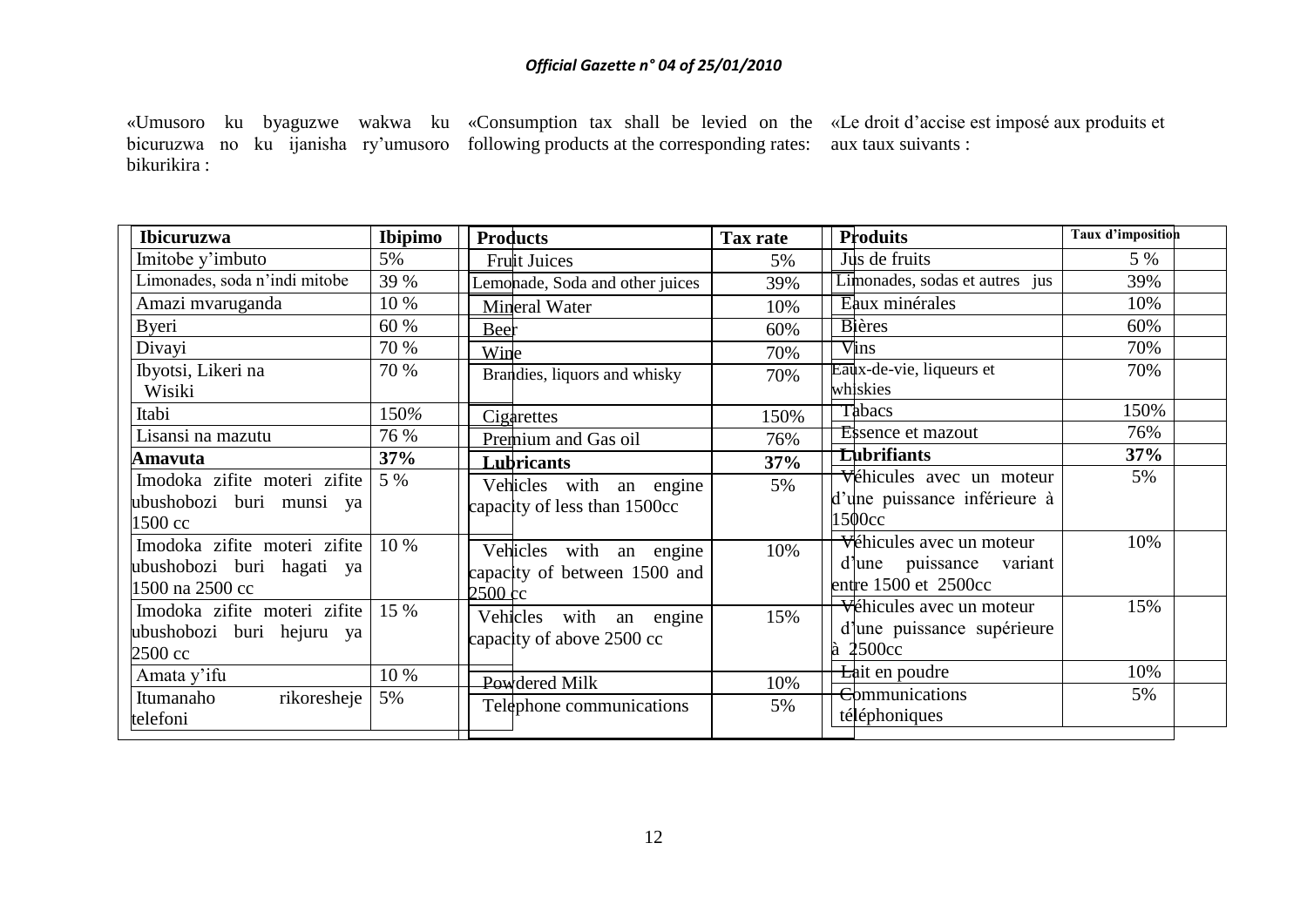«Umusoro ku byaguzwe wakwa ku bicuruzwa no ku ijanisha ry'umusoro bikurikira :

| **Ibicuruzwa** | **Ibipimo** |
|---|---|
| Imitobe y'imbuto | 5% |
| Limonades, soda n'indi mitobe | 39 % |
| Amazi mvaruganda | 10 % |
| Byeri | 60 % |
| Divayi | 70 % |
| Ibyotsi, Likeri na Wisiki | 70 % |
| Itabi | 150% |
| Lisansi na mazutu | 76 % |
| **Amavuta** | **37%** |
| Imodoka zifite moteri zifite ubushobozi buri munsi ya 1500 cc | 5 % |
| Imodoka zifite moteri zifite ubushobozi buri hagati ya 1500 na 2500 cc | 10 % |
| Imodoka zifite moteri zifite ubushobozi buri hejuru ya 2500 cc | 15 % |
| Amata y'ifu | 10 % |
| Itumanaho rikoresheje telefoni | 5% |

«Consumption tax shall be levied on the following products at the corresponding rates:

| **Products** | **Tax rate** |
|---|---|
| Fruit Juices | 5% |
| Lemonade, Soda and other juices | 39% |
| Mineral Water | 10% |
| Beer | 60% |
| Wine | 70% |
| Brandies, liquors and whisky | 70% |
| Cigarettes | 150% |
| Premium and Gas oil | 76% |
| **Lubricants** | **37%** |
| Vehicles with an engine capacity of less than 1500cc | 5% |
| Vehicles with an engine capacity of between 1500 and 2500 cc | 10% |
| Vehicles with an engine capacity of above 2500 cc | 15% |
| Powdered Milk | 10% |
| Telephone communications | 5% |

«Le droit d'accise est imposé aux produits et aux taux suivants :

| **Produits** | **Taux d'imposition** |
|---|---|
| Jus de fruits | 5 % |
| Limonades, sodas et autres jus | 39% |
| Eaux minérales | 10% |
| Bières | 60% |
| Vins | 70% |
| Eaux-de-vie, liqueurs et whiskies | 70% |
| Tabacs | 150% |
| Essence et mazout | 76% |
| **Lubrifiants** | **37%** |
| Véhicules avec un moteur d'une puissance inférieure à 1500cc | 5% |
| Véhicules avec un moteur d'une puissance variant entre 1500 et 2500cc | 10% |
| Véhicules avec un moteur d'une puissance supérieure à 2500cc | 15% |
| Lait en poudre | 10% |
| Communications téléphoniques | 5% |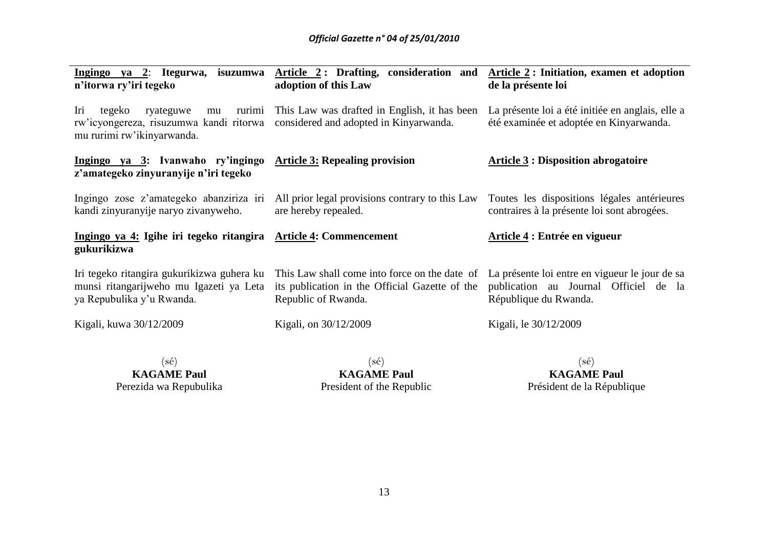**Ingingo ya 2: Itegurwa, isuzumwa n'itorwa ry'iri tegeko**

Iri tegeko ryateguwe mu rurimi rw'icyongereza, risuzumwa kandi ritorwa mu rurimi rw'ikinyarwanda.

**Ingingo ya 3: Ivanwaho ry'ingingo z'amategeko zinyuranyije n'iri tegeko**

Ingingo zose z'amategeko abanziriza iri kandi zinyuranyije naryo zivanyweho.

**Ingingo ya 4: Igihe iri tegeko ritangira gukurikizwa**

Iri tegeko ritangira gukurikizwa guhera ku munsi ritangarijweho mu Igazeti ya Leta ya Repubulika y'u Rwanda.

Kigali, kuwa 30/12/2009

(sé)
**KAGAME Paul**
Perezida wa Repubulika

**Article 2 : Drafting, consideration and adoption of this Law**

This Law was drafted in English, it has been considered and adopted in Kinyarwanda.

**Article 3: Repealing provision**

All prior legal provisions contrary to this Law are hereby repealed.

**Article 4: Commencement**

This Law shall come into force on the date of its publication in the Official Gazette of the Republic of Rwanda.

Kigali, on 30/12/2009

(sé)
**KAGAME Paul**
President of the Republic

**Article 2 : Initiation, examen et adoption de la présente loi**

La présente loi a été initiée en anglais, elle a été examinée et adoptée en Kinyarwanda.

**Article 3 : Disposition abrogatoire**

Toutes les dispositions légales antérieures contraires à la présente loi sont abrogées.

**Article 4 : Entrée en vigueur**

La présente loi entre en vigueur le jour de sa publication au Journal Officiel de la République du Rwanda.

Kigali, le 30/12/2009

(sé)
**KAGAME Paul**
Président de la République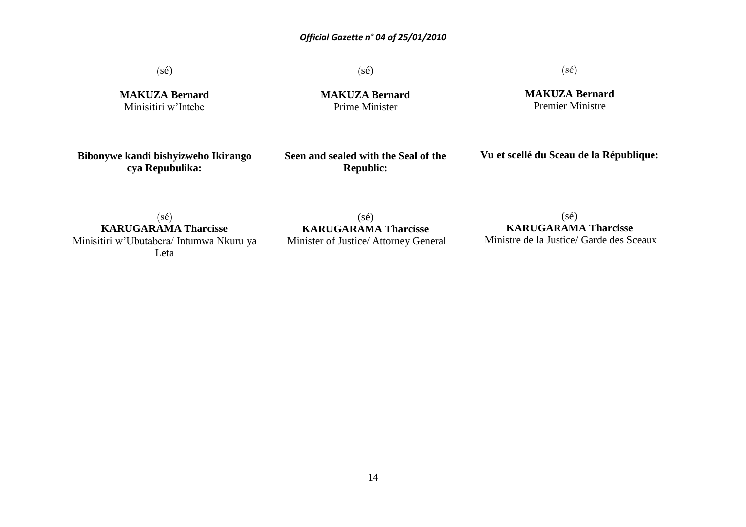(sé)

**MAKUZA Bernard**
Minisitiri w'Intebe

**Bibonywe kandi bishyizweho Ikirango cya Repubulika:**

(sé)
**KARUGARAMA Tharcisse**
Minisitiri w'Ubutabera/ Intumwa Nkuru ya Leta

(sé)

**MAKUZA Bernard**
Prime Minister

**Seen and sealed with the Seal of the Republic:**

(sé)
**KARUGARAMA Tharcisse**
Minister of Justice/ Attorney General

(sé)

**MAKUZA Bernard**
Premier Ministre

**Vu et scellé du Sceau de la République:**

(sé)
**KARUGARAMA Tharcisse**
Ministre de la Justice/ Garde des Sceaux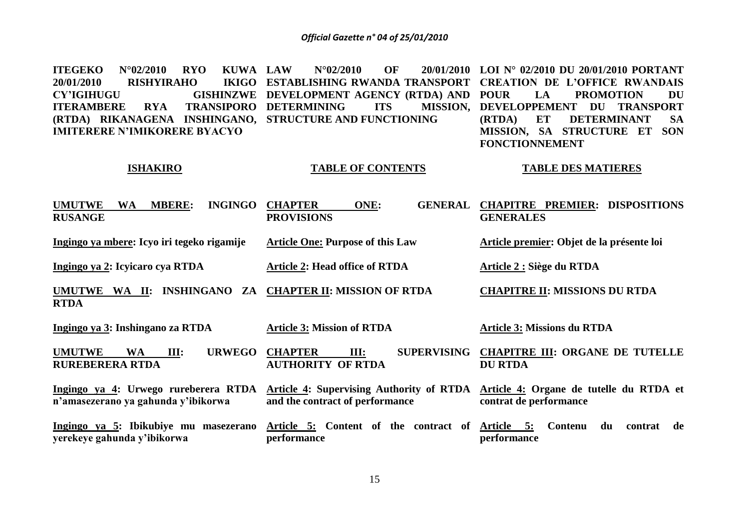**ITEGEKO N°02/2010 RYO KUWA 20/01/2010 RISHYIRAHO IKIGO CY'IGIHUGU GISHINZWE ITERAMBERE RYA TRANSIPORO (RTDA) RIKANAGENA INSHINGANO, IMITERERE N'IMIKORERE BYACYO**

**ISHAKIRO**

**UMUTWE WA MBERE: INGINGO RUSANGE**

**Ingingo ya mbere: Icyo iri tegeko rigamije**

**Ingingo ya 2: Icyicaro cya RTDA**

**UMUTWE WA II: INSHINGANO ZA RTDA**

**Ingingo ya 3: Inshingano za RTDA**

**UMUTWE WA III: URWEGO RUREBERERA RTDA**

**Ingingo ya 4: Urwego rureberera RTDA n'amasezerano ya gahunda y'ibikorwa**

**Ingingo ya 5: Ibikubiye mu masezerano yerekeye gahunda y'ibikorwa**

**LAW N°02/2010 OF 20/01/2010 ESTABLISHING RWANDA TRANSPORT DEVELOPMENT AGENCY (RTDA) AND DETERMINING ITS MISSION, STRUCTURE AND FUNCTIONING**

**TABLE OF CONTENTS**

**CHAPTER ONE: GENERAL PROVISIONS**

**Article One: Purpose of this Law**

**Article 2: Head office of RTDA**

**CHAPTER II: MISSION OF RTDA**

**Article 3: Mission of RTDA**

**CHAPTER III: SUPERVISING AUTHORITY OF RTDA**

**Article 4: Supervising Authority of RTDA and the contract of performance**

**Article 5: Content of the contract of performance**

**LOI N° 02/2010 DU 20/01/2010 PORTANT CREATION DE L'OFFICE RWANDAIS POUR LA PROMOTION DU DEVELOPPEMENT DU TRANSPORT (RTDA) ET DETERMINANT SA MISSION, SA STRUCTURE ET SON FONCTIONNEMENT**

**TABLE DES MATIERES**

**CHAPITRE PREMIER: DISPOSITIONS GENERALES**

**Article premier: Objet de la présente loi**

**Article 2 : Siège du RTDA**

**CHAPITRE II: MISSIONS DU RTDA**

**Article 3: Missions du RTDA**

**CHAPITRE III: ORGANE DE TUTELLE DU RTDA**

**Article 4: Organe de tutelle du RTDA et contrat de performance**

**Article 5: Contenu du contrat de performance**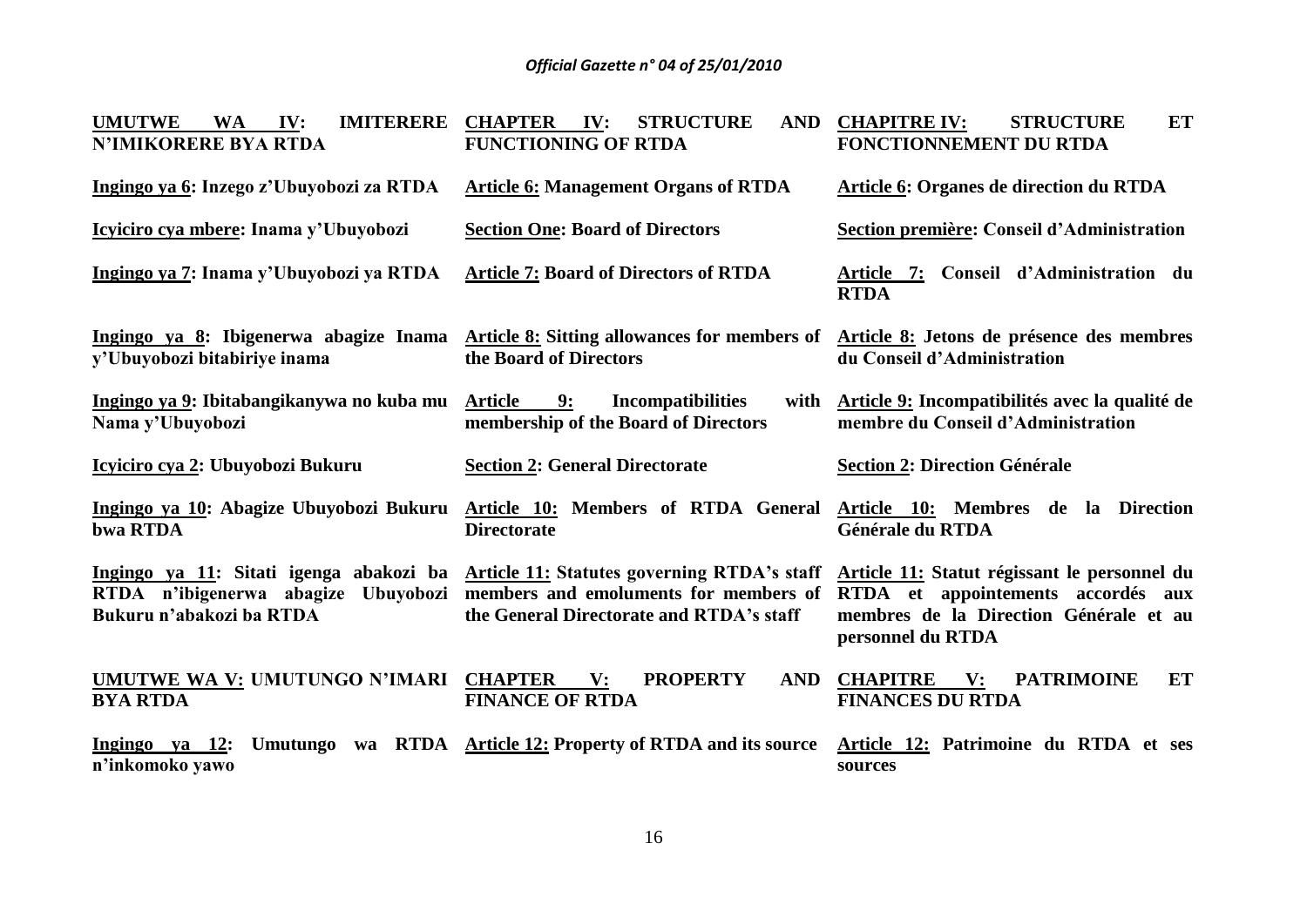| | | |
|---|---|---|
| **UMUTWE WA IV: IMITERERE N'IMIKORERE BYA RTDA** | **CHAPTER IV: STRUCTURE AND FUNCTIONING OF RTDA** | **CHAPITRE IV: STRUCTURE ET FONCTIONNEMENT DU RTDA** |
| **Ingingo ya 6: Inzego z'Ubuyobozi za RTDA** | **Article 6: Management Organs of RTDA** | **Article 6: Organes de direction du RTDA** |
| **Icyiciro cya mbere: Inama y'Ubuyobozi** | **Section One: Board of Directors** | **Section première: Conseil d'Administration** |
| **Ingingo ya 7: Inama y'Ubuyobozi ya RTDA** | **Article 7: Board of Directors of RTDA** | **Article 7: Conseil d'Administration du RTDA** |
| **Ingingo ya 8: Ibigenerwa abagize Inama y'Ubuyobozi bitabiriye inama** | **Article 8: Sitting allowances for members of the Board of Directors** | **Article 8: Jetons de présence des membres du Conseil d'Administration** |
| **Ingingo ya 9: Ibitabangikanywa no kuba mu Nama y'Ubuyobozi** | **Article 9: Incompatibilities with membership of the Board of Directors** | **Article 9: Incompatibilités avec la qualité de membre du Conseil d'Administration** |
| **Icyiciro cya 2: Ubuyobozi Bukuru** | **Section 2: General Directorate** | **Section 2: Direction Générale** |
| **Ingingo ya 10: Abagize Ubuyobozi Bukuru bwa RTDA** | **Article 10: Members of RTDA General Directorate** | **Article 10: Membres de la Direction Générale du RTDA** |
| **Ingingo ya 11: Sitati igenga abakozi ba RTDA n'ibigenerwa abagize Ubuyobozi Bukuru n'abakozi ba RTDA** | **Article 11: Statutes governing RTDA's staff members and emoluments for members of the General Directorate and RTDA's staff** | **Article 11: Statut régissant le personnel du RTDA et appointements accordés aux membres de la Direction Générale et au personnel du RTDA** |
| **UMUTWE WA V: UMUTUNGO N'IMARI BYA RTDA** | **CHAPTER V: PROPERTY AND FINANCE OF RTDA** | **CHAPITRE V: PATRIMOINE ET FINANCES DU RTDA** |
| **Ingingo ya 12: Umutungo wa RTDA n'inkomoko yawo** | **Article 12: Property of RTDA and its source** | **Article 12: Patrimoine du RTDA et ses sources** |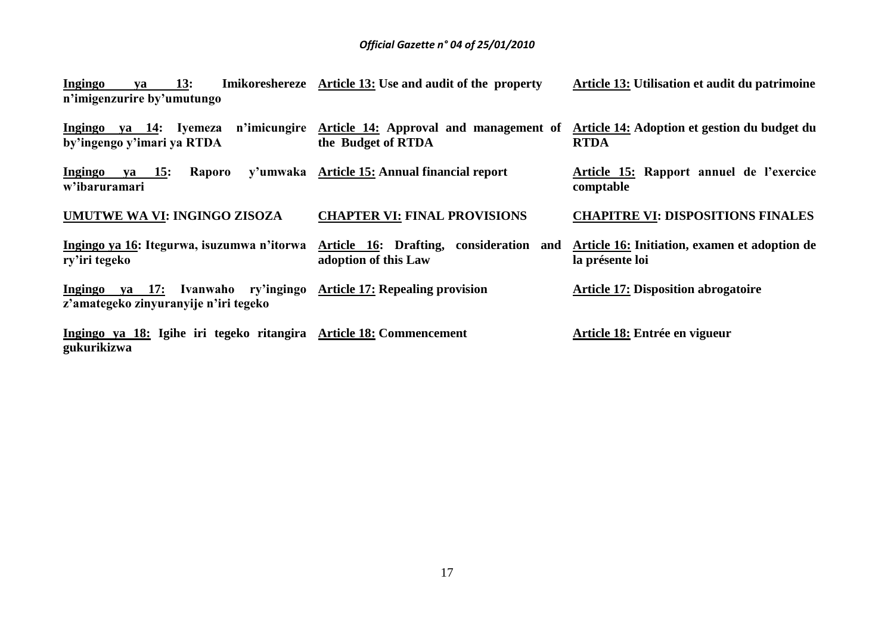**Ingingo ya 13: Imikoreshereze n'imigenzurire by'umutungo**

**Ingingo ya 14: Iyemeza n'imicungire by'ingengo y'imari ya RTDA**

**Ingingo ya 15: Raporo y'umwaka w'ibaruramari**

**UMUTWE WA VI: INGINGO ZISOZA**

**Ingingo ya 16: Itegurwa, isuzumwa n'itorwa ry'iri tegeko**

**Ingingo ya 17: Ivanwaho ry'ingingo z'amategeko zinyuranyije n'iri tegeko**

**Ingingo ya 18: Igihe iri tegeko ritangira gukurikizwa**

**Article 13: Use and audit of the property**

**Article 14: Approval and management of the Budget of RTDA**

**Article 15: Annual financial report**

**CHAPTER VI: FINAL PROVISIONS**

**Article 16: Drafting, consideration and adoption of this Law**

**Article 17: Repealing provision**

**Article 18: Commencement**

**Article 13: Utilisation et audit du patrimoine**

**Article 14: Adoption et gestion du budget du RTDA**

**Article 15: Rapport annuel de l'exercice comptable**

**CHAPITRE VI: DISPOSITIONS FINALES**

**Article 16: Initiation, examen et adoption de la présente loi**

**Article 17: Disposition abrogatoire**

**Article 18: Entrée en vigueur**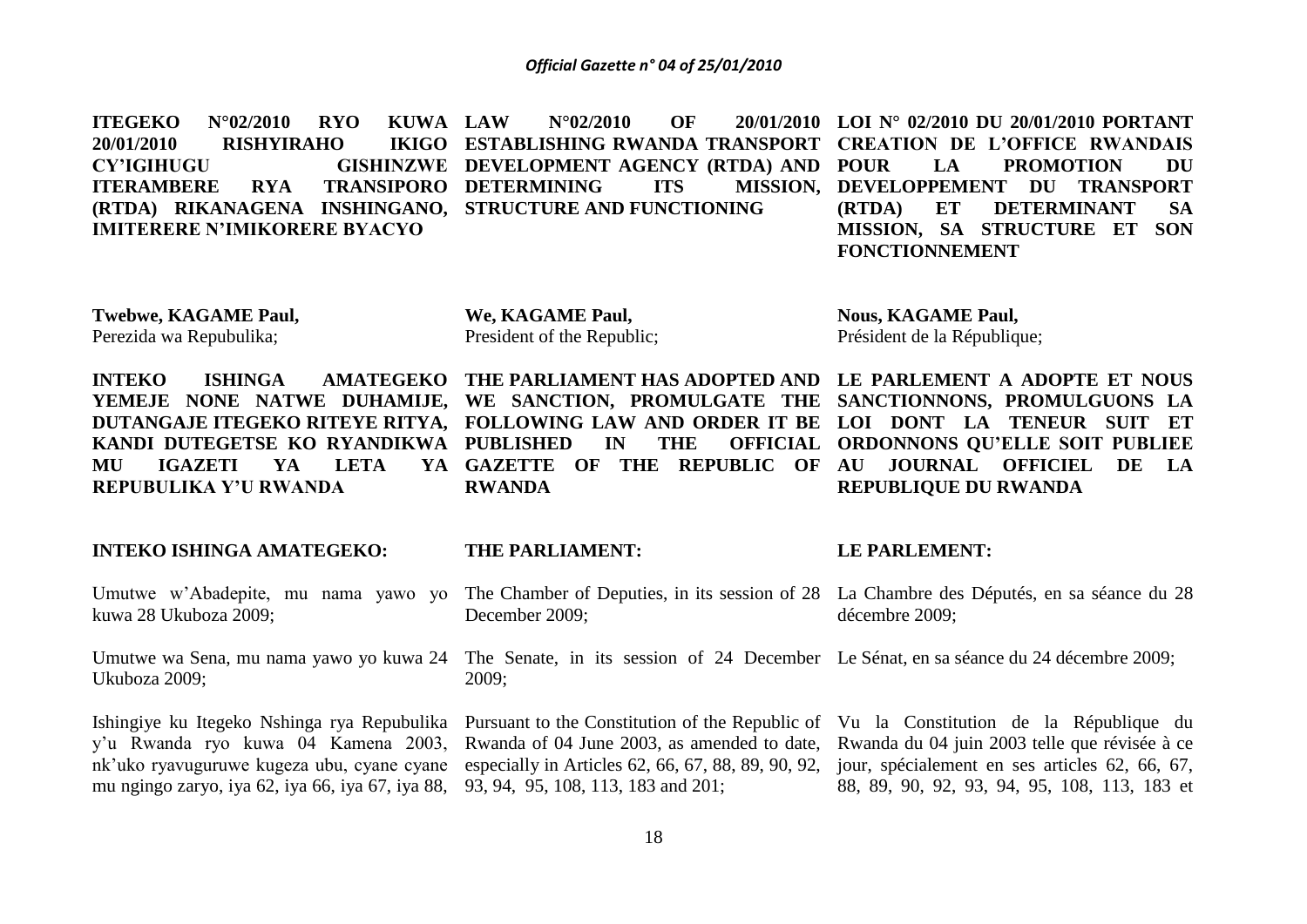**ITEGEKO N°02/2010 RYO KUWA 20/01/2010 RISHYIRAHO IKIGO CY'IGIHUGU GISHINZWE ITERAMBERE RYA TRANSIPORO (RTDA) RIKANAGENA INSHINGANO, IMITERERE N'IMIKORERE BYACYO**

**Twebwe, KAGAME Paul,**
Perezida wa Repubulika;

**INTEKO ISHINGA AMATEGEKO YEMEJE NONE NATWE DUHAMIJE, DUTANGAJE ITEGEKO RITEYE RITYA, KANDI DUTEGETSE KO RYANDIKWA MU IGAZETI YA LETA YA REPUBULIKA Y'U RWANDA**

**INTEKO ISHINGA AMATEGEKO:**

Umutwe w'Abadepite, mu nama yawo yo kuwa 28 Ukuboza 2009;

Umutwe wa Sena, mu nama yawo yo kuwa 24 Ukuboza 2009;

Ishingiye ku Itegeko Nshinga rya Repubulika y'u Rwanda ryo kuwa 04 Kamena 2003, nk'uko ryavuguruwe kugeza ubu, cyane cyane mu ngingo zaryo, iya 62, iya 66, iya 67, iya 88,

**LAW N°02/2010 OF 20/01/2010 ESTABLISHING RWANDA TRANSPORT DEVELOPMENT AGENCY (RTDA) AND DETERMINING ITS MISSION, STRUCTURE AND FUNCTIONING**

**We, KAGAME Paul,**
President of the Republic;

**THE PARLIAMENT HAS ADOPTED AND WE SANCTION, PROMULGATE THE FOLLOWING LAW AND ORDER IT BE PUBLISHED IN THE OFFICIAL GAZETTE OF THE REPUBLIC OF RWANDA**

**THE PARLIAMENT:**

The Chamber of Deputies, in its session of 28 December 2009;

The Senate, in its session of 24 December 2009;

Pursuant to the Constitution of the Republic of Rwanda of 04 June 2003, as amended to date, especially in Articles 62, 66, 67, 88, 89, 90, 92, 93, 94, 95, 108, 113, 183 and 201;

**LOI N° 02/2010 DU 20/01/2010 PORTANT CREATION DE L'OFFICE RWANDAIS POUR LA PROMOTION DU DEVELOPPEMENT DU TRANSPORT (RTDA) ET DETERMINANT SA MISSION, SA STRUCTURE ET SON FONCTIONNEMENT**

**Nous, KAGAME Paul,**
Président de la République;

**LE PARLEMENT A ADOPTE ET NOUS SANCTIONNONS, PROMULGUONS LA LOI DONT LA TENEUR SUIT ET ORDONNONS QU'ELLE SOIT PUBLIEE AU JOURNAL OFFICIEL DE LA REPUBLIQUE DU RWANDA**

**LE PARLEMENT:**

La Chambre des Députés, en sa séance du 28 décembre 2009;

Le Sénat, en sa séance du 24 décembre 2009;

Vu la Constitution de la République du Rwanda du 04 juin 2003 telle que révisée à ce jour, spécialement en ses articles 62, 66, 67, 88, 89, 90, 92, 93, 94, 95, 108, 113, 183 et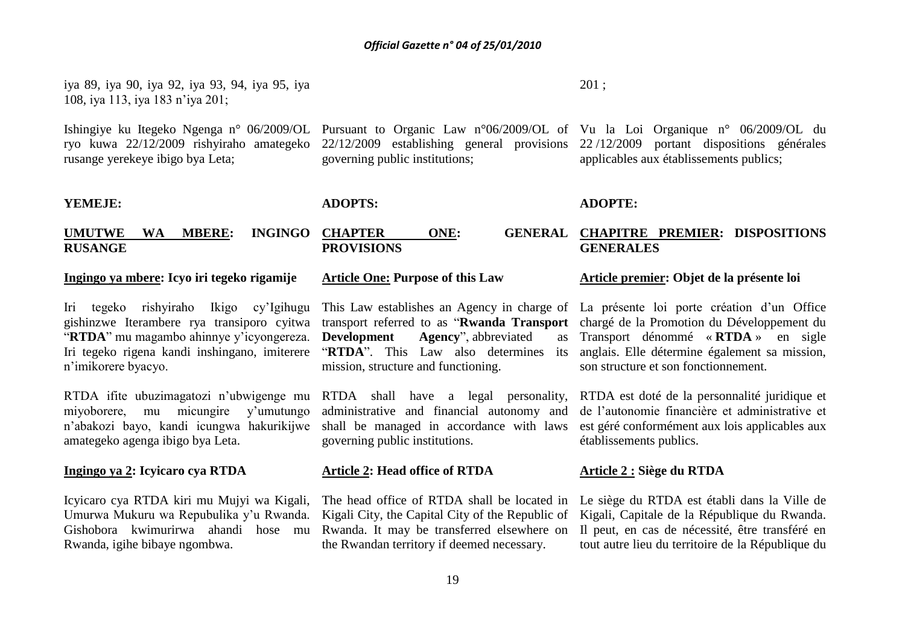iya 89, iya 90, iya 92, iya 93, 94, iya 95, iya 108, iya 113, iya 183 n'iya 201;

Ishingiye ku Itegeko Ngenga n° 06/2009/OL ryo kuwa 22/12/2009 rishyiraho amategeko rusange yerekeye ibigo bya Leta;

**YEMEJE:**

**UMUTWE WA MBERE: INGINGO RUSANGE**

**Ingingo ya mbere: Icyo iri tegeko rigamije**

Iri tegeko rishyiraho Ikigo cy'Igihugu gishinzwe Iterambere rya transiporo cyitwa "**RTDA**" mu magambo ahinnye y'icyongereza. Iri tegeko rigena kandi inshingano, imiterere n'imikorere byacyo.

RTDA ifite ubuzimagatozi n'ubwigenge mu miyoborere, mu micungire y'umutungo n'abakozi bayo, kandi icungwa hakurikijwe amategeko agenga ibigo bya Leta.

**Ingingo ya 2: Icyicaro cya RTDA**

Icyicaro cya RTDA kiri mu Mujyi wa Kigali, Umurwa Mukuru wa Repubulika y'u Rwanda. Gishobora kwimurirwa ahandi hose mu Rwanda, igihe bibaye ngombwa.

Pursuant to Organic Law n°06/2009/OL of 22/12/2009 establishing general provisions governing public institutions;

**ADOPTS:**

**CHAPTER ONE: GENERAL PROVISIONS**

**Article One: Purpose of this Law**

This Law establishes an Agency in charge of transport referred to as "**Rwanda Transport Development Agency**", abbreviated as "**RTDA**". This Law also determines its mission, structure and functioning.

RTDA shall have a legal personality, administrative and financial autonomy and shall be managed in accordance with laws governing public institutions.

**Article 2: Head office of RTDA**

The head office of RTDA shall be located in Kigali City, the Capital City of the Republic of Rwanda. It may be transferred elsewhere on the Rwandan territory if deemed necessary.

201 ;

Vu la Loi Organique n° 06/2009/OL du 22 /12/2009 portant dispositions générales applicables aux établissements publics;

**ADOPTE:**

**CHAPITRE PREMIER: DISPOSITIONS GENERALES**

**Article premier: Objet de la présente loi**

La présente loi porte création d'un Office chargé de la Promotion du Développement du Transport dénommé « **RTDA** » en sigle anglais. Elle détermine également sa mission, son structure et son fonctionnement.

RTDA est doté de la personnalité juridique et de l'autonomie financière et administrative et est géré conformément aux lois applicables aux établissements publics.

**Article 2 : Siège du RTDA**

Le siège du RTDA est établi dans la Ville de Kigali, Capitale de la République du Rwanda. Il peut, en cas de nécessité, être transféré en tout autre lieu du territoire de la République du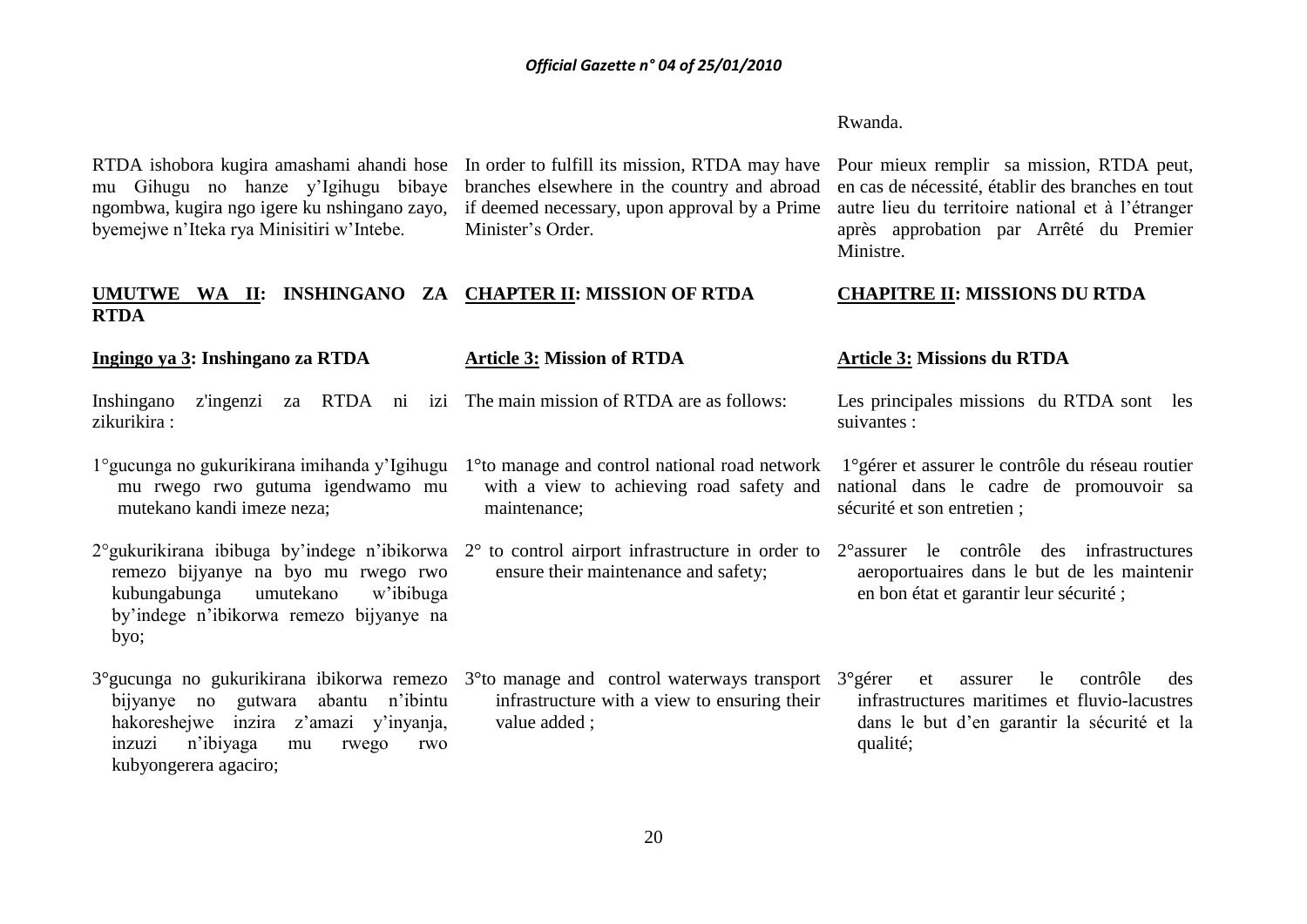Rwanda.

RTDA ishobora kugira amashami ahandi hose mu Gihugu no hanze y'Igihugu bibaye ngombwa, kugira ngo igere ku nshingano zayo, byemejwe n'Iteka rya Minisitiri w'Intebe.

In order to fulfill its mission, RTDA may have branches elsewhere in the country and abroad if deemed necessary, upon approval by a Prime Minister's Order.

Pour mieux remplir sa mission, RTDA peut, en cas de nécessité, établir des branches en tout autre lieu du territoire national et à l'étranger après approbation par Arrêté du Premier Ministre.

## UMUTWE WA II: INSHINGANO ZA RTDA

## CHAPTER II: MISSION OF RTDA

## CHAPITRE II: MISSIONS DU RTDA

### Ingingo ya 3: Inshingano za RTDA

Inshingano z'ingenzi za RTDA ni izi zikurikira :

1°gucunga no gukurikirana imihanda y'Igihugu mu rwego rwo gutuma igendwamo mu mutekano kandi imeze neza;

2°gukurikirana ibibuga by'indege n'ibikorwa remezo bijyanye na byo mu rwego rwo kubungabunga umutekano w'ibibuga by'indege n'ibikorwa remezo bijyanye na byo;

3°gucunga no gukurikirana ibikorwa remezo bijyanye no gutwara abantu n'ibintu hakoreshejwe inzira z'amazi y'inyanja, inzuzi n'ibiyaga mu rwego rwo kubyongerera agaciro;

### Article 3: Mission of RTDA

The main mission of RTDA are as follows:

1°to manage and control national road network with a view to achieving road safety and maintenance;

2° to control airport infrastructure in order to ensure their maintenance and safety;

3°to manage and control waterways transport infrastructure with a view to ensuring their value added ;

### Article 3: Missions du RTDA

Les principales missions du RTDA sont les suivantes :

1°gérer et assurer le contrôle du réseau routier national dans le cadre de promouvoir sa sécurité et son entretien ;

2°assurer le contrôle des infrastructures aeroportuaires dans le but de les maintenir en bon état et garantir leur sécurité ;

3°gérer et assurer le contrôle des infrastructures maritimes et fluvio-lacustres dans le but d'en garantir la sécurité et la qualité;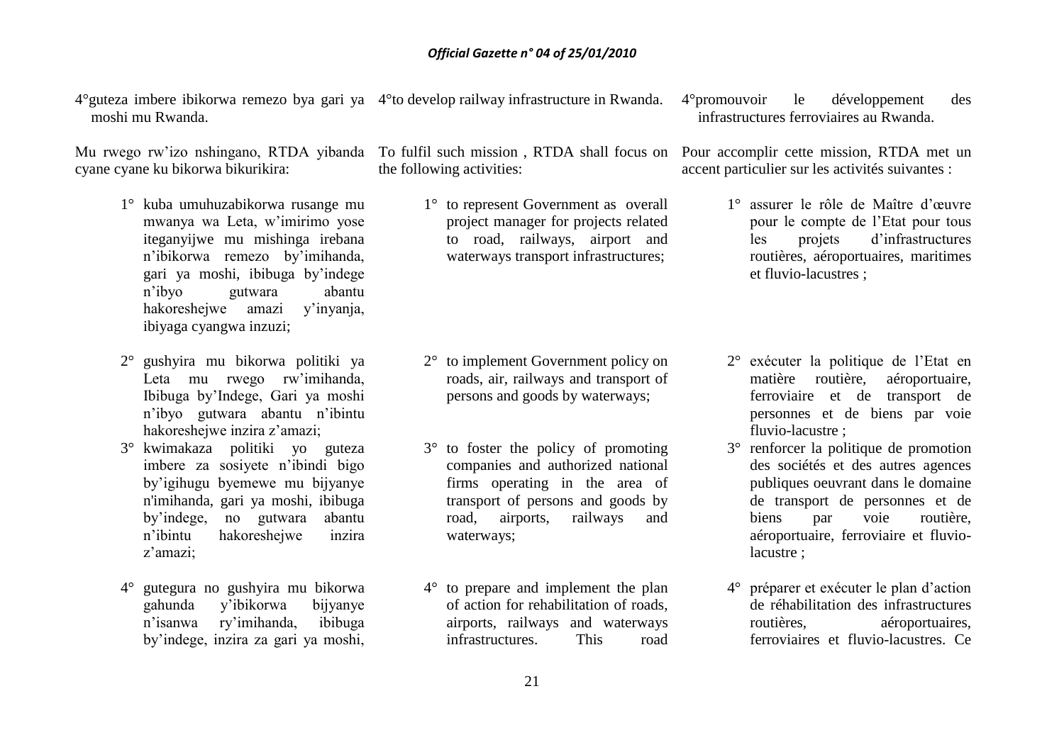4°guteza imbere ibikorwa remezo bya gari ya moshi mu Rwanda.

Mu rwego rw'izo nshingano, RTDA yibanda cyane cyane ku bikorwa bikurikira:

1° kuba umuhuzabikorwa rusange mu mwanya wa Leta, w'imirimo yose iteganyijwe mu mishinga irebana n'ibikorwa remezo by'imihanda, gari ya moshi, ibibuga by'indege n'ibyo gutwara abantu hakoreshejwe amazi y'inyanja, ibiyaga cyangwa inzuzi;

2° gushyira mu bikorwa politiki ya Leta mu rwego rw'imihanda, Ibibuga by'Indege, Gari ya moshi n'ibyo gutwara abantu n'ibintu hakoreshejwe inzira z'amazi;

3° kwimakaza politiki yo guteza imbere za sosiyete n'ibindi bigo by'igihugu byemewe mu bijyanye n'imihanda, gari ya moshi, ibibuga by'indege, no gutwara abantu n'ibintu hakoreshejwe inzira z'amazi;

4° gutegura no gushyira mu bikorwa gahunda y'ibikorwa bijyanye n'isanwa ry'imihanda, ibibuga by'indege, inzira za gari ya moshi,

4°to develop railway infrastructure in Rwanda.

To fulfil such mission , RTDA shall focus on the following activities:

1° to represent Government as overall project manager for projects related to road, railways, airport and waterways transport infrastructures;

2° to implement Government policy on roads, air, railways and transport of persons and goods by waterways;

3° to foster the policy of promoting companies and authorized national firms operating in the area of transport of persons and goods by road, airports, railways and waterways;

4° to prepare and implement the plan of action for rehabilitation of roads, airports, railways and waterways infrastructures. This road

4°promouvoir le développement des infrastructures ferroviaires au Rwanda.

Pour accomplir cette mission, RTDA met un accent particulier sur les activités suivantes :

1° assurer le rôle de Maître d'œuvre pour le compte de l'Etat pour tous les projets d'infrastructures routières, aéroportuaires, maritimes et fluvio-lacustres ;

2° exécuter la politique de l'Etat en matière routière, aéroportuaire, ferroviaire et de transport de personnes et de biens par voie fluvio-lacustre ;

3° renforcer la politique de promotion des sociétés et des autres agences publiques oeuvrant dans le domaine de transport de personnes et de biens par voie routière, aéroportuaire, ferroviaire et fluvio-lacustre ;

4° préparer et exécuter le plan d'action de réhabilitation des infrastructures routières, aéroportuaires, ferroviaires et fluvio-lacustres. Ce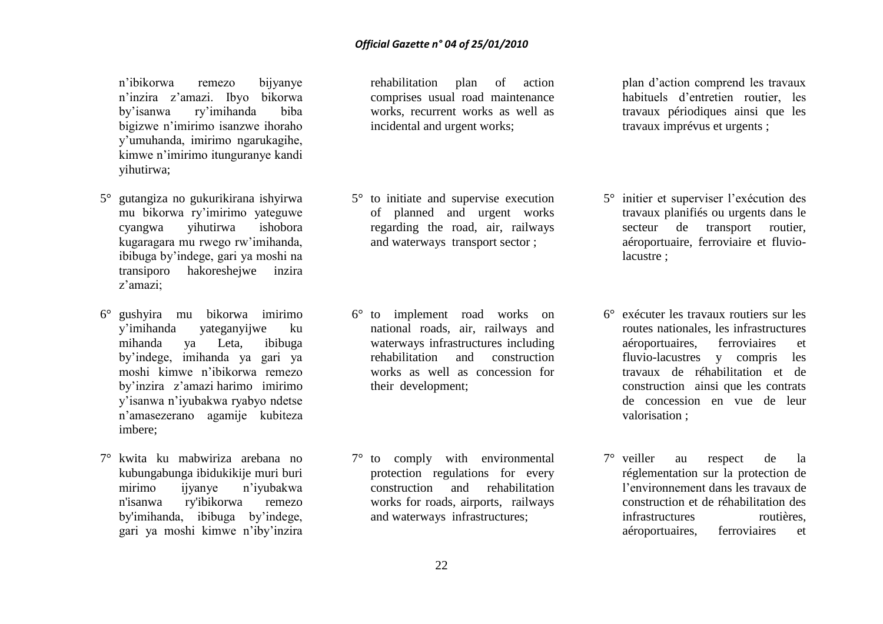n'ibikorwa remezo bijyanye n'inzira z'amazi. Ibyo bikorwa by'isanwa ry'imihanda biba bigizwe n'imirimo isanzwe ihoraho y'umuhanda, imirimo ngarukagihe, kimwe n'imirimo itunguranye kandi yihutirwa;

5° gutangiza no gukurikirana ishyirwa mu bikorwa ry'imirimo yateguwe cyangwa yihutirwa ishobora kugaragara mu rwego rw'imihanda, ibibuga by'indege, gari ya moshi na transiporo hakoreshejwe inzira z'amazi;

6° gushyira mu bikorwa imirimo y'imihanda yateganyijwe ku mihanda ya Leta, ibibuga by'indege, imihanda ya gari ya moshi kimwe n'ibikorwa remezo by'inzira z'amazi harimo imirimo y'isanwa n'iyubakwa ryabyo ndetse n'amasezerano agamije kubiteza imbere;

7° kwita ku mabwiriza arebana no kubungabunga ibidukikije muri buri mirimo ijyanye n'iyubakwa n'isanwa ry'ibikorwa remezo by'imihanda, ibibuga by'indege, gari ya moshi kimwe n'iby'inzira

rehabilitation plan of action comprises usual road maintenance works, recurrent works as well as incidental and urgent works;

5° to initiate and supervise execution of planned and urgent works regarding the road, air, railways and waterways transport sector ;

6° to implement road works on national roads, air, railways and waterways infrastructures including rehabilitation and construction works as well as concession for their development;

7° to comply with environmental protection regulations for every construction and rehabilitation works for roads, airports, railways and waterways infrastructures;

plan d'action comprend les travaux habituels d'entretien routier, les travaux périodiques ainsi que les travaux imprévus et urgents ;

5° initier et superviser l'exécution des travaux planifiés ou urgents dans le secteur de transport routier, aéroportuaire, ferroviaire et fluvio-lacustre ;

6° exécuter les travaux routiers sur les routes nationales, les infrastructures aéroportuaires, ferroviaires et fluvio-lacustres y compris les travaux de réhabilitation et de construction ainsi que les contrats de concession en vue de leur valorisation ;

7° veiller au respect de la réglementation sur la protection de l'environnement dans les travaux de construction et de réhabilitation des infrastructures routières, aéroportuaires, ferroviaires et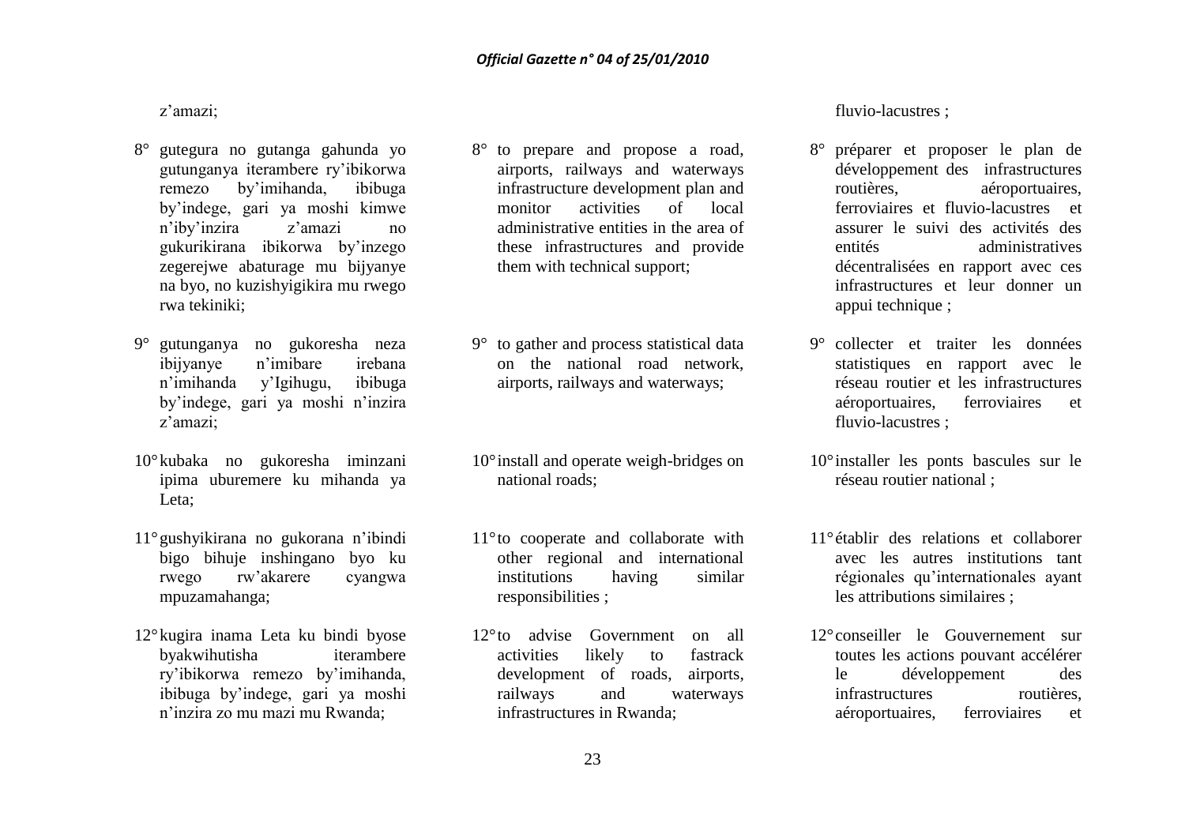z'amazi;

8° gutegura no gutanga gahunda yo gutunganya iterambere ry'ibikorwa remezo by'imihanda, ibibuga by'indege, gari ya moshi kimwe n'iby'inzira z'amazi no gukurikirana ibikorwa by'inzego zegerejwe abaturage mu bijyanye na byo, no kuzishyigikira mu rwego rwa tekiniki;

9° gutunganya no gukoresha neza ibijyanye n'imibare irebana n'imihanda y'Igihugu, ibibuga by'indege, gari ya moshi n'inzira z'amazi;

10° kubaka no gukoresha iminzani ipima uburemere ku mihanda ya Leta;

11° gushyikirana no gukorana n'ibindi bigo bihuje inshingano byo ku rwego rw'akarere cyangwa mpuzamahanga;

12° kugira inama Leta ku bindi byose byakwihutisha iterambere ry'ibikorwa remezo by'imihanda, ibibuga by'indege, gari ya moshi n'inzira zo mu mazi mu Rwanda;

8° to prepare and propose a road, airports, railways and waterways infrastructure development plan and monitor activities of local administrative entities in the area of these infrastructures and provide them with technical support;

9° to gather and process statistical data on the national road network, airports, railways and waterways;

10° install and operate weigh-bridges on national roads;

11° to cooperate and collaborate with other regional and international institutions having similar responsibilities ;

12° to advise Government on all activities likely to fastrack development of roads, airports, railways and waterways infrastructures in Rwanda;

fluvio-lacustres ;

8° préparer et proposer le plan de développement des infrastructures routières, aéroportuaires, ferroviaires et fluvio-lacustres et assurer le suivi des activités des entités administratives décentralisées en rapport avec ces infrastructures et leur donner un appui technique ;

9° collecter et traiter les données statistiques en rapport avec le réseau routier et les infrastructures aéroportuaires, ferroviaires et fluvio-lacustres ;

10° installer les ponts bascules sur le réseau routier national ;

11° établir des relations et collaborer avec les autres institutions tant régionales qu'internationales ayant les attributions similaires ;

12° conseiller le Gouvernement sur toutes les actions pouvant accélérer le développement des infrastructures routières, aéroportuaires, ferroviaires et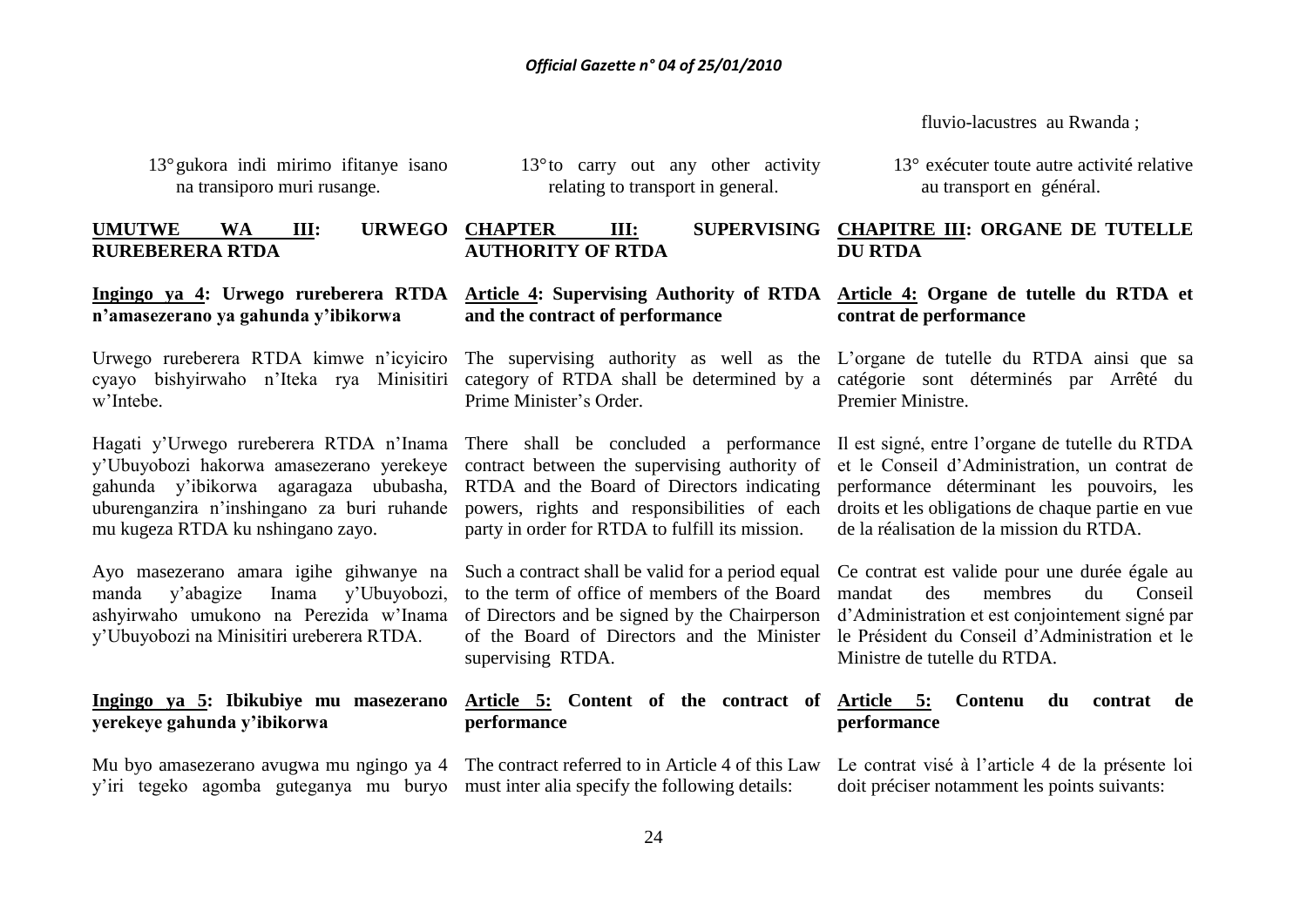fluvio-lacustres au Rwanda ;

13° gukora indi mirimo ifitanye isano na transiporo muri rusange.

**UMUTWE WA III: URWEGO RUREBERERA RTDA**

**Ingingo ya 4: Urwego rureberera RTDA n'amasezerano ya gahunda y'ibikorwa**

Urwego rureberera RTDA kimwe n'icyiciro cyayo bishyirwaho n'Iteka rya Minisitiri w'Intebe.

Hagati y'Urwego rureberera RTDA n'Inama y'Ubuyobozi hakorwa amasezerano yerekeye gahunda y'ibikorwa agaragaza ububasha, uburenganzira n'inshingano za buri ruhande mu kugeza RTDA ku nshingano zayo.

Ayo masezerano amara igihe gihwanye na manda y'abagize Inama y'Ubuyobozi, ashyirwaho umukono na Perezida w'Inama y'Ubuyobozi na Minisitiri ureberera RTDA.

**Ingingo ya 5: Ibikubiye mu masezerano yerekeye gahunda y'ibikorwa**

Mu byo amasezerano avugwa mu ngingo ya 4 y'iri tegeko agomba guteganya mu buryo

13° to carry out any other activity relating to transport in general.

**CHAPTER III: SUPERVISING AUTHORITY OF RTDA**

**Article 4: Supervising Authority of RTDA and the contract of performance**

The supervising authority as well as the category of RTDA shall be determined by a Prime Minister's Order.

There shall be concluded a performance contract between the supervising authority of RTDA and the Board of Directors indicating powers, rights and responsibilities of each party in order for RTDA to fulfill its mission.

Such a contract shall be valid for a period equal to the term of office of members of the Board of Directors and be signed by the Chairperson of the Board of Directors and the Minister supervising RTDA.

**Article 5: Content of the contract of performance**

The contract referred to in Article 4 of this Law must inter alia specify the following details:

13° exécuter toute autre activité relative au transport en général.

**CHAPITRE III: ORGANE DE TUTELLE DU RTDA**

**Article 4: Organe de tutelle du RTDA et contrat de performance**

L'organe de tutelle du RTDA ainsi que sa catégorie sont déterminés par Arrêté du Premier Ministre.

Il est signé, entre l'organe de tutelle du RTDA et le Conseil d'Administration, un contrat de performance déterminant les pouvoirs, les droits et les obligations de chaque partie en vue de la réalisation de la mission du RTDA.

Ce contrat est valide pour une durée égale au mandat des membres du Conseil d'Administration et est conjointement signé par le Président du Conseil d'Administration et le Ministre de tutelle du RTDA.

**Article 5: Contenu du contrat de performance**

Le contrat visé à l'article 4 de la présente loi doit préciser notamment les points suivants: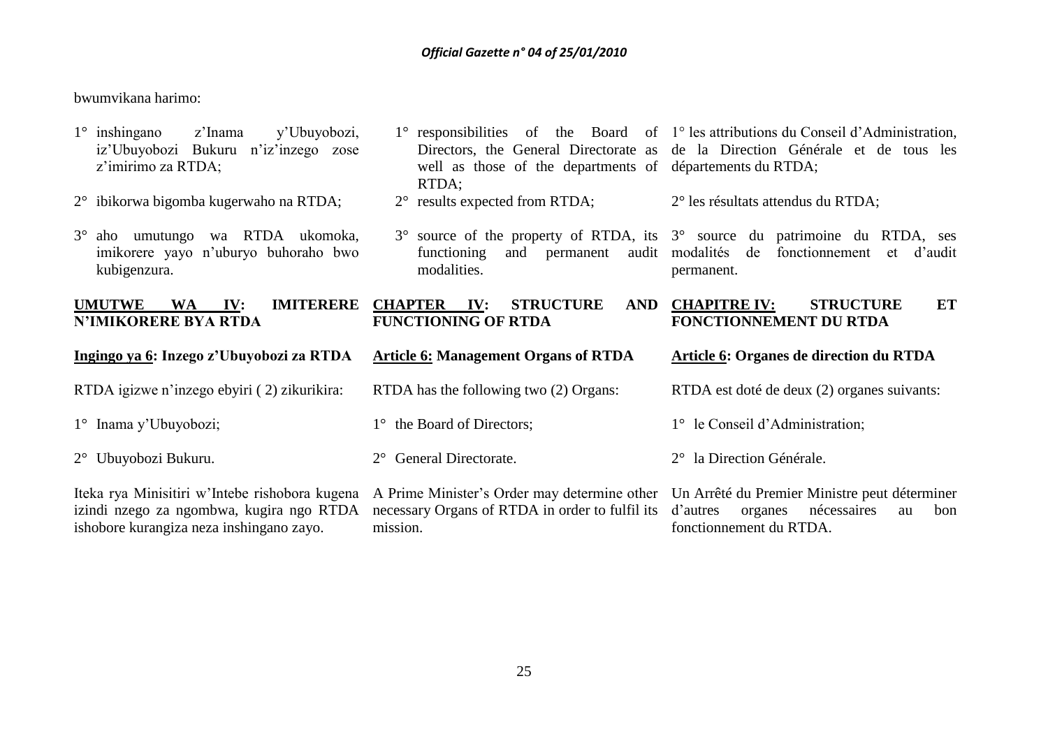bwumvikana harimo:

1° inshingano z'Inama y'Ubuyobozi, iz'Ubuyobozi Bukuru n'iz'inzego zose z'imirimo za RTDA;

2° ibikorwa bigomba kugerwaho na RTDA;

3° aho umutungo wa RTDA ukomoka, imikorere yayo n'uburyo buhoraho bwo kubigenzura.

**UMUTWE WA IV: IMITERERE N'IMIKORERE BYA RTDA**

**Ingingo ya 6: Inzego z'Ubuyobozi za RTDA**

RTDA igizwe n'inzego ebyiri ( 2) zikurikira:

1° Inama y'Ubuyobozi;

2° Ubuyobozi Bukuru.

Iteka rya Minisitiri w'Intebe rishobora kugena izindi nzego za ngombwa, kugira ngo RTDA ishobore kurangiza neza inshingano zayo.

1° responsibilities of the Board of Directors, the General Directorate as well as those of the departments of RTDA;

2° results expected from RTDA;

3° source of the property of RTDA, its functioning and permanent audit modalities.

**CHAPTER IV: STRUCTURE AND FUNCTIONING OF RTDA**

**Article 6: Management Organs of RTDA**

RTDA has the following two (2) Organs:

1° the Board of Directors;

2° General Directorate.

A Prime Minister's Order may determine other necessary Organs of RTDA in order to fulfil its mission.

1° les attributions du Conseil d'Administration, de la Direction Générale et de tous les départements du RTDA;

2° les résultats attendus du RTDA;

3° source du patrimoine du RTDA, ses modalités de fonctionnement et d'audit permanent.

**CHAPITRE IV: STRUCTURE ET FONCTIONNEMENT DU RTDA**

**Article 6: Organes de direction du RTDA**

RTDA est doté de deux (2) organes suivants:

1° le Conseil d'Administration;

2° la Direction Générale.

Un Arrêté du Premier Ministre peut déterminer d'autres organes nécessaires au bon fonctionnement du RTDA.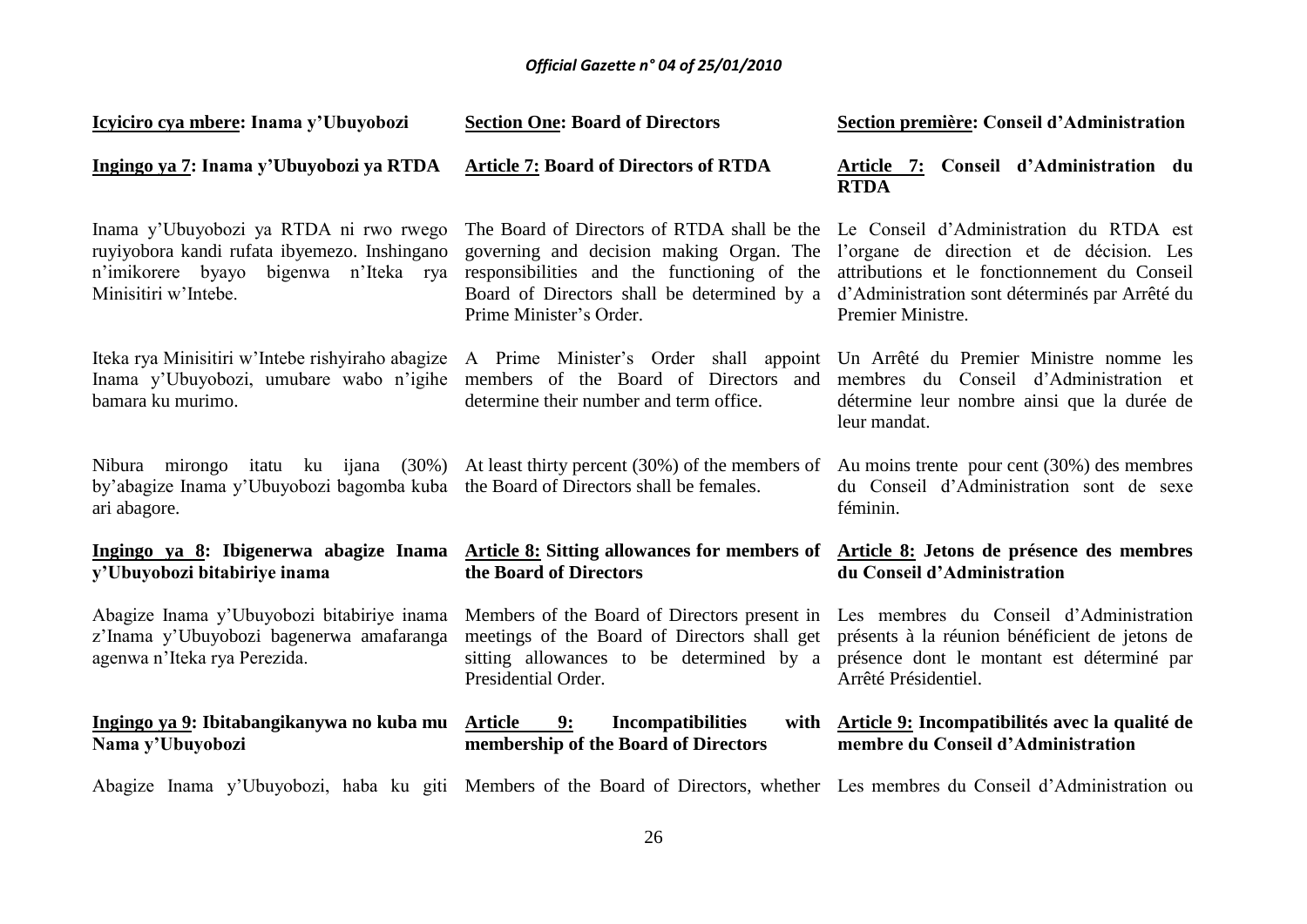**Icyiciro cya mbere: Inama y'Ubuyobozi**

**Ingingo ya 7: Inama y'Ubuyobozi ya RTDA**

Inama y'Ubuyobozi ya RTDA ni rwo rwego ruyiyobora kandi rufata ibyemezo. Inshingano n'imikorere byayo bigenwa n'Iteka rya Minisitiri w'Intebe.

Iteka rya Minisitiri w'Intebe rishyiraho abagize Inama y'Ubuyobozi, umubare wabo n'igihe bamara ku murimo.

Nibura mirongo itatu ku ijana (30%) by'abagize Inama y'Ubuyobozi bagomba kuba ari abagore.

**Ingingo ya 8: Ibigenerwa abagize Inama y'Ubuyobozi bitabiriye inama**

Abagize Inama y'Ubuyobozi bitabiriye inama z'Inama y'Ubuyobozi bagenerwa amafaranga agenwa n'Iteka rya Perezida.

**Ingingo ya 9: Ibitabangikanywa no kuba mu Nama y'Ubuyobozi**

Abagize Inama y'Ubuyobozi, haba ku giti

**Section One: Board of Directors**

**Article 7: Board of Directors of RTDA**

The Board of Directors of RTDA shall be the governing and decision making Organ. The responsibilities and the functioning of the Board of Directors shall be determined by a Prime Minister's Order.

A Prime Minister's Order shall appoint members of the Board of Directors and determine their number and term office.

At least thirty percent (30%) of the members of the Board of Directors shall be females.

**Article 8: Sitting allowances for members of the Board of Directors**

Members of the Board of Directors present in meetings of the Board of Directors shall get sitting allowances to be determined by a Presidential Order.

**Article 9: Incompatibilities with membership of the Board of Directors**

Members of the Board of Directors, whether

**Section première: Conseil d'Administration**

**Article 7: Conseil d'Administration du RTDA**

Le Conseil d'Administration du RTDA est l'organe de direction et de décision. Les attributions et le fonctionnement du Conseil d'Administration sont déterminés par Arrêté du Premier Ministre.

Un Arrêté du Premier Ministre nomme les membres du Conseil d'Administration et détermine leur nombre ainsi que la durée de leur mandat.

Au moins trente pour cent (30%) des membres du Conseil d'Administration sont de sexe féminin.

**Article 8: Jetons de présence des membres du Conseil d'Administration**

Les membres du Conseil d'Administration présents à la réunion bénéficient de jetons de présence dont le montant est déterminé par Arrêté Présidentiel.

**Article 9: Incompatibilités avec la qualité de membre du Conseil d'Administration**

Les membres du Conseil d'Administration ou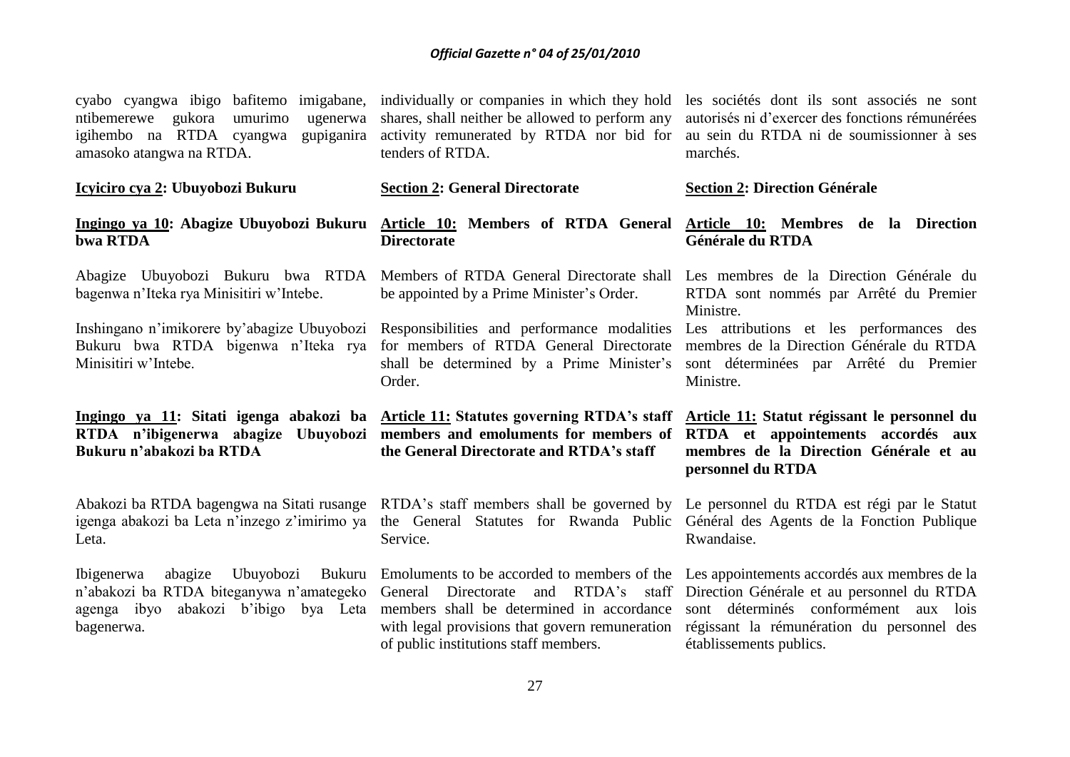cyabo cyangwa ibigo bafitemo imigabane, ntibemerewe gukora umurimo ugenerwa igihembo na RTDA cyangwa gupiganira amasoko atangwa na RTDA.

**Icyiciro cya 2: Ubuyobozi Bukuru**

**Ingingo ya 10: Abagize Ubuyobozi Bukuru bwa RTDA**

Abagize Ubuyobozi Bukuru bwa RTDA bagenwa n'Iteka rya Minisitiri w'Intebe.

Inshingano n'imikorere by'abagize Ubuyobozi Bukuru bwa RTDA bigenwa n'Iteka rya Minisitiri w'Intebe.

**Ingingo ya 11: Sitati igenga abakozi ba RTDA n'ibigenerwa abagize Ubuyobozi Bukuru n'abakozi ba RTDA**

Abakozi ba RTDA bagengwa na Sitati rusange igenga abakozi ba Leta n'inzego z'imirimo ya Leta.

Ibigenerwa abagize Ubuyobozi Bukuru n'abakozi ba RTDA biteganywa n'amategeko agenga ibyo abakozi b'ibigo bya Leta bagenerwa.

individually or companies in which they hold shares, shall neither be allowed to perform any activity remunerated by RTDA nor bid for tenders of RTDA.

**Section 2: General Directorate**

**Article 10: Members of RTDA General Directorate**

Members of RTDA General Directorate shall be appointed by a Prime Minister's Order.

Responsibilities and performance modalities for members of RTDA General Directorate shall be determined by a Prime Minister's Order.

**Article 11: Statutes governing RTDA's staff members and emoluments for members of the General Directorate and RTDA's staff**

RTDA's staff members shall be governed by the General Statutes for Rwanda Public Service.

Emoluments to be accorded to members of the General Directorate and RTDA's staff members shall be determined in accordance with legal provisions that govern remuneration of public institutions staff members.

les sociétés dont ils sont associés ne sont autorisés ni d'exercer des fonctions rémunérées au sein du RTDA ni de soumissionner à ses marchés.

**Section 2: Direction Générale**

**Article 10: Membres de la Direction Générale du RTDA**

Les membres de la Direction Générale du RTDA sont nommés par Arrêté du Premier Ministre.

Les attributions et les performances des membres de la Direction Générale du RTDA sont déterminées par Arrêté du Premier Ministre.

**Article 11: Statut régissant le personnel du RTDA et appointements accordés aux membres de la Direction Générale et au personnel du RTDA**

Le personnel du RTDA est régi par le Statut Général des Agents de la Fonction Publique Rwandaise.

Les appointements accordés aux membres de la Direction Générale et au personnel du RTDA sont déterminés conformément aux lois régissant la rémunération du personnel des établissements publics.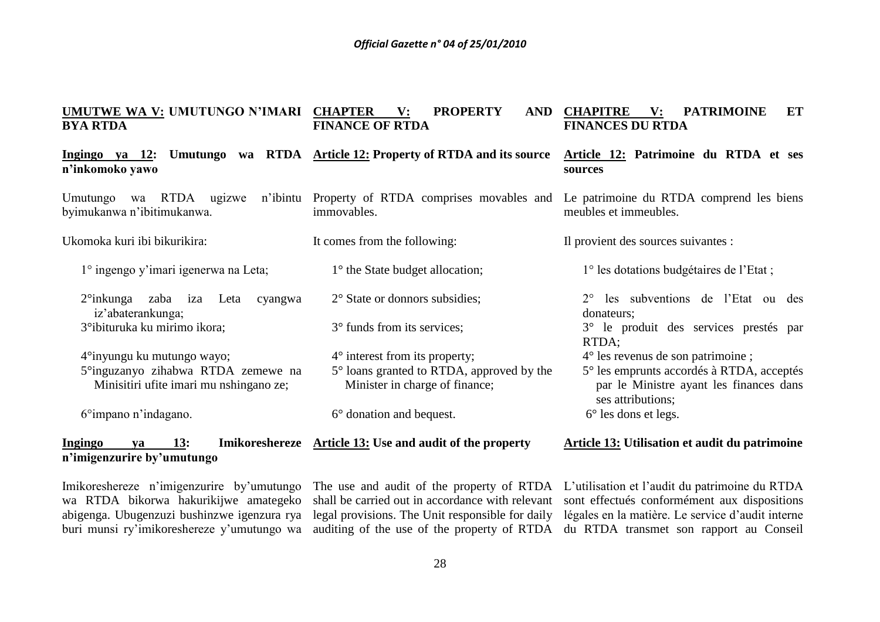**UMUTWE WA V: UMUTUNGO N'IMARI BYA RTDA**

**Ingingo ya 12: Umutungo wa RTDA n'inkomoko yawo**

Umutungo wa RTDA ugizwe n'ibintu byimukanwa n'ibitimukanwa.

Ukomoka kuri ibi bikurikira:

1° ingengo y'imari igenerwa na Leta;

2°inkunga zaba iza Leta cyangwa iz'abaterankunga;

3°ibituruka ku mirimo ikora;

4°inyungu ku mutungo wayo;

5°inguzanyo zihabwa RTDA zemewe na Minisitiri ufite imari mu nshingano ze;

6°impano n'indagano.

**Ingingo ya 13: Imikoreshereze n'imigenzurire by'umutungo**

Imikoreshereze n'imigenzurire by'umutungo wa RTDA bikorwa hakurikijwe amategeko abigenga. Ubugenzuzi bushinzwe igenzura rya buri munsi ry'imikoreshereze y'umutungo wa

**CHAPTER V: PROPERTY AND FINANCE OF RTDA**

**Article 12: Property of RTDA and its source**

Property of RTDA comprises movables and immovables.

It comes from the following:

1° the State budget allocation;

2° State or donnors subsidies;

3° funds from its services;

4° interest from its property;

5° loans granted to RTDA, approved by the Minister in charge of finance;

6° donation and bequest.

**Article 13: Use and audit of the property**

The use and audit of the property of RTDA shall be carried out in accordance with relevant legal provisions. The Unit responsible for daily auditing of the use of the property of RTDA

**CHAPITRE V: PATRIMOINE ET FINANCES DU RTDA**

**Article 12: Patrimoine du RTDA et ses sources**

Le patrimoine du RTDA comprend les biens meubles et immeubles.

Il provient des sources suivantes :

1° les dotations budgétaires de l'Etat ;

2° les subventions de l'Etat ou des donateurs;

3° le produit des services prestés par RTDA;

4° les revenus de son patrimoine ;

5° les emprunts accordés à RTDA, acceptés par le Ministre ayant les finances dans ses attributions;

6° les dons et legs.

**Article 13: Utilisation et audit du patrimoine**

L'utilisation et l'audit du patrimoine du RTDA sont effectués conformément aux dispositions légales en la matière. Le service d'audit interne du RTDA transmet son rapport au Conseil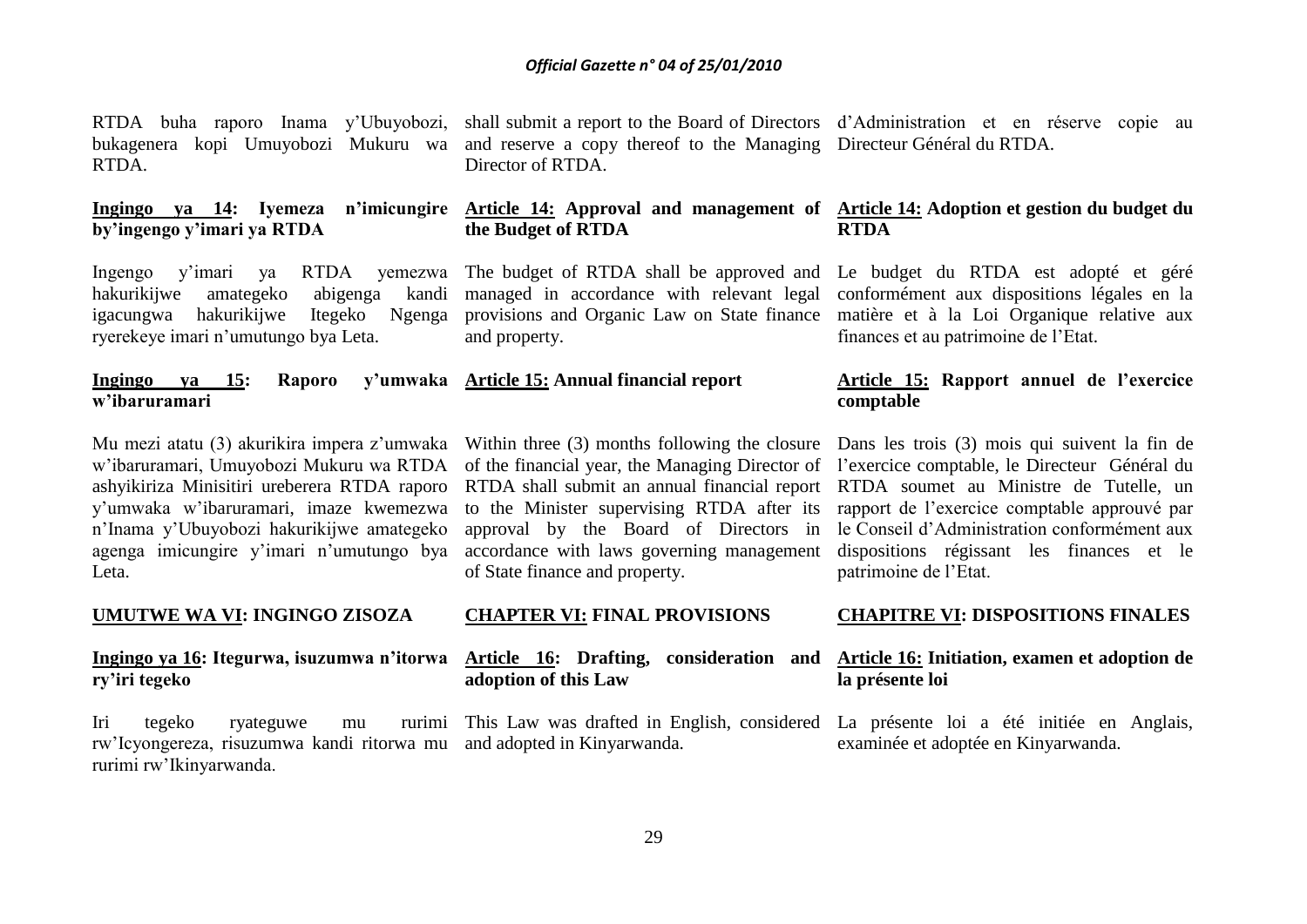RTDA buha raporo Inama y'Ubuyobozi, bukagenera kopi Umuyobozi Mukuru wa RTDA.

shall submit a report to the Board of Directors and reserve a copy thereof to the Managing Director of RTDA.

d'Administration et en réserve copie au Directeur Général du RTDA.

**Ingingo ya 14: Iyemeza n'imicungire by'ingengo y'imari ya RTDA**

Ingengo y'imari ya RTDA yemezwa hakurikijwe amategeko abigenga kandi igacungwa hakurikijwe Itegeko Ngenga ryerekeye imari n'umutungo bya Leta.

**Article 14: Approval and management of the Budget of RTDA**

The budget of RTDA shall be approved and managed in accordance with relevant legal provisions and Organic Law on State finance and property.

**Article 14: Adoption et gestion du budget du RTDA**

Le budget du RTDA est adopté et géré conformément aux dispositions légales en la matière et à la Loi Organique relative aux finances et au patrimoine de l'Etat.

**Ingingo ya 15: Raporo y'umwaka w'ibaruramari**

Mu mezi atatu (3) akurikira impera z'umwaka w'ibaruramari, Umuyobozi Mukuru wa RTDA ashyikiriza Minisitiri ureberera RTDA raporo y'umwaka w'ibaruramari, imaze kwemezwa n'Inama y'Ubuyobozi hakurikijwe amategeko agenga imicungire y'imari n'umutungo bya Leta.

**Article 15: Annual financial report**

Within three (3) months following the closure of the financial year, the Managing Director of RTDA shall submit an annual financial report to the Minister supervising RTDA after its approval by the Board of Directors in accordance with laws governing management of State finance and property.

**Article 15: Rapport annuel de l'exercice comptable**

Dans les trois (3) mois qui suivent la fin de l'exercice comptable, le Directeur Général du RTDA soumet au Ministre de Tutelle, un rapport de l'exercice comptable approuvé par le Conseil d'Administration conformément aux dispositions régissant les finances et le patrimoine de l'Etat.

## UMUTWE WA VI: INGINGO ZISOZA

## CHAPTER VI: FINAL PROVISIONS

## CHAPITRE VI: DISPOSITIONS FINALES

**Ingingo ya 16: Itegurwa, isuzumwa n'itorwa ry'iri tegeko**

Iri tegeko ryateguwe mu rurimi rw'Icyongereza, risuzumwa kandi ritorwa mu rurimi rw'Ikinyarwanda.

**Article 16: Drafting, consideration and adoption of this Law**

This Law was drafted in English, considered and adopted in Kinyarwanda.

**Article 16: Initiation, examen et adoption de la présente loi**

La présente loi a été initiée en Anglais, examinée et adoptée en Kinyarwanda.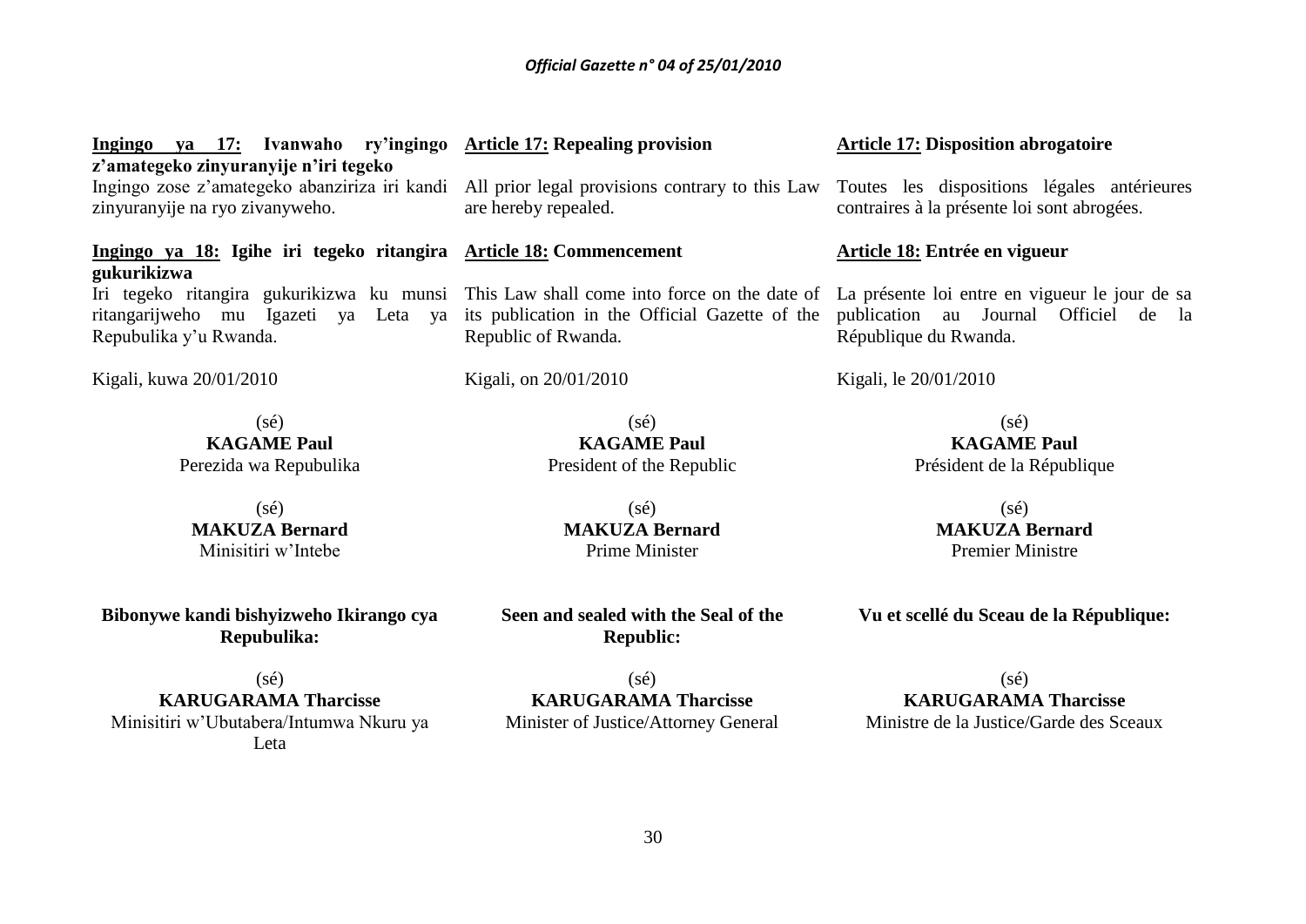**Ingingo ya 17: Ivanwaho ry'ingingo z'amategeko zinyuranyije n'iri tegeko**

Ingingo zose z'amategeko abanziriza iri kandi zinyuranyije na ryo zivanyweho.

**Ingingo ya 18: Igihe iri tegeko ritangira gukurikizwa**

Iri tegeko ritangira gukurikizwa ku munsi ritangarijweho mu Igazeti ya Leta ya Repubulika y'u Rwanda.

Kigali, kuwa 20/01/2010

(sé)
**KAGAME Paul**
Perezida wa Repubulika

(sé)
**MAKUZA Bernard**
Minisitiri w'Intebe

**Bibonywe kandi bishyizweho Ikirango cya Repubulika:**

(sé)
**KARUGARAMA Tharcisse**
Minisitiri w'Ubutabera/Intumwa Nkuru ya Leta

**Article 17: Repealing provision**

All prior legal provisions contrary to this Law are hereby repealed.

**Article 18: Commencement**

This Law shall come into force on the date of its publication in the Official Gazette of the Republic of Rwanda.

Kigali, on 20/01/2010

(sé)
**KAGAME Paul**
President of the Republic

(sé)
**MAKUZA Bernard**
Prime Minister

**Seen and sealed with the Seal of the Republic:**

(sé)
**KARUGARAMA Tharcisse**
Minister of Justice/Attorney General

**Article 17: Disposition abrogatoire**

Toutes les dispositions légales antérieures contraires à la présente loi sont abrogées.

**Article 18: Entrée en vigueur**

La présente loi entre en vigueur le jour de sa publication au Journal Officiel de la République du Rwanda.

Kigali, le 20/01/2010

(sé)
**KAGAME Paul**
Président de la République

(sé)
**MAKUZA Bernard**
Premier Ministre

**Vu et scellé du Sceau de la République:**

(sé)
**KARUGARAMA Tharcisse**
Ministre de la Justice/Garde des Sceaux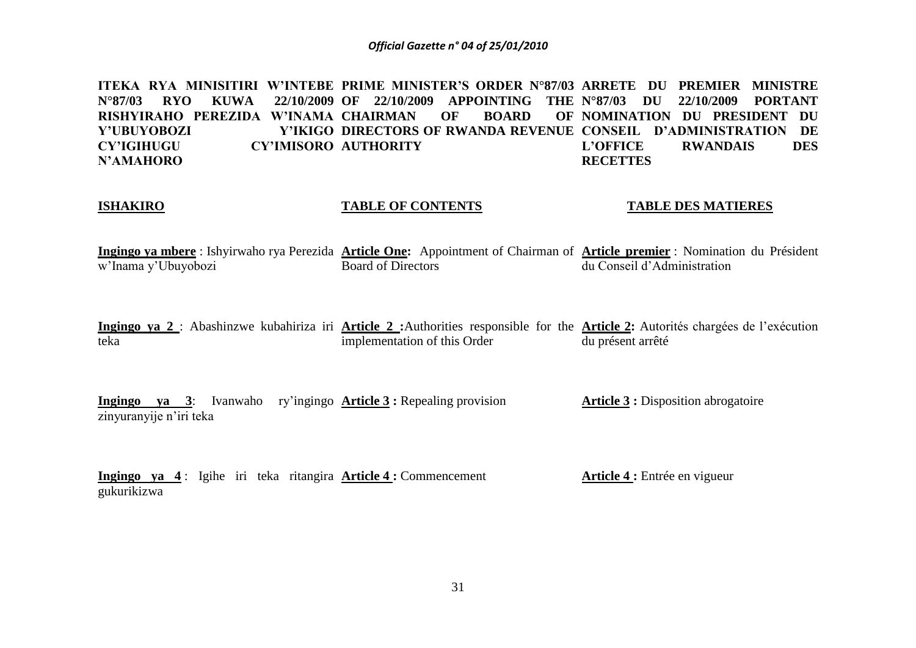**ITEKA RYA MINISITIRI W'INTEBE N°87/03 RYO KUWA 22/10/2009 RISHYIRAHO PEREZIDA W'INAMA Y'UBUYOBOZI Y'IKIGO CY'IGIHUGU CY'IMISORO N'AMAHORO**

**ISHAKIRO**

**Ingingo ya mbere** : Ishyirwaho rya Perezida w'Inama y'Ubuyobozi

**Ingingo ya 2** : Abashinzwe kubahiriza iri teka

**Ingingo ya 3**: Ivanwaho ry'ingingo zinyuranyije n'iri teka

**Ingingo ya 4** : Igihe iri teka ritangira gukurikizwa

**PRIME MINISTER'S ORDER N°87/03 OF 22/10/2009 APPOINTING THE CHAIRMAN OF BOARD OF DIRECTORS OF RWANDA REVENUE AUTHORITY**

**TABLE OF CONTENTS**

**Article One:** Appointment of Chairman of Board of Directors

**Article 2 :** Authorities responsible for the implementation of this Order

**Article 3 :** Repealing provision

**Article 4 :** Commencement

**ARRETE DU PREMIER MINISTRE N°87/03 DU 22/10/2009 PORTANT NOMINATION DU PRESIDENT DU CONSEIL D'ADMINISTRATION DE L'OFFICE RWANDAIS DES RECETTES**

**TABLE DES MATIERES**

**Article premier** : Nomination du Président du Conseil d'Administration

**Article 2:** Autorités chargées de l'exécution du présent arrêté

**Article 3 :** Disposition abrogatoire

**Article 4 :** Entrée en vigueur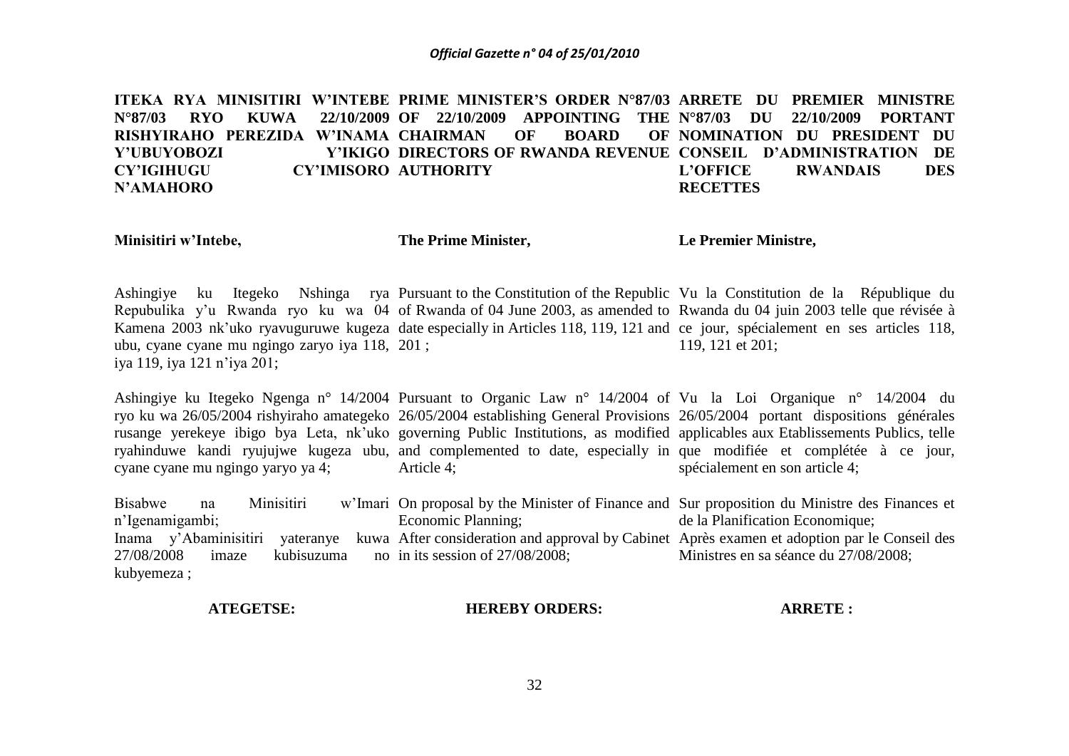**ITEKA RYA MINISITIRI W'INTEBE N°87/03 RYO KUWA 22/10/2009 RISHYIRAHO PEREZIDA W'INAMA Y'UBUYOBOZI Y'IKIGO CY'IGIHUGU CY'IMISORO N'AMAHORO**

**Minisitiri w'Intebe,**

Ashingiye ku Itegeko Nshinga rya Repubulika y'u Rwanda ryo ku wa 04 Kamena 2003 nk'uko ryavuguruwe kugeza ubu, cyane cyane mu ngingo zaryo iya 118, iya 119, iya 121 n'iya 201;

Ashingiye ku Itegeko Ngenga n° 14/2004 ryo ku wa 26/05/2004 rishyiraho amategeko rusange yerekeye ibigo bya Leta, nk'uko ryahinduwe kandi ryujujwe kugeza ubu, cyane cyane mu ngingo yaryo ya 4;

Bisabwe na Minisitiri w'Imari n'Igenamigambi;

Inama y'Abaminisitiri yateranye kuwa 27/08/2008 imaze kubisuzuma no kubyemeza ;

**ATEGETSE:**

**PRIME MINISTER'S ORDER N°87/03 OF 22/10/2009 APPOINTING THE CHAIRMAN OF BOARD OF DIRECTORS OF RWANDA REVENUE AUTHORITY**

**The Prime Minister,**

Pursuant to the Constitution of the Republic of Rwanda of 04 June 2003, as amended to date especially in Articles 118, 119, 121 and 201 ;

Pursuant to Organic Law n° 14/2004 of 26/05/2004 establishing General Provisions governing Public Institutions, as modified and complemented to date, especially in Article 4;

On proposal by the Minister of Finance and Economic Planning;

After consideration and approval by Cabinet in its session of 27/08/2008;

**HEREBY ORDERS:**

**ARRETE DU PREMIER MINISTRE N°87/03 DU 22/10/2009 PORTANT NOMINATION DU PRESIDENT DU CONSEIL D'ADMINISTRATION DE L'OFFICE RWANDAIS DES RECETTES**

**Le Premier Ministre,**

Vu la Constitution de la République du Rwanda du 04 juin 2003 telle que révisée à ce jour, spécialement en ses articles 118, 119, 121 et 201;

Vu la Loi Organique n° 14/2004 du 26/05/2004 portant dispositions générales applicables aux Etablissements Publics, telle que modifiée et complétée à ce jour, spécialement en son article 4;

Sur proposition du Ministre des Finances et de la Planification Economique;

Après examen et adoption par le Conseil des Ministres en sa séance du 27/08/2008;

**ARRETE :**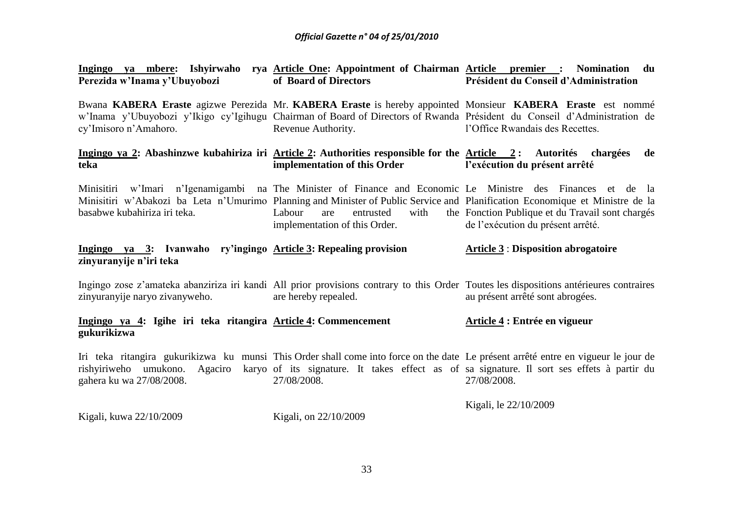**<u>Ingingo ya mbere</u>: Ishyirwaho rya Perezida w'Inama y'Ubuyobozi**

Bwana **KABERA Eraste** agizwe Perezida w'Inama y'Ubuyobozi y'Ikigo cy'Igihugu cy'Imisoro n'Amahoro.

**<u>Ingingo ya 2</u>: Abashinzwe kubahiriza iri teka**

Minisitiri w'Imari n'Igenamigambi na Minisitiri w'Abakozi ba Leta n'Umurimo basabwe kubahiriza iri teka.

**<u>Ingingo ya 3</u>: Ivanwaho ry'ingingo zinyuranyije n'iri teka**

Ingingo zose z'amateka abanziriza iri kandi zinyuranyije naryo zivanyweho.

**<u>Ingingo ya 4</u>: Igihe iri teka ritangira gukurikizwa**

Iri teka ritangira gukurikizwa ku munsi rishyiriweho umukono. Agaciro karyo gahera ku wa 27/08/2008.

Kigali, kuwa 22/10/2009

**<u>Article One</u>: Appointment of Chairman of Board of Directors**

Mr. **KABERA Eraste** is hereby appointed Chairman of Board of Directors of Rwanda Revenue Authority.

**<u>Article 2</u>: Authorities responsible for the implementation of this Order**

The Minister of Finance and Economic Planning and Minister of Public Service and Labour are entrusted with the implementation of this Order.

**<u>Article 3</u>: Repealing provision**

All prior provisions contrary to this Order are hereby repealed.

**<u>Article 4</u>: Commencement**

This Order shall come into force on the date of its signature. It takes effect as of 27/08/2008.

Kigali, on 22/10/2009

**<u>Article premier</u> : Nomination du Président du Conseil d'Administration**

Monsieur **KABERA Eraste** est nommé Président du Conseil d'Administration de l'Office Rwandais des Recettes.

**<u>Article 2</u> : Autorités chargées de l'exécution du présent arrêté**

Le Ministre des Finances et de la Planification Economique et Ministre de la Fonction Publique et du Travail sont chargés de l'exécution du présent arrêté.

**<u>Article 3</u> : Disposition abrogatoire**

Toutes les dispositions antérieures contraires au présent arrêté sont abrogées.

**<u>Article 4</u> : Entrée en vigueur**

Le présent arrêté entre en vigueur le jour de sa signature. Il sort ses effets à partir du 27/08/2008.

Kigali, le 22/10/2009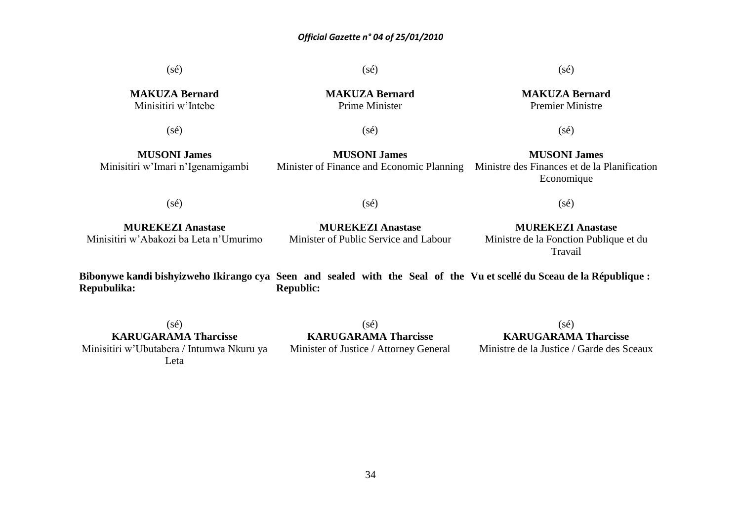(sé)

**MAKUZA Bernard**
Minisitiri w'Intebe

(sé)

**MUSONI James**
Minisitiri w'Imari n'Igenamigambi

(sé)

**MUREKEZI Anastase**
Minisitiri w'Abakozi ba Leta n'Umurimo

**Bibonywe kandi bishyizweho Ikirango cya Repubulika:**

(sé)
**KARUGARAMA Tharcisse**
Minisitiri w'Ubutabera / Intumwa Nkuru ya Leta

(sé)

**MAKUZA Bernard**
Prime Minister

(sé)

**MUSONI James**
Minister of Finance and Economic Planning

(sé)

**MUREKEZI Anastase**
Minister of Public Service and Labour

**Seen and sealed with the Seal of the Republic:**

(sé)
**KARUGARAMA Tharcisse**
Minister of Justice / Attorney General

(sé)

**MAKUZA Bernard**
Premier Ministre

(sé)

**MUSONI James**
Ministre des Finances et de la Planification Economique

(sé)

**MUREKEZI Anastase**
Ministre de la Fonction Publique et du Travail

**Vu et scellé du Sceau de la République :**

(sé)
**KARUGARAMA Tharcisse**
Ministre de la Justice / Garde des Sceaux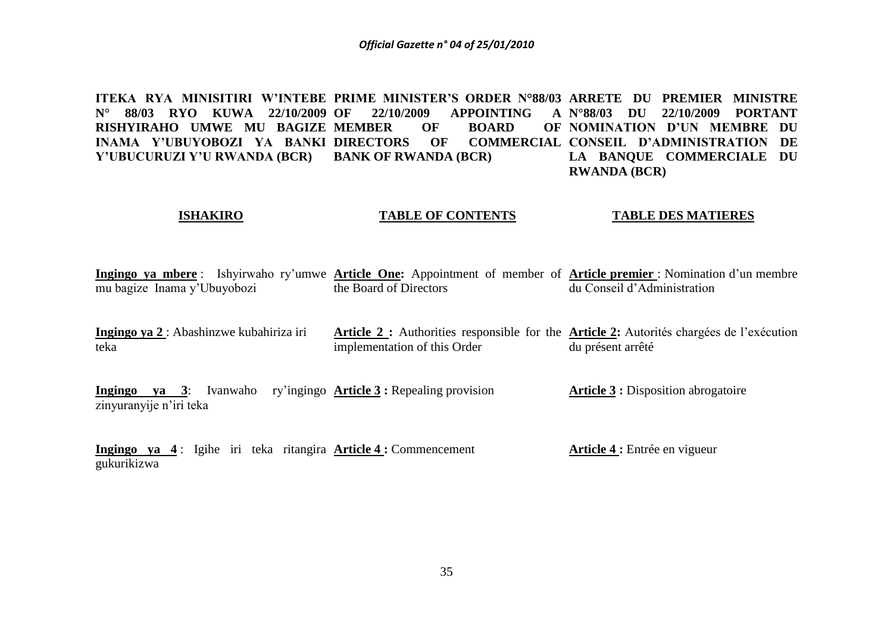**ITEKA RYA MINISITIRI W'INTEBE N° 88/03 RYO KUWA 22/10/2009 RISHYIRAHO UMWE MU BAGIZE INAMA Y'UBUYOBOZI YA BANKI Y'UBUCURUZI Y'U RWANDA (BCR)**

**ISHAKIRO**

**Ingingo ya mbere** : Ishyirwaho ry'umwe mu bagize Inama y'Ubuyobozi

**Ingingo ya 2** : Abashinzwe kubahiriza iri teka

**Ingingo ya 3**: Ivanwaho ry'ingingo zinyuranyije n'iri teka

**Ingingo ya 4** : Igihe iri teka ritangira gukurikizwa

**PRIME MINISTER'S ORDER N°88/03 OF 22/10/2009 APPOINTING A MEMBER OF BOARD OF DIRECTORS OF COMMERCIAL BANK OF RWANDA (BCR)**

**TABLE OF CONTENTS**

**Article One:** Appointment of member of the Board of Directors

**Article 2 :** Authorities responsible for the implementation of this Order

**Article 3 :** Repealing provision

**Article 4 :** Commencement

**ARRETE DU PREMIER MINISTRE N°88/03 DU 22/10/2009 PORTANT NOMINATION D'UN MEMBRE DU CONSEIL D'ADMINISTRATION DE LA BANQUE COMMERCIALE DU RWANDA (BCR)**

**TABLE DES MATIERES**

**Article premier** : Nomination d'un membre du Conseil d'Administration

**Article 2:** Autorités chargées de l'exécution du présent arrêté

**Article 3 :** Disposition abrogatoire

**Article 4 :** Entrée en vigueur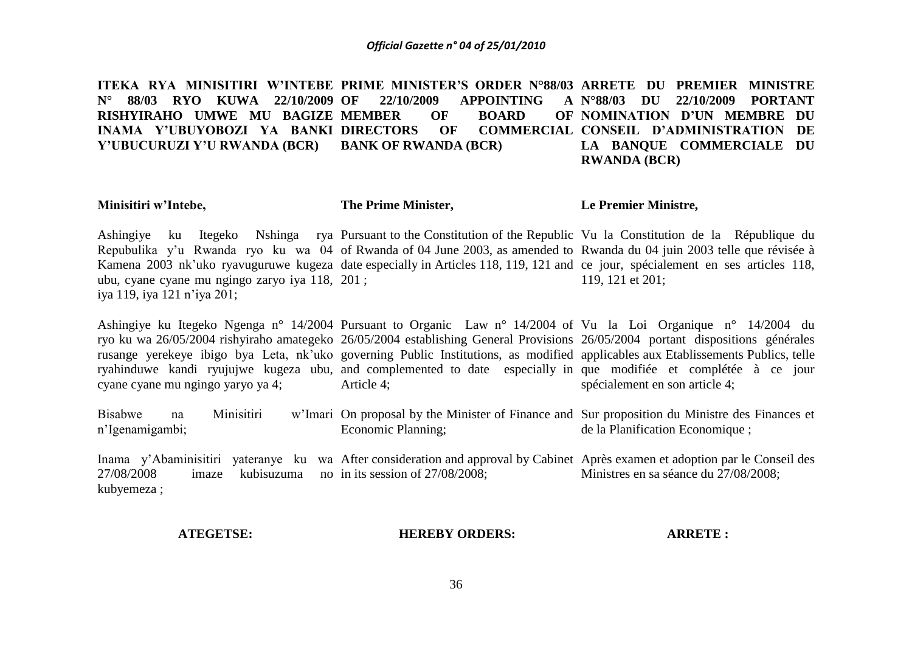**ITEKA RYA MINISITIRI W'INTEBE N° 88/03 RYO KUWA 22/10/2009 RISHYIRAHO UMWE MU BAGIZE INAMA Y'UBUYOBOZI YA BANKI Y'UBUCURUZI Y'U RWANDA (BCR)**

**Minisitiri w'Intebe,**

Ashingiye ku Itegeko Nshinga rya Repubulika y'u Rwanda ryo ku wa 04 Kamena 2003 nk'uko ryavuguruwe kugeza ubu, cyane cyane mu ngingo zaryo iya 118, iya 119, iya 121 n'iya 201;

Ashingiye ku Itegeko Ngenga n° 14/2004 ryo ku wa 26/05/2004 rishyiraho amategeko rusange yerekeye ibigo bya Leta, nk'uko ryahinduwe kandi ryujujwe kugeza ubu, cyane cyane mu ngingo yaryo ya 4;

Bisabwe na Minisitiri w'Imari n'Igenamigambi;

Inama y'Abaminisitiri yateranye ku wa 27/08/2008 imaze kubisuzuma no kubyemeza ;

**ATEGETSE:**

**PRIME MINISTER'S ORDER N°88/03 OF 22/10/2009 APPOINTING A MEMBER OF BOARD OF DIRECTORS OF COMMERCIAL BANK OF RWANDA (BCR)**

**The Prime Minister,**

Pursuant to the Constitution of the Republic of Rwanda of 04 June 2003, as amended to date especially in Articles 118, 119, 121 and 201 ;

Pursuant to Organic Law n° 14/2004 of 26/05/2004 establishing General Provisions governing Public Institutions, as modified and complemented to date especially in Article 4;

On proposal by the Minister of Finance and Economic Planning;

After consideration and approval by Cabinet in its session of 27/08/2008;

**HEREBY ORDERS:**

**ARRETE DU PREMIER MINISTRE N°88/03 DU 22/10/2009 PORTANT NOMINATION D'UN MEMBRE DU CONSEIL D'ADMINISTRATION DE LA BANQUE COMMERCIALE DU RWANDA (BCR)**

**Le Premier Ministre,**

Vu la Constitution de la République du Rwanda du 04 juin 2003 telle que révisée à ce jour, spécialement en ses articles 118, 119, 121 et 201;

Vu la Loi Organique n° 14/2004 du 26/05/2004 portant dispositions générales applicables aux Etablissements Publics, telle que modifiée et complétée à ce jour spécialement en son article 4;

Sur proposition du Ministre des Finances et de la Planification Economique ;

Après examen et adoption par le Conseil des Ministres en sa séance du 27/08/2008;

**ARRETE :**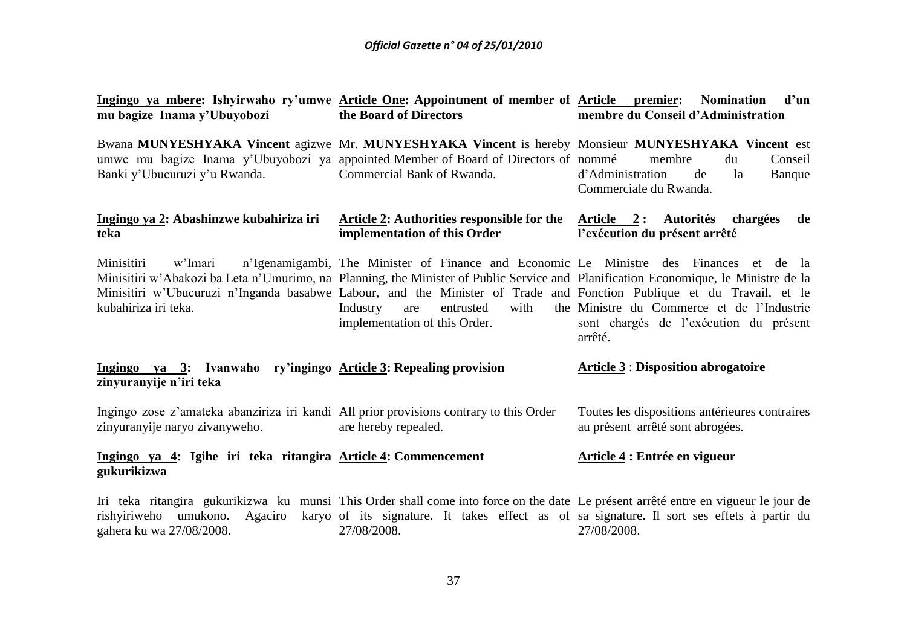**Ingingo ya mbere: Ishyirwaho ry'umwe mu bagize Inama y'Ubuyobozi**

Bwana **MUNYESHYAKA Vincent** agizwe umwe mu bagize Inama y'Ubuyobozi ya Banki y'Ubucuruzi y'u Rwanda.

**Ingingo ya 2: Abashinzwe kubahiriza iri teka**

Minisitiri w'Imari n'Igenamigambi, Minisitiri w'Abakozi ba Leta n'Umurimo, na Minisitiri w'Ubucuruzi n'Inganda basabwe kubahiriza iri teka.

**Ingingo ya 3: Ivanwaho ry'ingingo zinyuranyije n'iri teka**

Ingingo zose z'amateka abanziriza iri kandi zinyuranyije naryo zivanyweho.

**Ingingo ya 4: Igihe iri teka ritangira gukurikizwa**

Iri teka ritangira gukurikizwa ku munsi rishyiriweho umukono. Agaciro karyo gahera ku wa 27/08/2008.

**Article One: Appointment of member of the Board of Directors**

Mr. **MUNYESHYAKA Vincent** is hereby appointed Member of Board of Directors of Commercial Bank of Rwanda.

**Article 2: Authorities responsible for the implementation of this Order**

The Minister of Finance and Economic Planning, the Minister of Public Service and Labour, and the Minister of Trade and Industry are entrusted with the implementation of this Order.

**Article 3: Repealing provision**

All prior provisions contrary to this Order are hereby repealed.

**Article 4: Commencement**

This Order shall come into force on the date of its signature. It takes effect as of 27/08/2008.

**Article premier: Nomination d'un membre du Conseil d'Administration**

Monsieur **MUNYESHYAKA Vincent** est nommé membre du Conseil d'Administration de la Banque Commerciale du Rwanda.

**Article 2 : Autorités chargées de l'exécution du présent arrêté**

Le Ministre des Finances et de la Planification Economique, le Ministre de la Fonction Publique et du Travail, et le Ministre du Commerce et de l'Industrie sont chargés de l'exécution du présent arrêté.

**Article 3 : Disposition abrogatoire**

Toutes les dispositions antérieures contraires au présent arrêté sont abrogées.

**Article 4 : Entrée en vigueur**

Le présent arrêté entre en vigueur le jour de sa signature. Il sort ses effets à partir du 27/08/2008.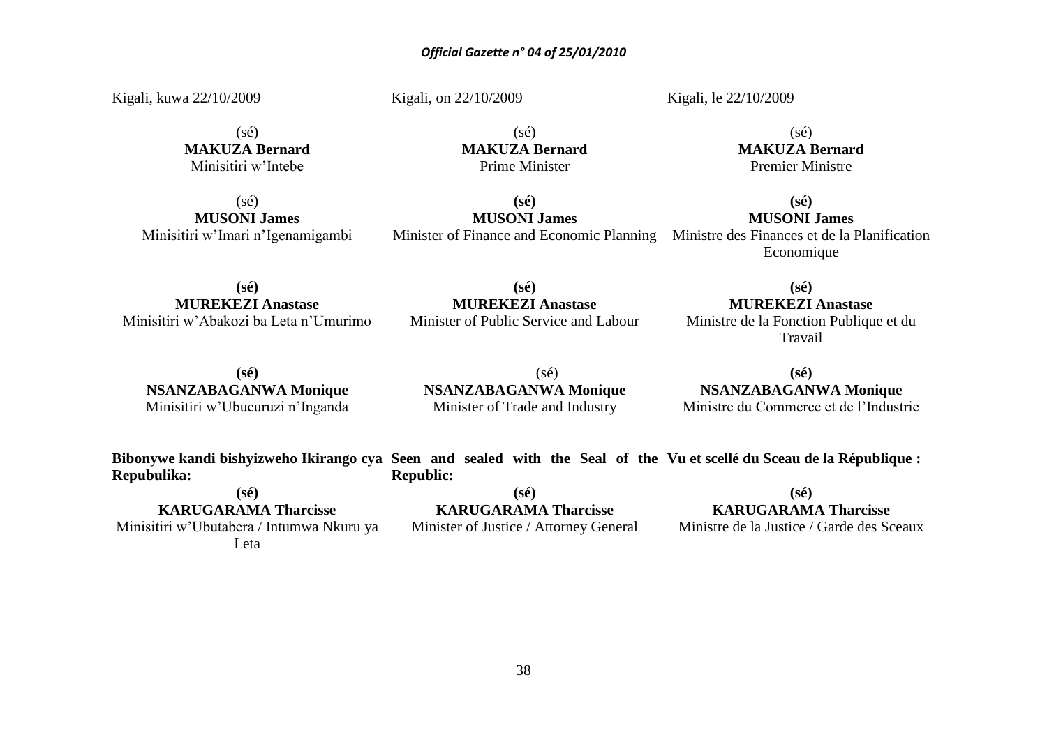Kigali, kuwa 22/10/2009

(sé)
**MAKUZA Bernard**
Minisitiri w'Intebe

(sé)
**MUSONI James**
Minisitiri w'Imari n'Igenamigambi

**(sé)**
**MUREKEZI Anastase**
Minisitiri w'Abakozi ba Leta n'Umurimo

**(sé)**
**NSANZABAGANWA Monique**
Minisitiri w'Ubucuruzi n'Inganda

**Bibonywe kandi bishyizweho Ikirango cya Repubulika:**

**(sé)**
**KARUGARAMA Tharcisse**
Minisitiri w'Ubutabera / Intumwa Nkuru ya Leta

Kigali, on 22/10/2009

(sé)
**MAKUZA Bernard**
Prime Minister

**(sé)**
**MUSONI James**
Minister of Finance and Economic Planning

**(sé)**
**MUREKEZI Anastase**
Minister of Public Service and Labour

(sé)
**NSANZABAGANWA Monique**
Minister of Trade and Industry

**Seen and sealed with the Seal of the Republic:**

**(sé)**
**KARUGARAMA Tharcisse**
Minister of Justice / Attorney General

Kigali, le 22/10/2009

(sé)
**MAKUZA Bernard**
Premier Ministre

**(sé)**
**MUSONI James**
Ministre des Finances et de la Planification Economique

**(sé)**
**MUREKEZI Anastase**
Ministre de la Fonction Publique et du Travail

**(sé)**
**NSANZABAGANWA Monique**
Ministre du Commerce et de l'Industrie

**Vu et scellé du Sceau de la République :**

**(sé)**
**KARUGARAMA Tharcisse**
Ministre de la Justice / Garde des Sceaux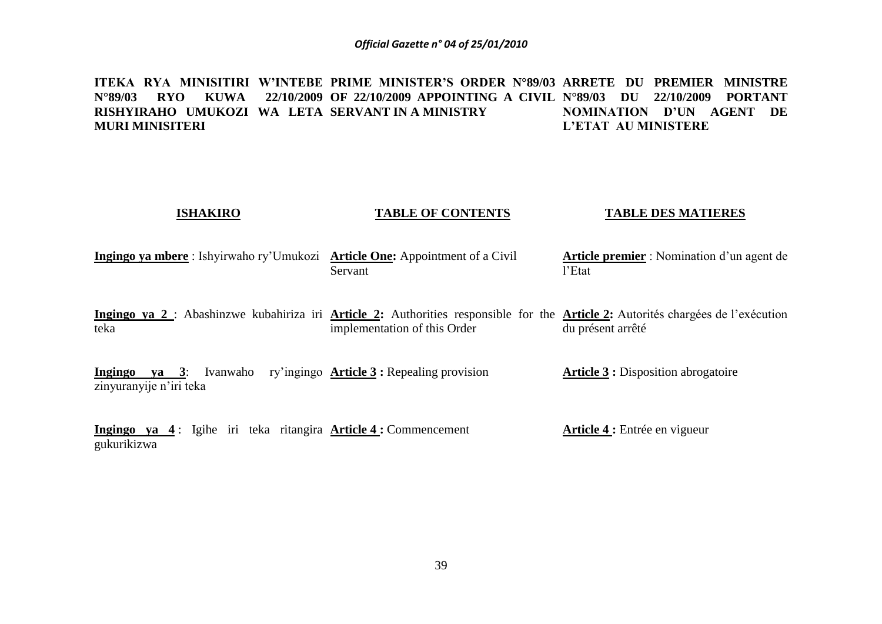**ITEKA RYA MINISITIRI W'INTEBE N°89/03 RYO KUWA 22/10/2009 RISHYIRAHO UMUKOZI WA LETA MURI MINISITERI**

**PRIME MINISTER'S ORDER N°89/03 OF 22/10/2009 APPOINTING A CIVIL SERVANT IN A MINISTRY**

**ARRETE DU PREMIER MINISTRE N°89/03 DU 22/10/2009 PORTANT NOMINATION D'UN AGENT DE L'ETAT AU MINISTERE**

| **ISHAKIRO** | **TABLE OF CONTENTS** | **TABLE DES MATIERES** |
|---|---|---|
| **Ingingo ya mbere** : Ishyirwaho ry'Umukozi | **Article One:** Appointment of a Civil Servant | **Article premier** : Nomination d'un agent de l'Etat |
| **Ingingo ya 2** : Abashinzwe kubahiriza iri teka | **Article 2:** Authorities responsible for the implementation of this Order | **Article 2:** Autorités chargées de l'exécution du présent arrêté |
| **Ingingo ya 3**: Ivanwaho ry'ingingo zinyuranyije n'iri teka | **Article 3 :** Repealing provision | **Article 3 :** Disposition abrogatoire |
| **Ingingo ya 4** : Igihe iri teka ritangira gukurikizwa | **Article 4 :** Commencement | **Article 4 :** Entrée en vigueur |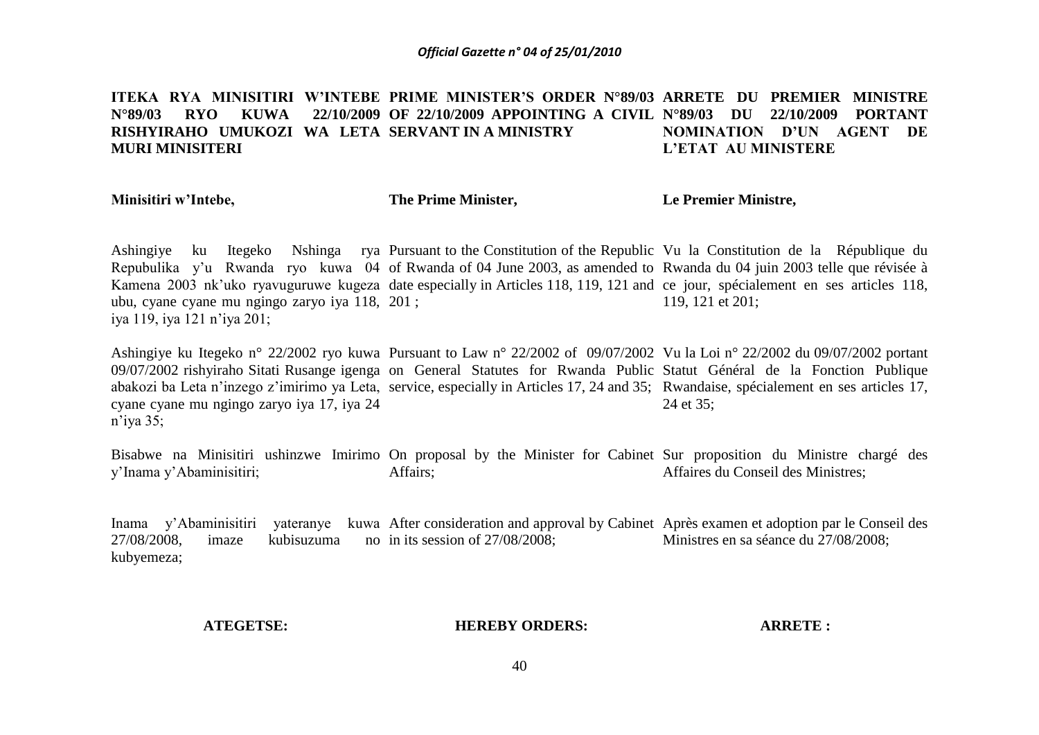**ITEKA RYA MINISITIRI W'INTEBE N°89/03 RYO KUWA 22/10/2009 RISHYIRAHO UMUKOZI WA LETA MURI MINISITERI**

**Minisitiri w'Intebe,**

Ashingiye ku Itegeko Nshinga rya Repubulika y'u Rwanda ryo kuwa 04 Kamena 2003 nk'uko ryavuguruwe kugeza ubu, cyane cyane mu ngingo zaryo iya 118, iya 119, iya 121 n'iya 201;

Ashingiye ku Itegeko n° 22/2002 ryo kuwa 09/07/2002 rishyiraho Sitati Rusange igenga abakozi ba Leta n'inzego z'imirimo ya Leta, cyane cyane mu ngingo zaryo iya 17, iya 24 n'iya 35;

Bisabwe na Minisitiri ushinzwe Imirimo y'Inama y'Abaminisitiri;

Inama y'Abaminisitiri yateranye kuwa 27/08/2008, imaze kubisuzuma no kubyemeza;

**ATEGETSE:**

**PRIME MINISTER'S ORDER N°89/03 OF 22/10/2009 APPOINTING A CIVIL SERVANT IN A MINISTRY**

**The Prime Minister,**

Pursuant to the Constitution of the Republic of Rwanda of 04 June 2003, as amended to date especially in Articles 118, 119, 121 and 201 ;

Pursuant to Law n° 22/2002 of 09/07/2002 on General Statutes for Rwanda Public service, especially in Articles 17, 24 and 35;

On proposal by the Minister for Cabinet Affairs;

After consideration and approval by Cabinet in its session of 27/08/2008;

**HEREBY ORDERS:**

**ARRETE DU PREMIER MINISTRE N°89/03 DU 22/10/2009 PORTANT NOMINATION D'UN AGENT DE L'ETAT AU MINISTERE**

**Le Premier Ministre,**

Vu la Constitution de la République du Rwanda du 04 juin 2003 telle que révisée à ce jour, spécialement en ses articles 118, 119, 121 et 201;

Vu la Loi n° 22/2002 du 09/07/2002 portant Statut Général de la Fonction Publique Rwandaise, spécialement en ses articles 17, 24 et 35;

Sur proposition du Ministre chargé des Affaires du Conseil des Ministres;

Après examen et adoption par le Conseil des Ministres en sa séance du 27/08/2008;

**ARRETE :**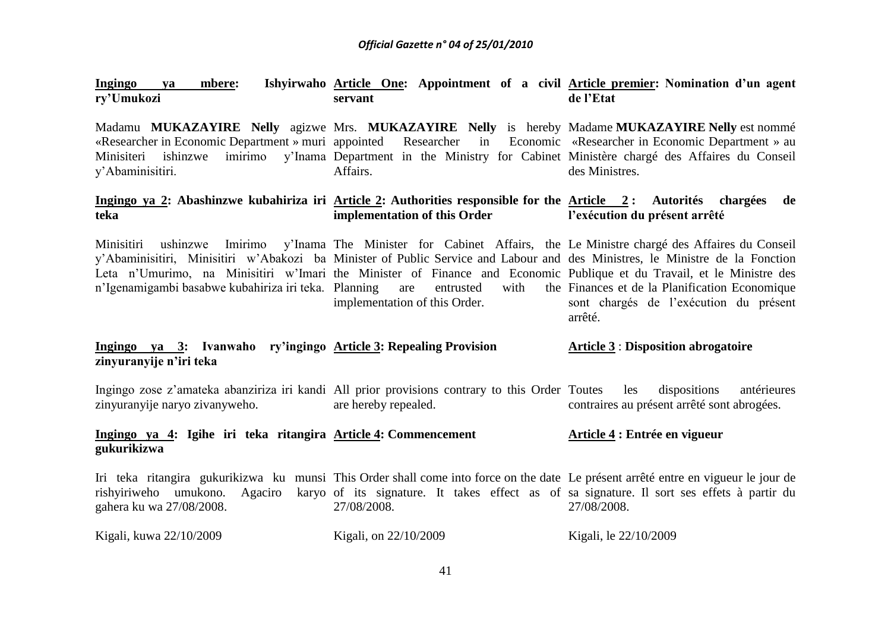**Ingingo ya mbere: Ishyirwaho ry'Umukozi**

Madamu **MUKAZAYIRE Nelly** agizwe «Researcher in Economic Department » muri Minisiteri ishinzwe imirimo y'Inama y'Abaminisitiri.

**Ingingo ya 2: Abashinzwe kubahiriza iri teka**

Minisitiri ushinzwe Imirimo y'Inama y'Abaminisitiri, Minisitiri w'Abakozi ba Leta n'Umurimo, na Minisitiri w'Imari n'Igenamigambi basabwe kubahiriza iri teka.

**Ingingo ya 3: Ivanwaho ry'ingingo zinyuranyije n'iri teka**

Ingingo zose z'amateka abanziriza iri kandi zinyuranyije naryo zivanyweho.

**Ingingo ya 4: Igihe iri teka ritangira gukurikizwa**

Iri teka ritangira gukurikizwa ku munsi rishyiriweho umukono. Agaciro karyo gahera ku wa 27/08/2008.

Kigali, kuwa 22/10/2009

**Article One: Appointment of a civil servant**

Mrs. **MUKAZAYIRE Nelly** is hereby appointed Researcher in Economic Department in the Ministry for Cabinet Affairs.

**Article 2: Authorities responsible for the implementation of this Order**

The Minister for Cabinet Affairs, the Minister of Public Service and Labour and the Minister of Finance and Economic Planning are entrusted with the implementation of this Order.

**Article 3: Repealing Provision**

All prior provisions contrary to this Order are hereby repealed.

**Article 4: Commencement**

This Order shall come into force on the date of its signature. It takes effect as of 27/08/2008.

Kigali, on 22/10/2009

**Article premier: Nomination d'un agent de l'Etat**

Madame **MUKAZAYIRE Nelly** est nommé «Researcher in Economic Department » au Ministère chargé des Affaires du Conseil des Ministres.

**Article 2 : Autorités chargées de l'exécution du présent arrêté**

Le Ministre chargé des Affaires du Conseil des Ministres, le Ministre de la Fonction Publique et du Travail, et le Ministre des Finances et de la Planification Economique sont chargés de l'exécution du présent arrêté.

**Article 3 : Disposition abrogatoire**

Toutes les dispositions antérieures contraires au présent arrêté sont abrogées.

**Article 4 : Entrée en vigueur**

Le présent arrêté entre en vigueur le jour de sa signature. Il sort ses effets à partir du 27/08/2008.

Kigali, le 22/10/2009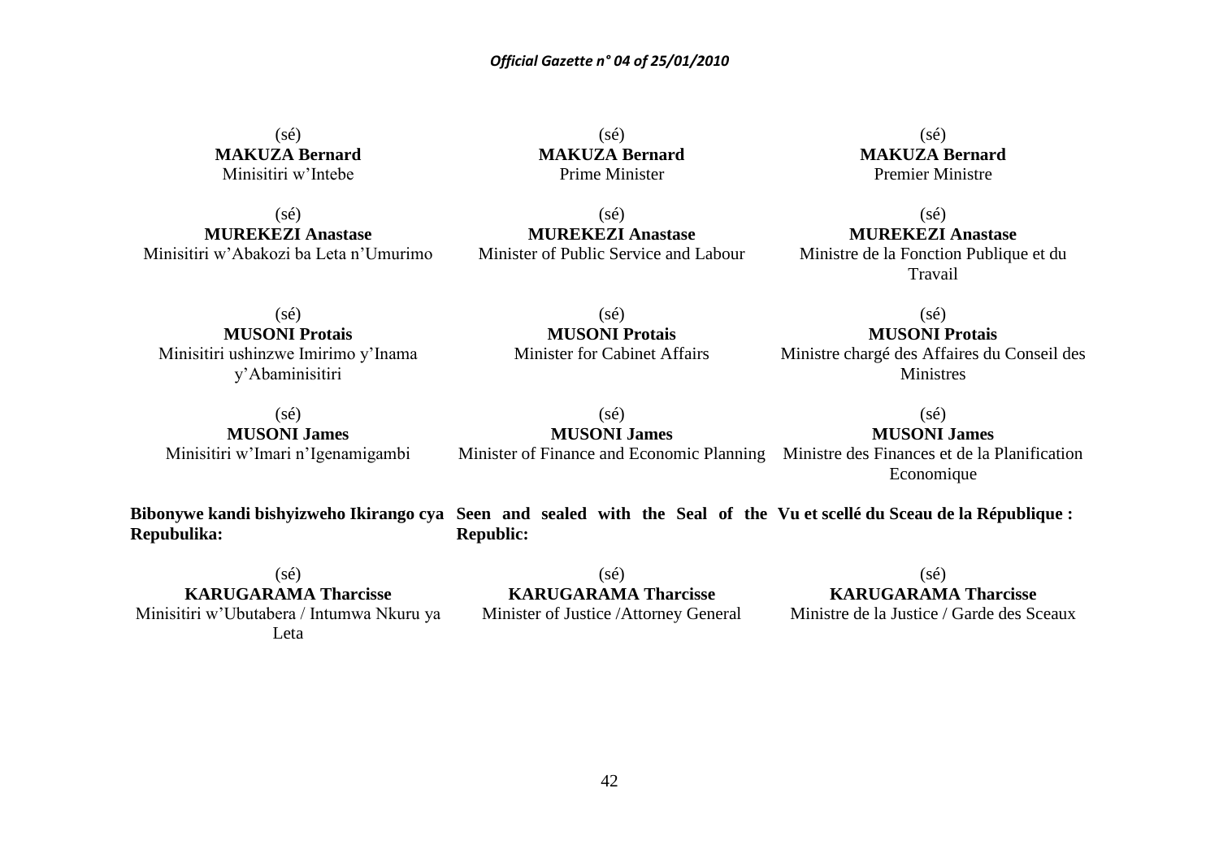(sé)
**MAKUZA Bernard**
Minisitiri w'Intebe

(sé)
**MUREKEZI Anastase**
Minisitiri w'Abakozi ba Leta n'Umurimo

(sé)
**MUSONI Protais**
Minisitiri ushinzwe Imirimo y'Inama y'Abaminisitiri

(sé)
**MUSONI James**
Minisitiri w'Imari n'Igenamigambi

**Bibonywe kandi bishyizweho Ikirango cya Repubulika:**

(sé)
**KARUGARAMA Tharcisse**
Minisitiri w'Ubutabera / Intumwa Nkuru ya Leta

(sé)
**MAKUZA Bernard**
Prime Minister

(sé)
**MUREKEZI Anastase**
Minister of Public Service and Labour

(sé)
**MUSONI Protais**
Minister for Cabinet Affairs

(sé)
**MUSONI James**
Minister of Finance and Economic Planning

**Seen and sealed with the Seal of the Republic:**

(sé)
**KARUGARAMA Tharcisse**
Minister of Justice /Attorney General

(sé)
**MAKUZA Bernard**
Premier Ministre

(sé)
**MUREKEZI Anastase**
Ministre de la Fonction Publique et du Travail

(sé)
**MUSONI Protais**
Ministre chargé des Affaires du Conseil des Ministres

(sé)
**MUSONI James**
Ministre des Finances et de la Planification Economique

**Vu et scellé du Sceau de la République :**

(sé)
**KARUGARAMA Tharcisse**
Ministre de la Justice / Garde des Sceaux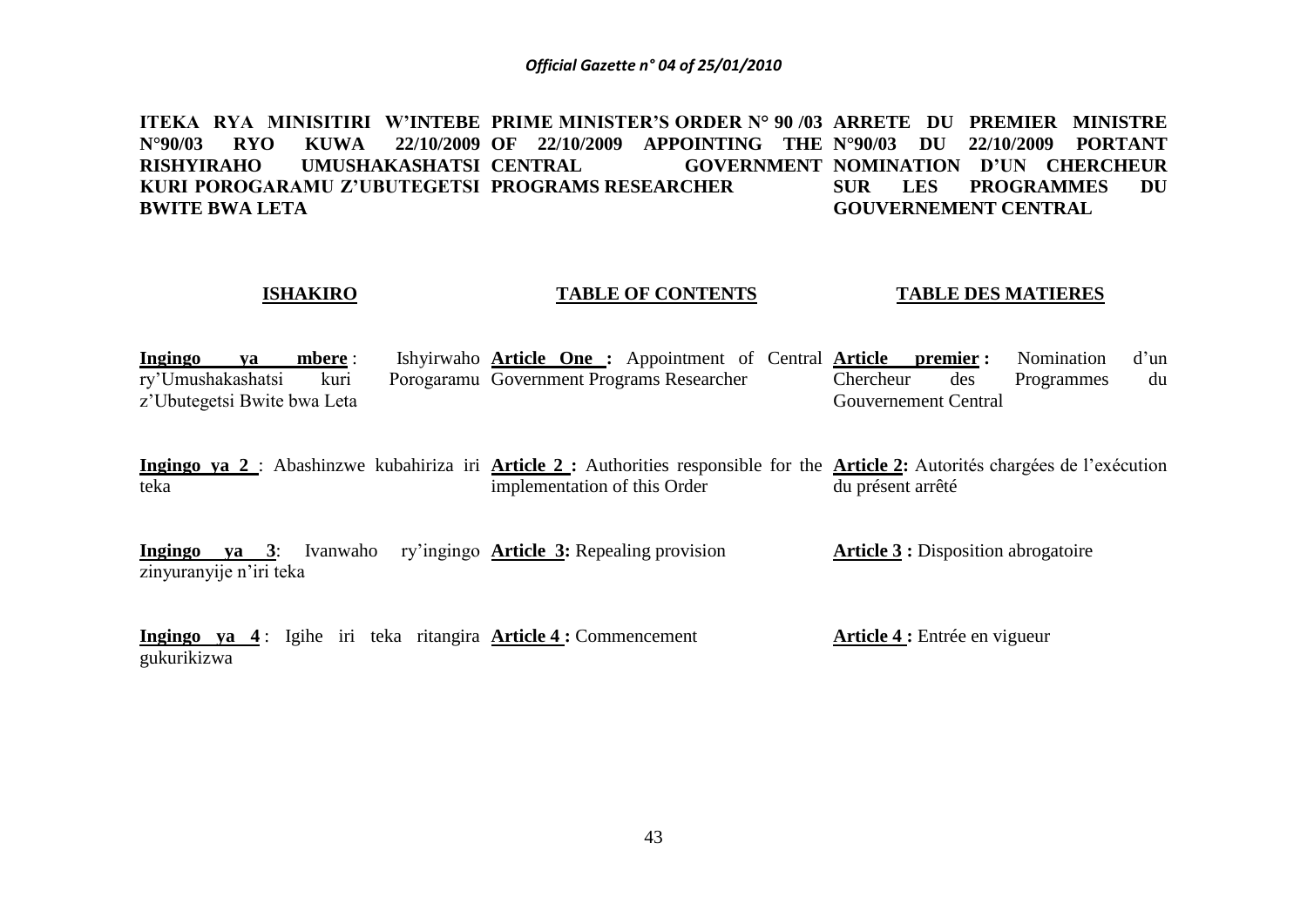**ITEKA RYA MINISITIRI W'INTEBE N°90/03 RYO KUWA 22/10/2009 RISHYIRAHO UMUSHAKASHATSI KURI POROGARAMU Z'UBUTEGETSI BWITE BWA LETA**

**ISHAKIRO**

**Ingingo ya mbere** : Ishyirwaho ry'Umushakashatsi kuri Porogaramu z'Ubutegetsi Bwite bwa Leta

**Ingingo ya 2** : Abashinzwe kubahiriza iri teka

**Ingingo ya 3**: Ivanwaho ry'ingingo zinyuranyije n'iri teka

**Ingingo ya 4** : Igihe iri teka ritangira gukurikizwa

**PRIME MINISTER'S ORDER N° 90 /03 OF 22/10/2009 APPOINTING THE CENTRAL GOVERNMENT PROGRAMS RESEARCHER**

**TABLE OF CONTENTS**

**Article One :** Appointment of Central Government Programs Researcher

**Article 2 :** Authorities responsible for the implementation of this Order

**Article 3:** Repealing provision

**Article 4 :** Commencement

**ARRETE DU PREMIER MINISTRE N°90/03 DU 22/10/2009 PORTANT NOMINATION D'UN CHERCHEUR SUR LES PROGRAMMES DU GOUVERNEMENT CENTRAL**

**TABLE DES MATIERES**

**Article premier :** Nomination d'un Chercheur des Programmes du Gouvernement Central

**Article 2:** Autorités chargées de l'exécution du présent arrêté

**Article 3 :** Disposition abrogatoire

**Article 4 :** Entrée en vigueur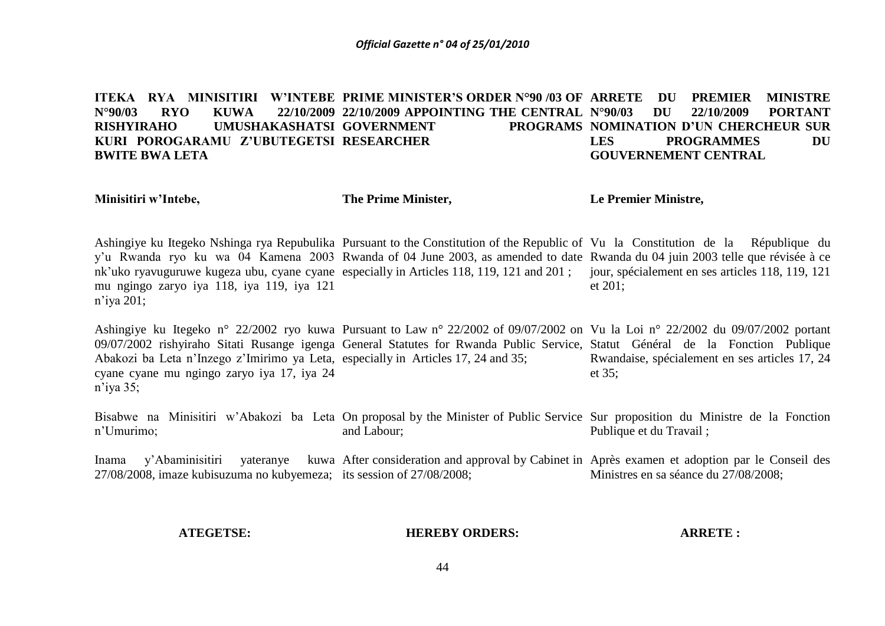**ITEKA RYA MINISITIRI W'INTEBE N°90/03 RYO KUWA 22/10/2009 RISHYIRAHO UMUSHAKASHATSI KURI POROGARAMU Z'UBUTEGETSI BWITE BWA LETA**

**Minisitiri w'Intebe,**

Ashingiye ku Itegeko Nshinga rya Repubulika y'u Rwanda ryo ku wa 04 Kamena 2003 nk'uko ryavuguruwe kugeza ubu, cyane cyane mu ngingo zaryo iya 118, iya 119, iya 121 n'iya 201;

Ashingiye ku Itegeko n° 22/2002 ryo kuwa 09/07/2002 rishyiraho Sitati Rusange igenga Abakozi ba Leta n'Inzego z'Imirimo ya Leta, cyane cyane mu ngingo zaryo iya 17, iya 24 n'iya 35;

Bisabwe na Minisitiri w'Abakozi ba Leta n'Umurimo;

Inama y'Abaminisitiri yateranye kuwa 27/08/2008, imaze kubisuzuma no kubyemeza;

**ATEGETSE:**

**PRIME MINISTER'S ORDER N°90 /03 OF 22/10/2009 APPOINTING THE CENTRAL GOVERNMENT PROGRAMS RESEARCHER**

**The Prime Minister,**

Pursuant to the Constitution of the Republic of Rwanda of 04 June 2003, as amended to date especially in Articles 118, 119, 121 and 201 ;

Pursuant to Law n° 22/2002 of 09/07/2002 on General Statutes for Rwanda Public Service, especially in Articles 17, 24 and 35;

On proposal by the Minister of Public Service and Labour;

After consideration and approval by Cabinet in its session of 27/08/2008;

**HEREBY ORDERS:**

**ARRETE DU PREMIER MINISTRE N°90/03 DU 22/10/2009 PORTANT NOMINATION D'UN CHERCHEUR SUR LES PROGRAMMES DU GOUVERNEMENT CENTRAL**

**Le Premier Ministre,**

Vu la Constitution de la République du Rwanda du 04 juin 2003 telle que révisée à ce jour, spécialement en ses articles 118, 119, 121 et 201;

Vu la Loi n° 22/2002 du 09/07/2002 portant Statut Général de la Fonction Publique Rwandaise, spécialement en ses articles 17, 24 et 35;

Sur proposition du Ministre de la Fonction Publique et du Travail ;

Après examen et adoption par le Conseil des Ministres en sa séance du 27/08/2008;

**ARRETE :**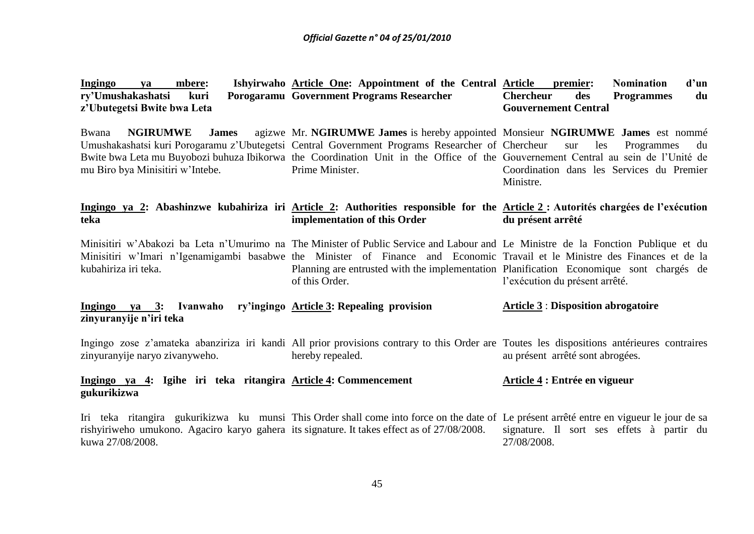**Ingingo ya mbere: Ishyirwaho ry'Umushakashatsi kuri Porogaramu z'Ubutegetsi Bwite bwa Leta**

Bwana **NGIRUMWE James** agizwe Umushakashatsi kuri Porogaramu z'Ubutegetsi Bwite bwa Leta mu Buyobozi buhuza Ibikorwa mu Biro bya Minisitiri w'Intebe.

**Ingingo ya 2: Abashinzwe kubahiriza iri teka**

Minisitiri w'Abakozi ba Leta n'Umurimo na Minisitiri w'Imari n'Igenamigambi basabwe kubahiriza iri teka.

**Ingingo ya 3: Ivanwaho ry'ingingo zinyuranyije n'iri teka**

Ingingo zose z'amateka abanziriza iri kandi zinyuranyije naryo zivanyweho.

**Ingingo ya 4: Igihe iri teka ritangira gukurikizwa**

Iri teka ritangira gukurikizwa ku munsi rishyiriweho umukono. Agaciro karyo gahera kuwa 27/08/2008.

**Article One: Appointment of the Central Government Programs Researcher**

Mr. **NGIRUMWE James** is hereby appointed Central Government Programs Researcher of the Coordination Unit in the Office of the Prime Minister.

**Article 2: Authorities responsible for the implementation of this Order**

The Minister of Public Service and Labour and the Minister of Finance and Economic Planning are entrusted with the implementation of this Order.

**Article 3: Repealing provision**

All prior provisions contrary to this Order are hereby repealed.

**Article 4: Commencement**

This Order shall come into force on the date of its signature. It takes effect as of 27/08/2008.

**Article premier: Nomination d'un Chercheur des Programmes du Gouvernement Central**

Monsieur **NGIRUMWE James** est nommé Chercheur sur les Programmes du Gouvernement Central au sein de l'Unité de Coordination dans les Services du Premier Ministre.

**Article 2 : Autorités chargées de l'exécution du présent arrêté**

Le Ministre de la Fonction Publique et du Travail et le Ministre des Finances et de la Planification Economique sont chargés de l'exécution du présent arrêté.

**Article 3 : Disposition abrogatoire**

Toutes les dispositions antérieures contraires au présent arrêté sont abrogées.

**Article 4 : Entrée en vigueur**

Le présent arrêté entre en vigueur le jour de sa signature. Il sort ses effets à partir du 27/08/2008.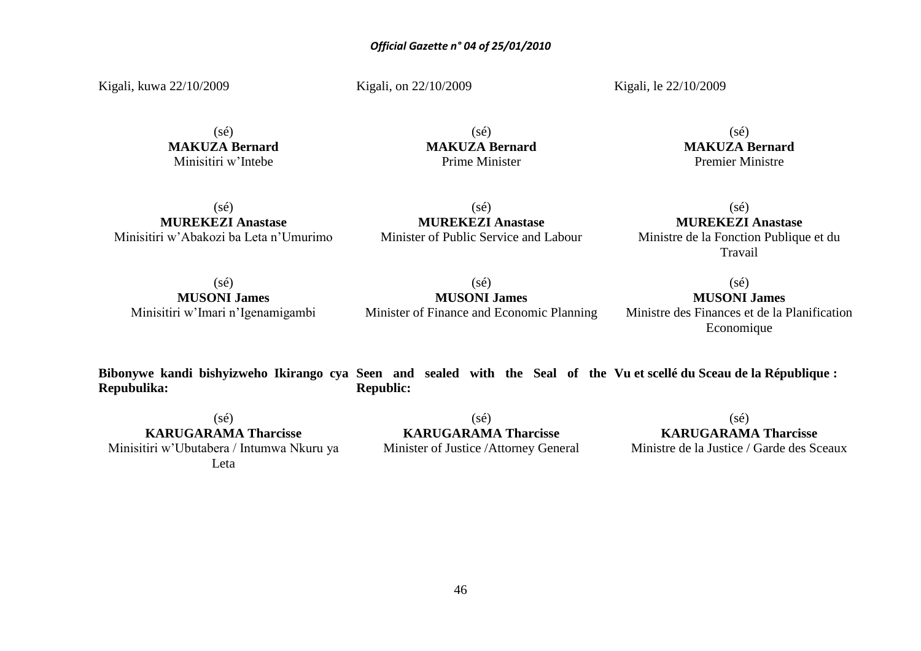Kigali, kuwa 22/10/2009

(sé)
**MAKUZA Bernard**
Minisitiri w'Intebe

(sé)
**MUREKEZI Anastase**
Minisitiri w'Abakozi ba Leta n'Umurimo

(sé)
**MUSONI James**
Minisitiri w'Imari n'Igenamigambi

**Bibonywe kandi bishyizweho Ikirango cya Repubulika:**

(sé)
**KARUGARAMA Tharcisse**
Minisitiri w'Ubutabera / Intumwa Nkuru ya Leta

Kigali, on 22/10/2009

(sé)
**MAKUZA Bernard**
Prime Minister

(sé)
**MUREKEZI Anastase**
Minister of Public Service and Labour

(sé)
**MUSONI James**
Minister of Finance and Economic Planning

**Seen and sealed with the Seal of the Republic:**

(sé)
**KARUGARAMA Tharcisse**
Minister of Justice /Attorney General

Kigali, le 22/10/2009

(sé)
**MAKUZA Bernard**
Premier Ministre

(sé)
**MUREKEZI Anastase**
Ministre de la Fonction Publique et du Travail

(sé)
**MUSONI James**
Ministre des Finances et de la Planification Economique

**Vu et scellé du Sceau de la République :**

(sé)
**KARUGARAMA Tharcisse**
Ministre de la Justice / Garde des Sceaux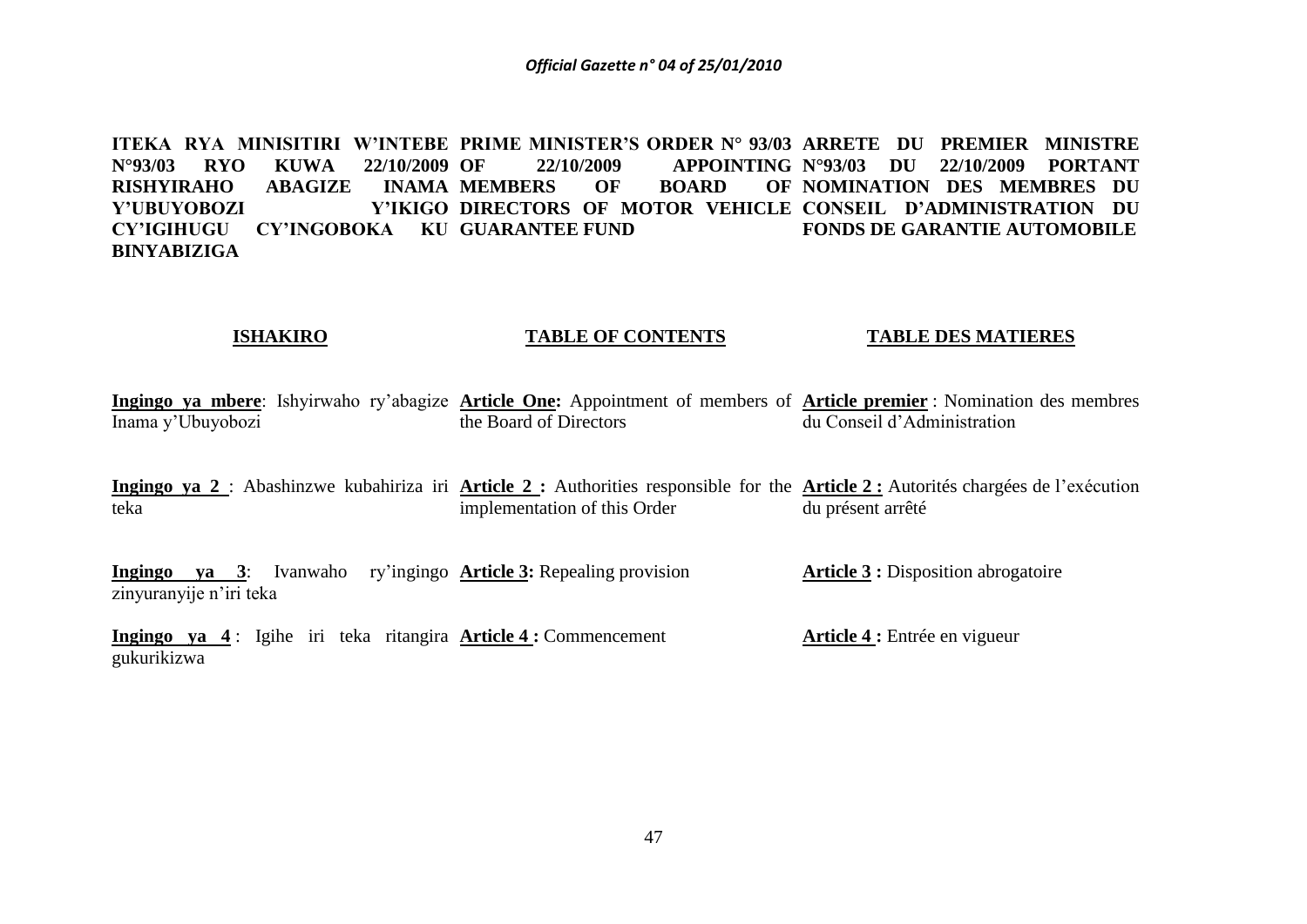**ITEKA RYA MINISITIRI W'INTEBE N°93/03 RYO KUWA 22/10/2009 RISHYIRAHO ABAGIZE INAMA Y'UBUYOBOZI Y'IKIGO CY'IGIHUGU CY'INGOBOKA KU BINYABIZIGA**

**PRIME MINISTER'S ORDER N° 93/03 OF 22/10/2009 APPOINTING MEMBERS OF BOARD OF DIRECTORS OF MOTOR VEHICLE GUARANTEE FUND**

**ARRETE DU PREMIER MINISTRE N°93/03 DU 22/10/2009 PORTANT NOMINATION DES MEMBRES DU CONSEIL D'ADMINISTRATION DU FONDS DE GARANTIE AUTOMOBILE**

**ISHAKIRO**

**Ingingo ya mbere**: Ishyirwaho ry'abagize Inama y'Ubuyobozi

**Ingingo ya 2** : Abashinzwe kubahiriza iri teka

**Ingingo ya 3**: Ivanwaho ry'ingingo zinyuranyije n'iri teka

**Ingingo ya 4** : Igihe iri teka ritangira gukurikizwa

**TABLE OF CONTENTS**

**Article One:** Appointment of members of the Board of Directors

**Article 2 :** Authorities responsible for the implementation of this Order

**Article 3:** Repealing provision

**Article 4 :** Commencement

**TABLE DES MATIERES**

**Article premier** : Nomination des membres du Conseil d'Administration

**Article 2 :** Autorités chargées de l'exécution du présent arrêté

**Article 3 :** Disposition abrogatoire

**Article 4 :** Entrée en vigueur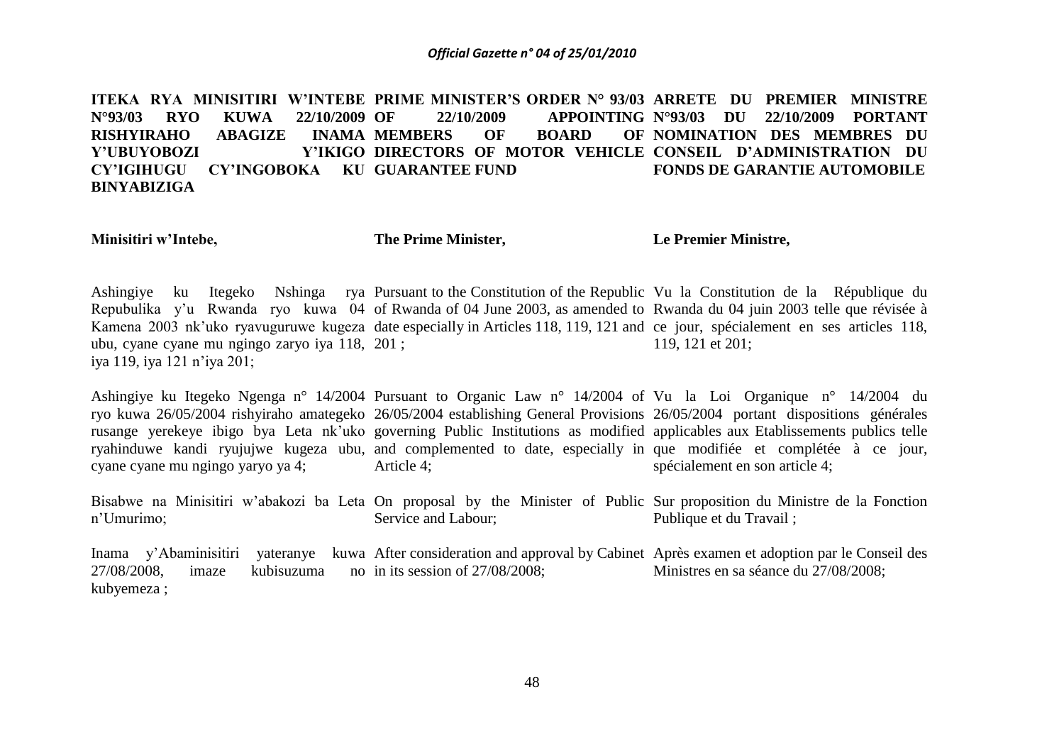**ITEKA RYA MINISITIRI W'INTEBE N°93/03 RYO KUWA 22/10/2009 RISHYIRAHO ABAGIZE INAMA Y'UBUYOBOZI Y'IKIGO CY'IGIHUGU CY'INGOBOKA KU BINYABIZIGA**

**Minisitiri w'Intebe,**

Ashingiye ku Itegeko Nshinga rya Repubulika y'u Rwanda ryo kuwa 04 Kamena 2003 nk'uko ryavuguruwe kugeza ubu, cyane cyane mu ngingo zaryo iya 118, iya 119, iya 121 n'iya 201;

Ashingiye ku Itegeko Ngenga n° 14/2004 ryo kuwa 26/05/2004 rishyiraho amategeko rusange yerekeye ibigo bya Leta nk'uko ryahinduwe kandi ryujujwe kugeza ubu, cyane cyane mu ngingo yaryo ya 4;

Bisabwe na Minisitiri w'abakozi ba Leta n'Umurimo;

Inama y'Abaminisitiri yateranye kuwa 27/08/2008, imaze kubisuzuma no kubyemeza ;

**PRIME MINISTER'S ORDER N° 93/03 OF 22/10/2009 APPOINTING MEMBERS OF BOARD OF DIRECTORS OF MOTOR VEHICLE GUARANTEE FUND**

**The Prime Minister,**

Pursuant to the Constitution of the Republic of Rwanda of 04 June 2003, as amended to date especially in Articles 118, 119, 121 and 201 ;

Pursuant to Organic Law n° 14/2004 of 26/05/2004 establishing General Provisions governing Public Institutions as modified and complemented to date, especially in Article 4;

On proposal by the Minister of Public Service and Labour;

After consideration and approval by Cabinet in its session of 27/08/2008;

**ARRETE DU PREMIER MINISTRE N°93/03 DU 22/10/2009 PORTANT NOMINATION DES MEMBRES DU CONSEIL D'ADMINISTRATION DU FONDS DE GARANTIE AUTOMOBILE**

**Le Premier Ministre,**

Vu la Constitution de la République du Rwanda du 04 juin 2003 telle que révisée à ce jour, spécialement en ses articles 118, 119, 121 et 201;

Vu la Loi Organique n° 14/2004 du 26/05/2004 portant dispositions générales applicables aux Etablissements publics telle que modifiée et complétée à ce jour, spécialement en son article 4;

Sur proposition du Ministre de la Fonction Publique et du Travail ;

Après examen et adoption par le Conseil des Ministres en sa séance du 27/08/2008;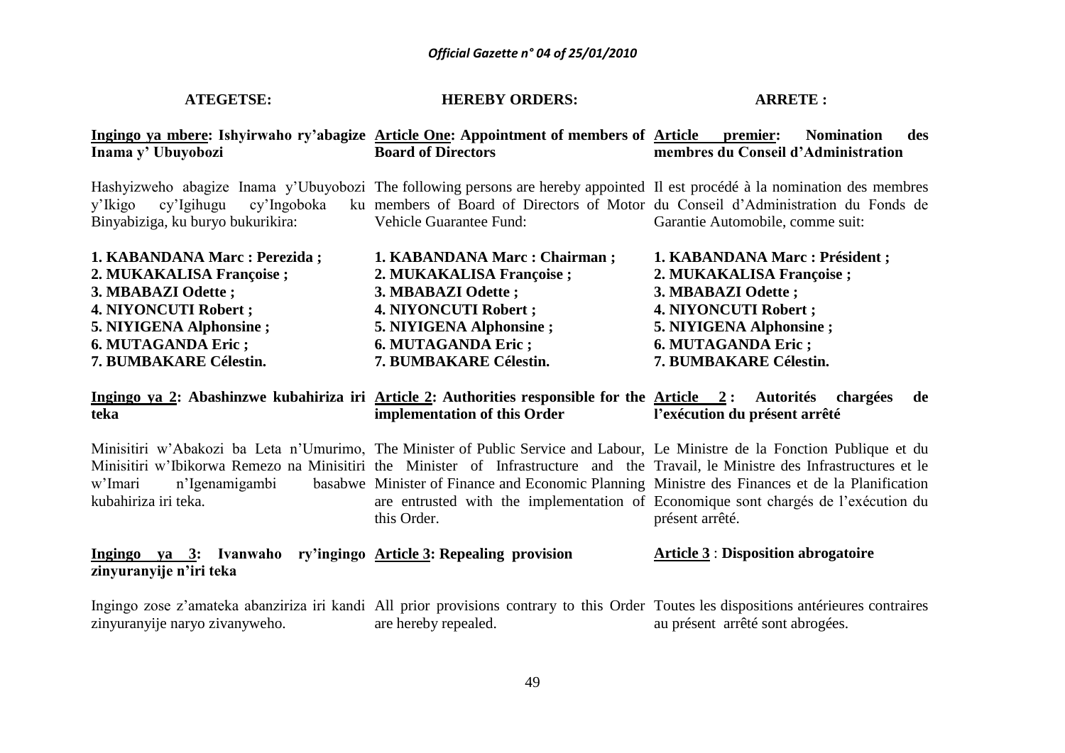**ATEGETSE:**

**Ingingo ya mbere: Ishyirwaho ry'abagize Inama y' Ubuyobozi**

Hashyizweho abagize Inama y'Ubuyobozi y'Ikigo cy'Igihugu cy'Ingoboka ku Binyabiziga, ku buryo bukurikira:

**1. KABANDANA Marc : Perezida ;**
**2. MUKAKALISA Françoise ;**
**3. MBABAZI Odette ;**
**4. NIYONCUTI Robert ;**
**5. NIYIGENA Alphonsine ;**
**6. MUTAGANDA Eric ;**
**7. BUMBAKARE Célestin.**

**Ingingo ya 2: Abashinzwe kubahiriza iri teka**

Minisitiri w'Abakozi ba Leta n'Umurimo, Minisitiri w'Ibikorwa Remezo na Minisitiri w'Imari n'Igenamigambi basabwe kubahiriza iri teka.

**Ingingo ya 3: Ivanwaho ry'ingingo zinyuranyije n'iri teka**

Ingingo zose z'amateka abanziriza iri kandi zinyuranyije naryo zivanyweho.

**HEREBY ORDERS:**

**Article One: Appointment of members of Board of Directors**

The following persons are hereby appointed members of Board of Directors of Motor Vehicle Guarantee Fund:

**1. KABANDANA Marc : Chairman ;**
**2. MUKAKALISA Françoise ;**
**3. MBABAZI Odette ;**
**4. NIYONCUTI Robert ;**
**5. NIYIGENA Alphonsine ;**
**6. MUTAGANDA Eric ;**
**7. BUMBAKARE Célestin.**

**Article 2: Authorities responsible for the implementation of this Order**

The Minister of Public Service and Labour, the Minister of Infrastructure and the Minister of Finance and Economic Planning are entrusted with the implementation of this Order.

**Article 3: Repealing provision**

All prior provisions contrary to this Order are hereby repealed.

**ARRETE :**

**Article premier: Nomination des membres du Conseil d'Administration**

Il est procédé à la nomination des membres du Conseil d'Administration du Fonds de Garantie Automobile, comme suit:

**1. KABANDANA Marc : Président ;**
**2. MUKAKALISA Françoise ;**
**3. MBABAZI Odette ;**
**4. NIYONCUTI Robert ;**
**5. NIYIGENA Alphonsine ;**
**6. MUTAGANDA Eric ;**
**7. BUMBAKARE Célestin.**

**Article 2 : Autorités chargées de l'exécution du présent arrêté**

Le Ministre de la Fonction Publique et du Travail, le Ministre des Infrastructures et le Ministre des Finances et de la Planification Economique sont chargés de l'exécution du présent arrêté.

**Article 3 : Disposition abrogatoire**

Toutes les dispositions antérieures contraires au présent arrêté sont abrogées.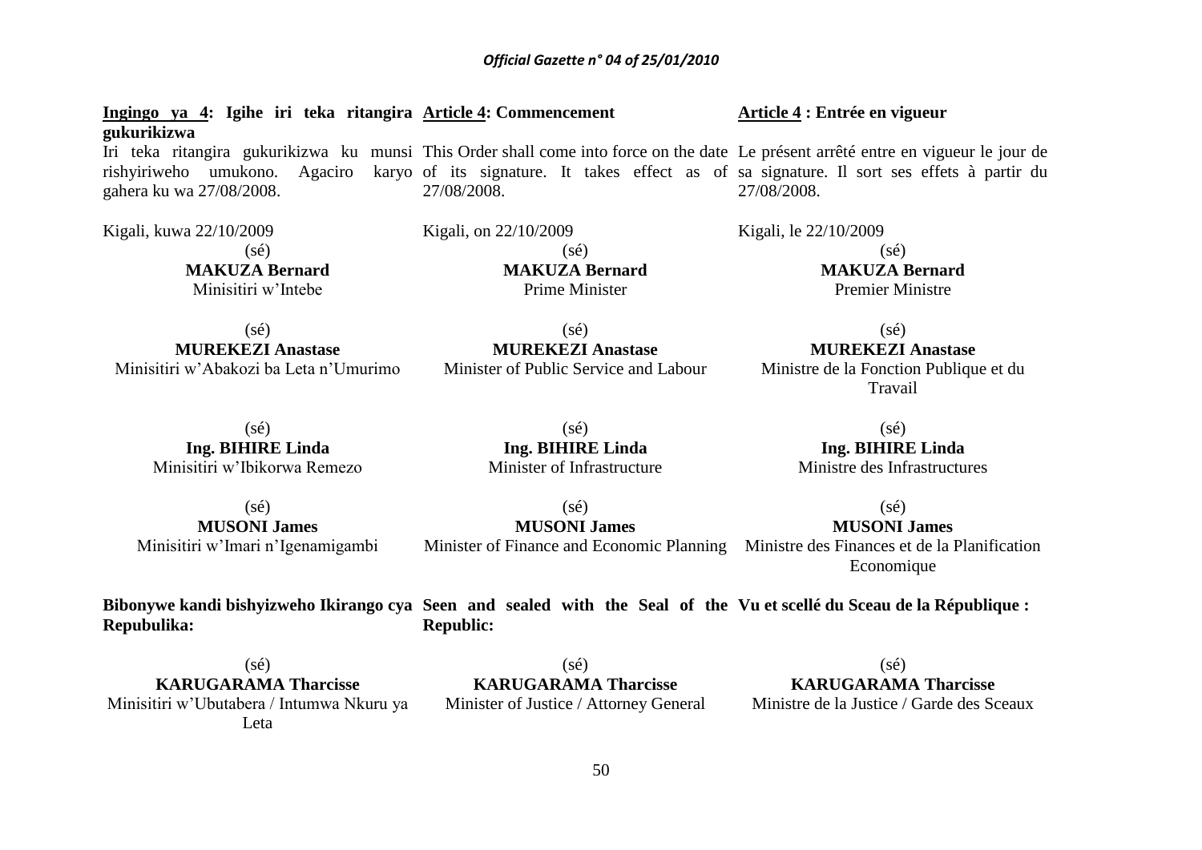**Ingingo ya 4: Igihe iri teka ritangira gukurikizwa**

Iri teka ritangira gukurikizwa ku munsi rishyiriweho umukono. Agaciro karyo gahera ku wa 27/08/2008.

Kigali, kuwa 22/10/2009

(sé)
**MAKUZA Bernard**
Minisitiri w'Intebe

(sé)
**MUREKEZI Anastase**
Minisitiri w'Abakozi ba Leta n'Umurimo

(sé)
**Ing. BIHIRE Linda**
Minisitiri w'Ibikorwa Remezo

(sé)
**MUSONI James**
Minisitiri w'Imari n'Igenamigambi

**Bibonywe kandi bishyizweho Ikirango cya Repubulika:**

(sé)
**KARUGARAMA Tharcisse**
Minisitiri w'Ubutabera / Intumwa Nkuru ya Leta

**Article 4: Commencement**

This Order shall come into force on the date of its signature. It takes effect as of 27/08/2008.

Kigali, on 22/10/2009

(sé)
**MAKUZA Bernard**
Prime Minister

(sé)
**MUREKEZI Anastase**
Minister of Public Service and Labour

(sé)
**Ing. BIHIRE Linda**
Minister of Infrastructure

(sé)
**MUSONI James**
Minister of Finance and Economic Planning

**Seen and sealed with the Seal of the Republic:**

(sé)
**KARUGARAMA Tharcisse**
Minister of Justice / Attorney General

**Article 4 : Entrée en vigueur**

Le présent arrêté entre en vigueur le jour de sa signature. Il sort ses effets à partir du 27/08/2008.

Kigali, le 22/10/2009

(sé)
**MAKUZA Bernard**
Premier Ministre

(sé)
**MUREKEZI Anastase**
Ministre de la Fonction Publique et du Travail

(sé)
**Ing. BIHIRE Linda**
Ministre des Infrastructures

(sé)
**MUSONI James**
Ministre des Finances et de la Planification Economique

**Vu et scellé du Sceau de la République :**

(sé)
**KARUGARAMA Tharcisse**
Ministre de la Justice / Garde des Sceaux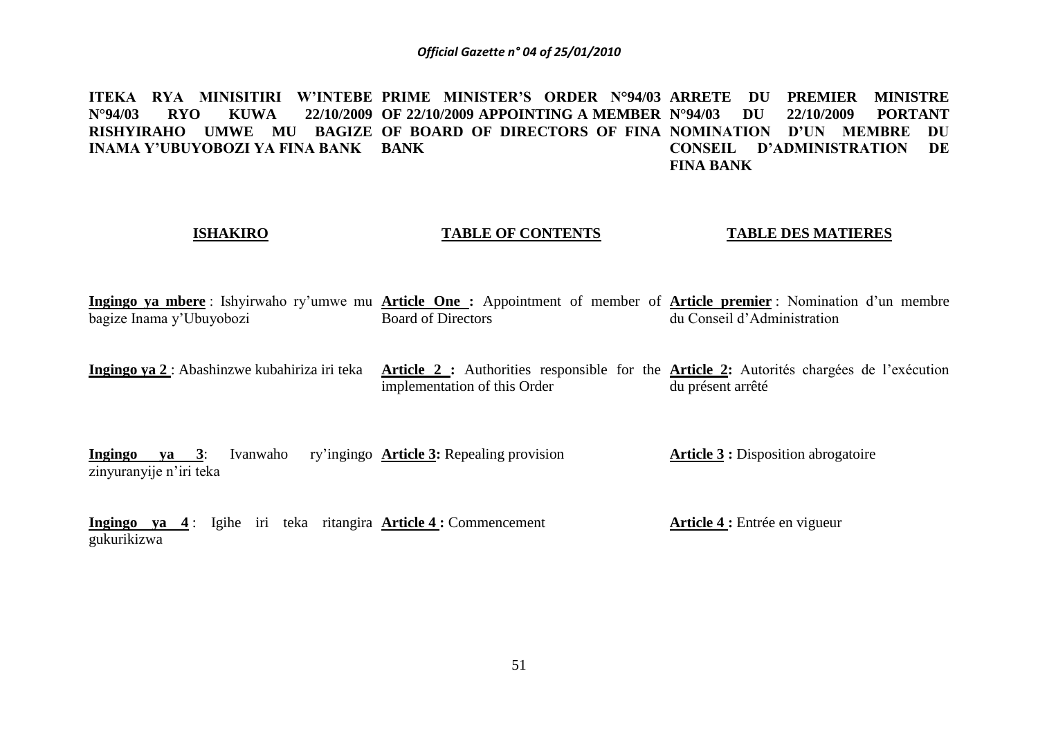**ITEKA RYA MINISITIRI W'INTEBE N°94/03 RYO KUWA 22/10/2009 RISHYIRAHO UMWE MU BAGIZE INAMA Y'UBUYOBOZI YA FINA BANK**

**ISHAKIRO**

**Ingingo ya mbere** : Ishyirwaho ry'umwe mu bagize Inama y'Ubuyobozi

**Ingingo ya 2** : Abashinzwe kubahiriza iri teka

**Ingingo ya 3**: Ivanwaho ry'ingingo zinyuranyije n'iri teka

**Ingingo ya 4** : Igihe iri teka ritangira gukurikizwa

**PRIME MINISTER'S ORDER N°94/03 OF 22/10/2009 APPOINTING A MEMBER OF BOARD OF DIRECTORS OF FINA BANK**

**TABLE OF CONTENTS**

**Article One :** Appointment of member of Board of Directors

**Article 2 :** Authorities responsible for the implementation of this Order

**Article 3:** Repealing provision

**Article 4 :** Commencement

**ARRETE DU PREMIER MINISTRE N°94/03 DU 22/10/2009 PORTANT NOMINATION D'UN MEMBRE DU CONSEIL D'ADMINISTRATION DE FINA BANK**

**TABLE DES MATIERES**

**Article premier** : Nomination d'un membre du Conseil d'Administration

**Article 2:** Autorités chargées de l'exécution du présent arrêté

**Article 3 :** Disposition abrogatoire

**Article 4 :** Entrée en vigueur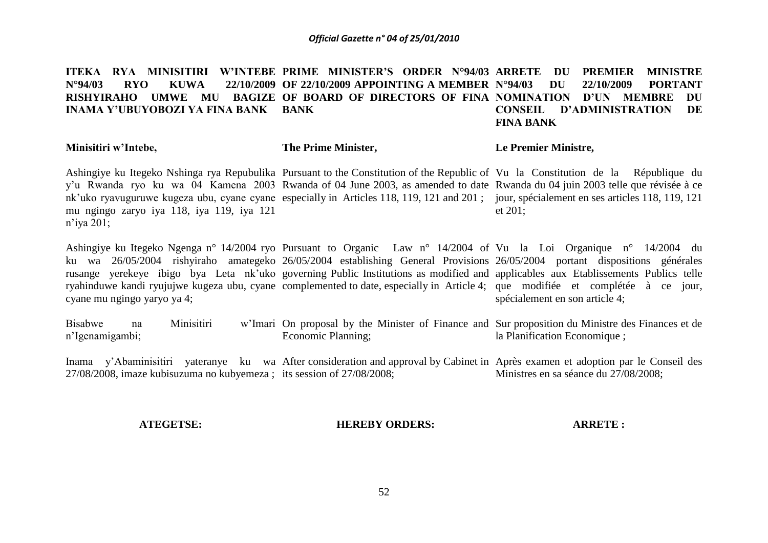**ITEKA RYA MINISITIRI W'INTEBE N°94/03 RYO KUWA 22/10/2009 RISHYIRAHO UMWE MU BAGIZE INAMA Y'UBUYOBOZI YA FINA BANK**

**Minisitiri w'Intebe,**

Ashingiye ku Itegeko Nshinga rya Repubulika y'u Rwanda ryo ku wa 04 Kamena 2003 nk'uko ryavuguruwe kugeza ubu, cyane cyane mu ngingo zaryo iya 118, iya 119, iya 121 n'iya 201;

Ashingiye ku Itegeko Ngenga n° 14/2004 ryo ku wa 26/05/2004 rishyiraho amategeko rusange yerekeye ibigo bya Leta nk'uko ryahinduwe kandi ryujujwe kugeza ubu, cyane cyane mu ngingo yaryo ya 4;

Bisabwe na Minisitiri w'Imari n'Igenamigambi;

Inama y'Abaminisitiri yateranye ku wa 27/08/2008, imaze kubisuzuma no kubyemeza ;

**ATEGETSE:**

**PRIME MINISTER'S ORDER N°94/03 OF 22/10/2009 APPOINTING A MEMBER OF BOARD OF DIRECTORS OF FINA BANK**

**The Prime Minister,**

Pursuant to the Constitution of the Republic of Rwanda of 04 June 2003, as amended to date especially in Articles 118, 119, 121 and 201 ;

Pursuant to Organic Law n° 14/2004 of 26/05/2004 establishing General Provisions governing Public Institutions as modified and complemented to date, especially in Article 4;

On proposal by the Minister of Finance and Economic Planning;

After consideration and approval by Cabinet in its session of 27/08/2008;

**HEREBY ORDERS:**

**ARRETE DU PREMIER MINISTRE N°94/03 DU 22/10/2009 PORTANT NOMINATION D'UN MEMBRE DU CONSEIL D'ADMINISTRATION DE FINA BANK**

**Le Premier Ministre,**

Vu la Constitution de la République du Rwanda du 04 juin 2003 telle que révisée à ce jour, spécialement en ses articles 118, 119, 121 et 201;

Vu la Loi Organique n° 14/2004 du 26/05/2004 portant dispositions générales applicables aux Etablissements Publics telle que modifiée et complétée à ce jour, spécialement en son article 4;

Sur proposition du Ministre des Finances et de la Planification Economique ;

Après examen et adoption par le Conseil des Ministres en sa séance du 27/08/2008;

**ARRETE :**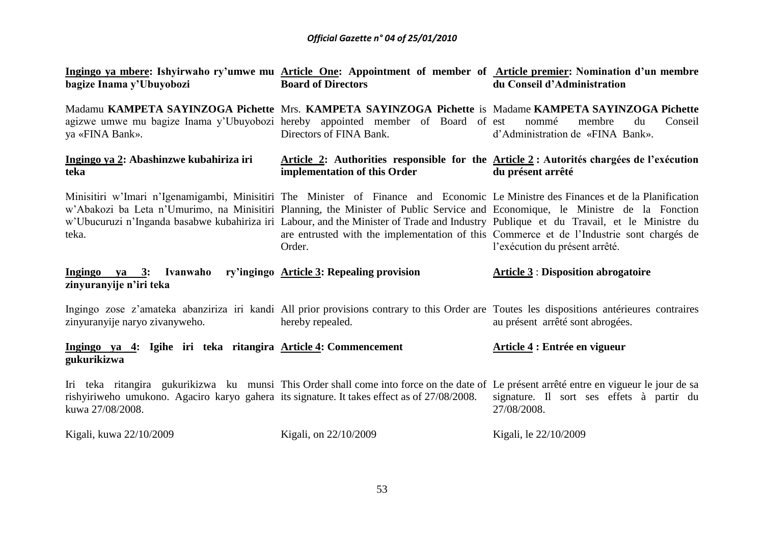**Ingingo ya mbere: Ishyirwaho ry'umwe mu bagize Inama y'Ubuyobozi**

Madamu **KAMPETA SAYINZOGA Pichette** agizwe umwe mu bagize Inama y'Ubuyobozi ya «FINA Bank».

**Ingingo ya 2: Abashinzwe kubahiriza iri teka**

Minisitiri w'Imari n'Igenamigambi, Minisitiri w'Abakozi ba Leta n'Umurimo, na Minisitiri w'Ubucuruzi n'Inganda basabwe kubahiriza iri teka.

**Ingingo ya 3: Ivanwaho ry'ingingo zinyuranyije n'iri teka**

Ingingo zose z'amateka abanziriza iri kandi zinyuranyije naryo zivanyweho.

**Ingingo ya 4: Igihe iri teka ritangira gukurikizwa**

Iri teka ritangira gukurikizwa ku munsi rishyiriweho umukono. Agaciro karyo gahera kuwa 27/08/2008.

Kigali, kuwa 22/10/2009

**Article One: Appointment of member of Board of Directors**

Mrs. **KAMPETA SAYINZOGA Pichette** is hereby appointed member of Board of Directors of FINA Bank.

**Article 2: Authorities responsible for the implementation of this Order**

The Minister of Finance and Economic Planning, the Minister of Public Service and Labour, and the Minister of Trade and Industry are entrusted with the implementation of this Order.

**Article 3: Repealing provision**

All prior provisions contrary to this Order are hereby repealed.

**Article 4: Commencement**

This Order shall come into force on the date of its signature. It takes effect as of 27/08/2008.

Kigali, on 22/10/2009

**Article premier: Nomination d'un membre du Conseil d'Administration**

Madame **KAMPETA SAYINZOGA Pichette** est nommé membre du Conseil d'Administration de «FINA Bank».

**Article 2 : Autorités chargées de l'exécution du présent arrêté**

Le Ministre des Finances et de la Planification Economique, le Ministre de la Fonction Publique et du Travail, et le Ministre du Commerce et de l'Industrie sont chargés de l'exécution du présent arrêté.

**Article 3 : Disposition abrogatoire**

Toutes les dispositions antérieures contraires au présent arrêté sont abrogées.

**Article 4 : Entrée en vigueur**

Le présent arrêté entre en vigueur le jour de sa signature. Il sort ses effets à partir du 27/08/2008.

Kigali, le 22/10/2009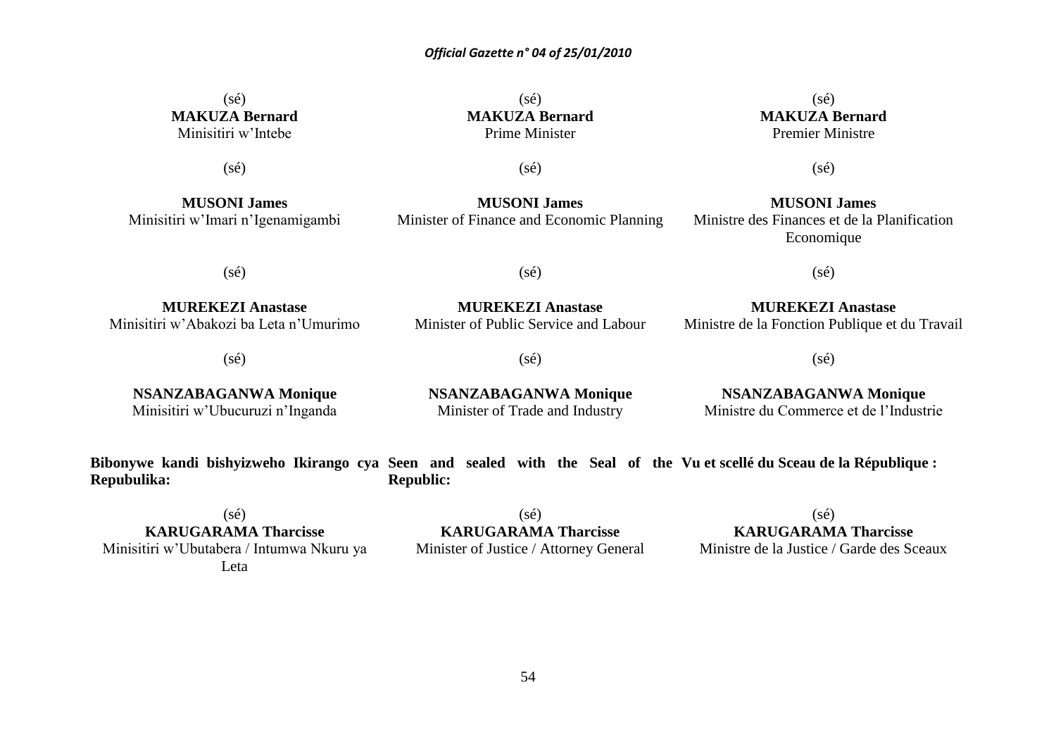(sé)
**MAKUZA Bernard**
Minisitiri w'Intebe

(sé)

**MUSONI James**
Minisitiri w'Imari n'Igenamigambi

(sé)

**MUREKEZI Anastase**
Minisitiri w'Abakozi ba Leta n'Umurimo

(sé)

**NSANZABAGANWA Monique**
Minisitiri w'Ubucuruzi n'Inganda

**Bibonywe kandi bishyizweho Ikirango cya Repubulika:**

(sé)
**KARUGARAMA Tharcisse**
Minisitiri w'Ubutabera / Intumwa Nkuru ya Leta

(sé)
**MAKUZA Bernard**
Prime Minister

(sé)

**MUSONI James**
Minister of Finance and Economic Planning

(sé)

**MUREKEZI Anastase**
Minister of Public Service and Labour

(sé)

**NSANZABAGANWA Monique**
Minister of Trade and Industry

**Seen and sealed with the Seal of the Republic:**

(sé)
**KARUGARAMA Tharcisse**
Minister of Justice / Attorney General

(sé)
**MAKUZA Bernard**
Premier Ministre

(sé)

**MUSONI James**
Ministre des Finances et de la Planification Economique

(sé)

**MUREKEZI Anastase**
Ministre de la Fonction Publique et du Travail

(sé)

**NSANZABAGANWA Monique**
Ministre du Commerce et de l'Industrie

**Vu et scellé du Sceau de la République :**

(sé)
**KARUGARAMA Tharcisse**
Ministre de la Justice / Garde des Sceaux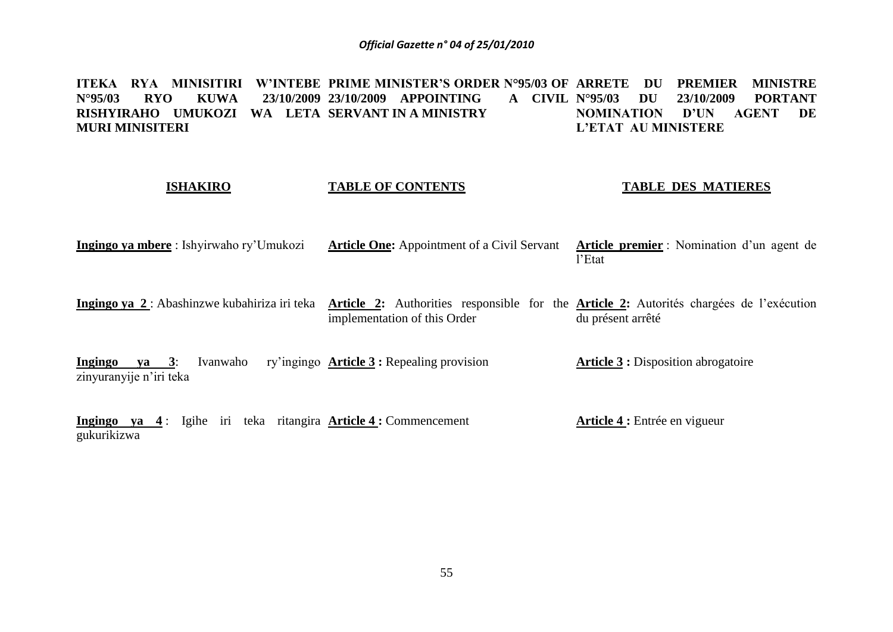**ITEKA RYA MINISITIRI W'INTEBE N°95/03 RYO KUWA 23/10/2009 RISHYIRAHO UMUKOZI WA LETA MURI MINISITERI**

**PRIME MINISTER'S ORDER N°95/03 OF 23/10/2009 APPOINTING A CIVIL SERVANT IN A MINISTRY**

**ARRETE DU PREMIER MINISTRE N°95/03 DU 23/10/2009 PORTANT NOMINATION D'UN AGENT DE L'ETAT AU MINISTERE**

| **ISHAKIRO** | **TABLE OF CONTENTS** | **TABLE DES MATIERES** |
|---|---|---|
| **Ingingo ya mbere** : Ishyirwaho ry'Umukozi | **Article One:** Appointment of a Civil Servant | **Article premier** : Nomination d'un agent de l'Etat |
| **Ingingo ya 2** : Abashinzwe kubahiriza iri teka | **Article 2:** Authorities responsible for the implementation of this Order | **Article 2:** Autorités chargées de l'exécution du présent arrêté |
| **Ingingo ya 3**: Ivanwaho ry'ingingo zinyuranyije n'iri teka | **Article 3 :** Repealing provision | **Article 3 :** Disposition abrogatoire |
| **Ingingo ya 4** : Igihe iri teka ritangira gukurikizwa | **Article 4 :** Commencement | **Article 4 :** Entrée en vigueur |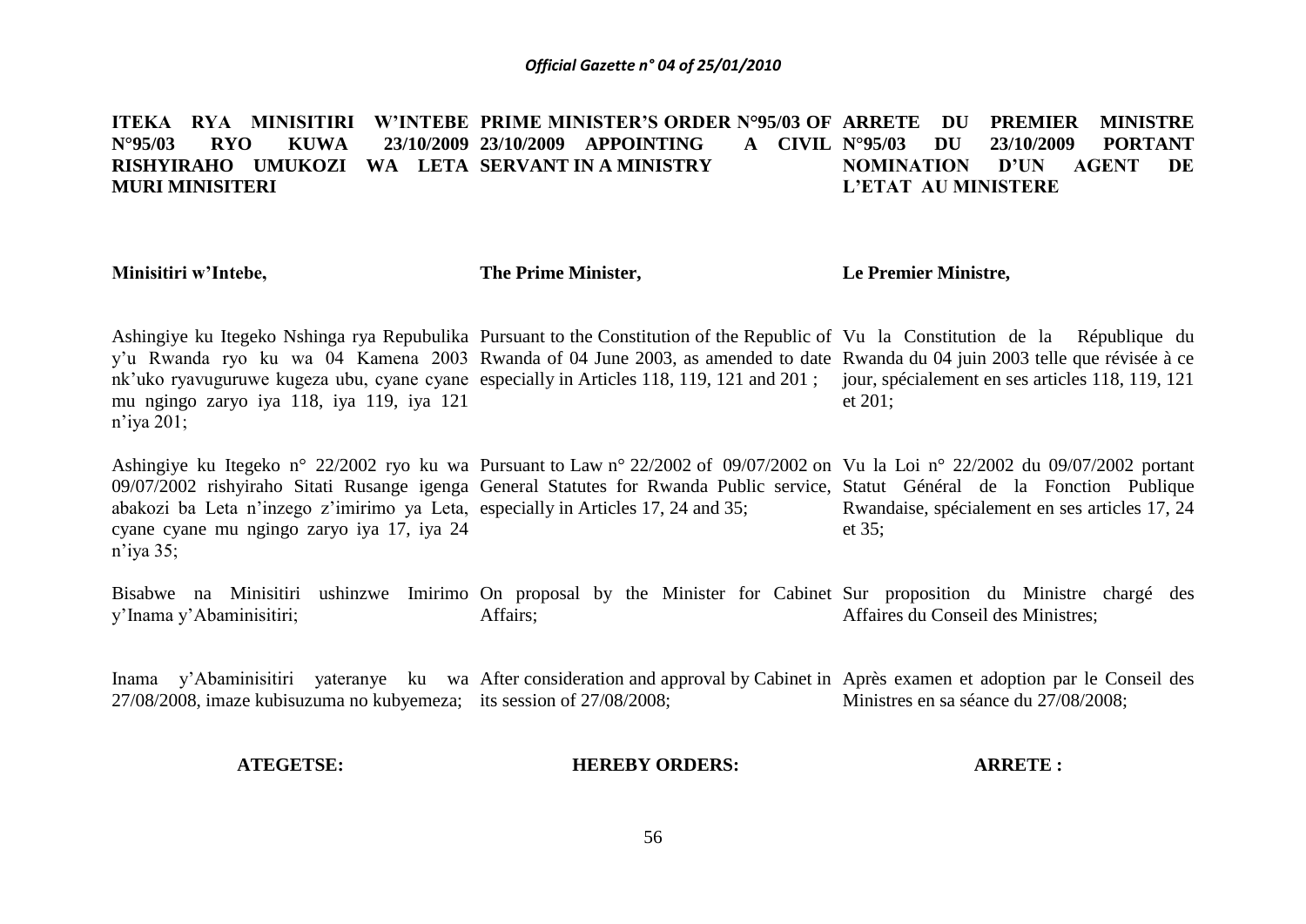**ITEKA RYA MINISITIRI W'INTEBE N°95/03 RYO KUWA 23/10/2009 RISHYIRAHO UMUKOZI WA LETA MURI MINISITERI**

**Minisitiri w'Intebe,**

Ashingiye ku Itegeko Nshinga rya Repubulika y'u Rwanda ryo ku wa 04 Kamena 2003 nk'uko ryavuguruwe kugeza ubu, cyane cyane mu ngingo zaryo iya 118, iya 119, iya 121 n'iya 201;

Ashingiye ku Itegeko n° 22/2002 ryo ku wa 09/07/2002 rishyiraho Sitati Rusange igenga abakozi ba Leta n'inzego z'imirimo ya Leta, cyane cyane mu ngingo zaryo iya 17, iya 24 n'iya 35;

Bisabwe na Minisitiri ushinzwe Imirimo y'Inama y'Abaminisitiri;

Inama y'Abaminisitiri yateranye ku wa 27/08/2008, imaze kubisuzuma no kubyemeza;

**ATEGETSE:**

**PRIME MINISTER'S ORDER N°95/03 OF 23/10/2009 APPOINTING A CIVIL SERVANT IN A MINISTRY**

**The Prime Minister,**

Pursuant to the Constitution of the Republic of Rwanda of 04 June 2003, as amended to date especially in Articles 118, 119, 121 and 201 ;

Pursuant to Law n° 22/2002 of 09/07/2002 on General Statutes for Rwanda Public service, especially in Articles 17, 24 and 35;

On proposal by the Minister for Cabinet Affairs;

After consideration and approval by Cabinet in its session of 27/08/2008;

**HEREBY ORDERS:**

**ARRETE DU PREMIER MINISTRE N°95/03 DU 23/10/2009 PORTANT NOMINATION D'UN AGENT DE L'ETAT AU MINISTERE**

**Le Premier Ministre,**

Vu la Constitution de la République du Rwanda du 04 juin 2003 telle que révisée à ce jour, spécialement en ses articles 118, 119, 121 et 201;

Vu la Loi n° 22/2002 du 09/07/2002 portant Statut Général de la Fonction Publique Rwandaise, spécialement en ses articles 17, 24 et 35;

Sur proposition du Ministre chargé des Affaires du Conseil des Ministres;

Après examen et adoption par le Conseil des Ministres en sa séance du 27/08/2008;

**ARRETE :**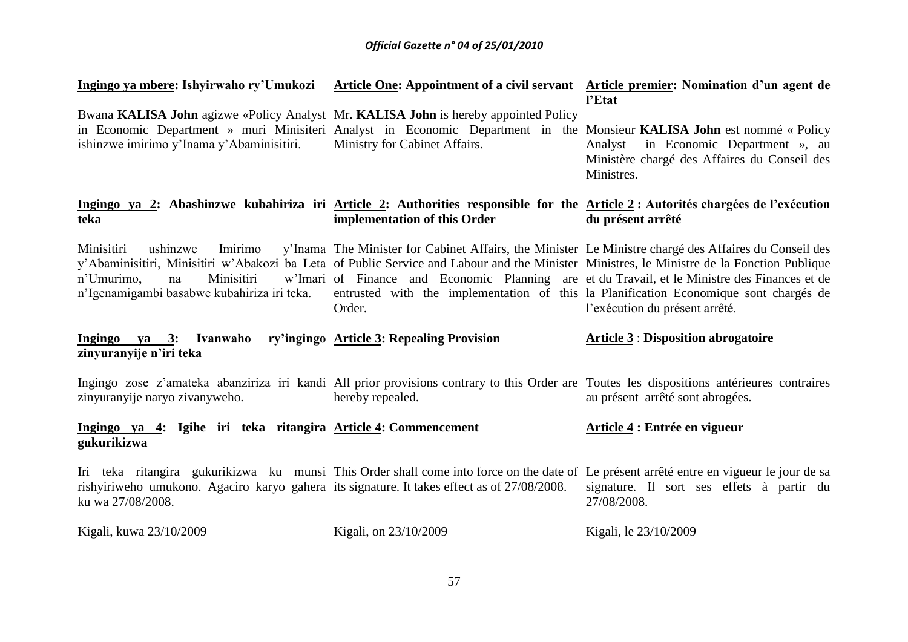**Ingingo ya mbere: Ishyirwaho ry'Umukozi**

Bwana **KALISA John** agizwe «Policy Analyst in Economic Department » muri Minisiteri ishinzwe imirimo y'Inama y'Abaminisitiri.

**Ingingo ya 2: Abashinzwe kubahiriza iri teka**

Minisitiri ushinzwe Imirimo y'Inama y'Abaminisitiri, Minisitiri w'Abakozi ba Leta n'Umurimo, na Minisitiri w'Imari n'Igenamigambi basabwe kubahiriza iri teka.

**Ingingo ya 3: Ivanwaho ry'ingingo zinyuranyije n'iri teka**

Ingingo zose z'amateka abanziriza iri kandi zinyuranyije naryo zivanyweho.

**Ingingo ya 4: Igihe iri teka ritangira gukurikizwa**

Iri teka ritangira gukurikizwa ku munsi rishyiriweho umukono. Agaciro karyo gahera ku wa 27/08/2008.

Kigali, kuwa 23/10/2009

**Article One: Appointment of a civil servant**

Mr. **KALISA John** is hereby appointed Policy Analyst in Economic Department in the Ministry for Cabinet Affairs.

**Article 2: Authorities responsible for the implementation of this Order**

The Minister for Cabinet Affairs, the Minister of Public Service and Labour and the Minister of Finance and Economic Planning are entrusted with the implementation of this Order.

**Article 3: Repealing Provision**

All prior provisions contrary to this Order are hereby repealed.

**Article 4: Commencement**

This Order shall come into force on the date of its signature. It takes effect as of 27/08/2008.

Kigali, on 23/10/2009

**Article premier: Nomination d'un agent de l'Etat**

Monsieur **KALISA John** est nommé « Policy Analyst in Economic Department », au Ministère chargé des Affaires du Conseil des Ministres.

**Article 2 : Autorités chargées de l'exécution du présent arrêté**

Le Ministre chargé des Affaires du Conseil des Ministres, le Ministre de la Fonction Publique et du Travail, et le Ministre des Finances et de la Planification Economique sont chargés de l'exécution du présent arrêté.

**Article 3 : Disposition abrogatoire**

Toutes les dispositions antérieures contraires au présent arrêté sont abrogées.

**Article 4 : Entrée en vigueur**

Le présent arrêté entre en vigueur le jour de sa signature. Il sort ses effets à partir du 27/08/2008.

Kigali, le 23/10/2009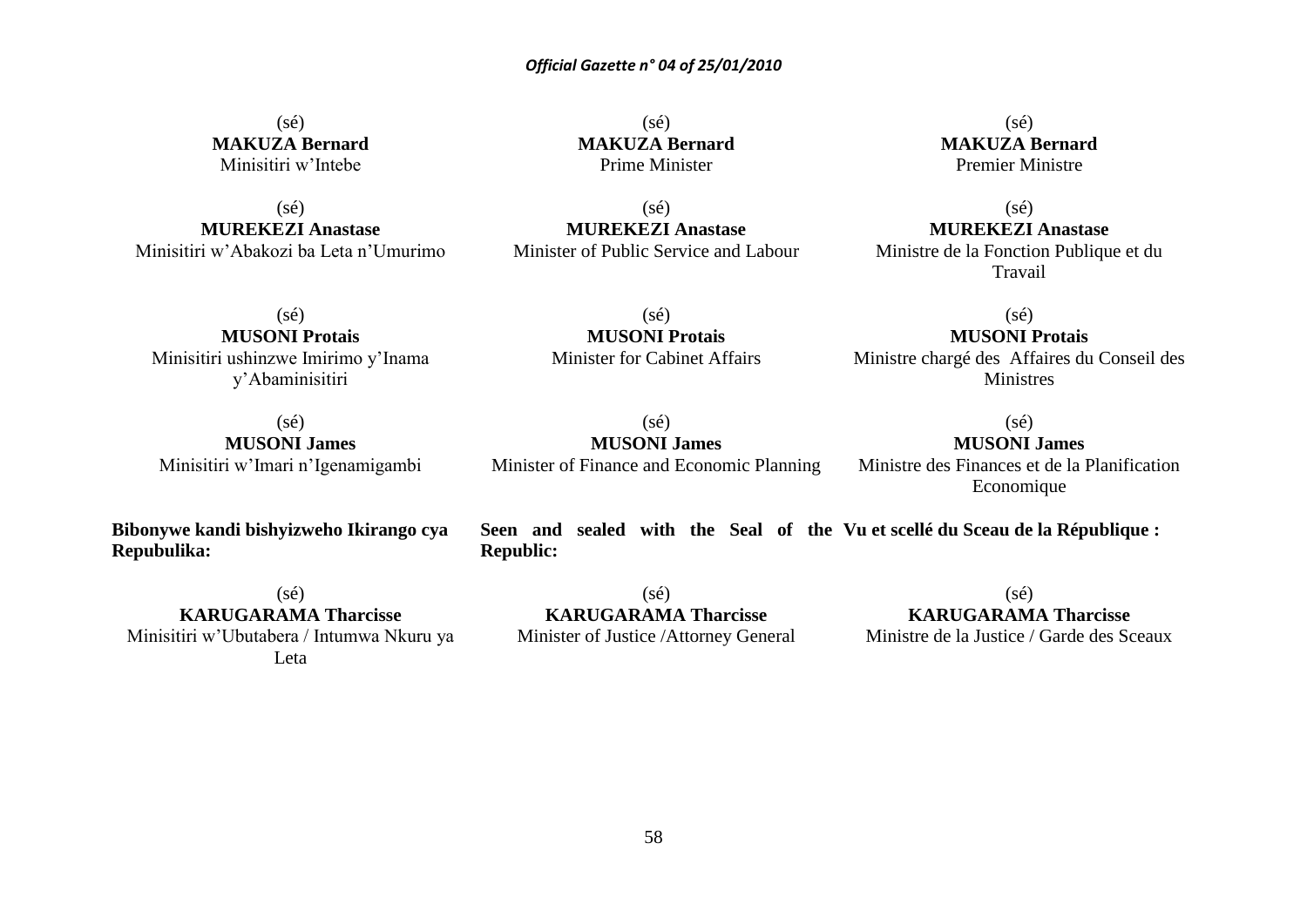(sé)
**MAKUZA Bernard**
Minisitiri w'Intebe

(sé)
**MUREKEZI Anastase**
Minisitiri w'Abakozi ba Leta n'Umurimo

(sé)
**MUSONI Protais**
Minisitiri ushinzwe Imirimo y'Inama y'Abaminisitiri

(sé)
**MUSONI James**
Minisitiri w'Imari n'Igenamigambi

**Bibonywe kandi bishyizweho Ikirango cya Repubulika:**

(sé)
**KARUGARAMA Tharcisse**
Minisitiri w'Ubutabera / Intumwa Nkuru ya Leta

(sé)
**MAKUZA Bernard**
Prime Minister

(sé)
**MUREKEZI Anastase**
Minister of Public Service and Labour

(sé)
**MUSONI Protais**
Minister for Cabinet Affairs

(sé)
**MUSONI James**
Minister of Finance and Economic Planning

**Seen and sealed with the Seal of the Republic:**

(sé)
**KARUGARAMA Tharcisse**
Minister of Justice /Attorney General

(sé)
**MAKUZA Bernard**
Premier Ministre

(sé)
**MUREKEZI Anastase**
Ministre de la Fonction Publique et du Travail

(sé)
**MUSONI Protais**
Ministre chargé des Affaires du Conseil des Ministres

(sé)
**MUSONI James**
Ministre des Finances et de la Planification Economique

**Vu et scellé du Sceau de la République :**

(sé)
**KARUGARAMA Tharcisse**
Ministre de la Justice / Garde des Sceaux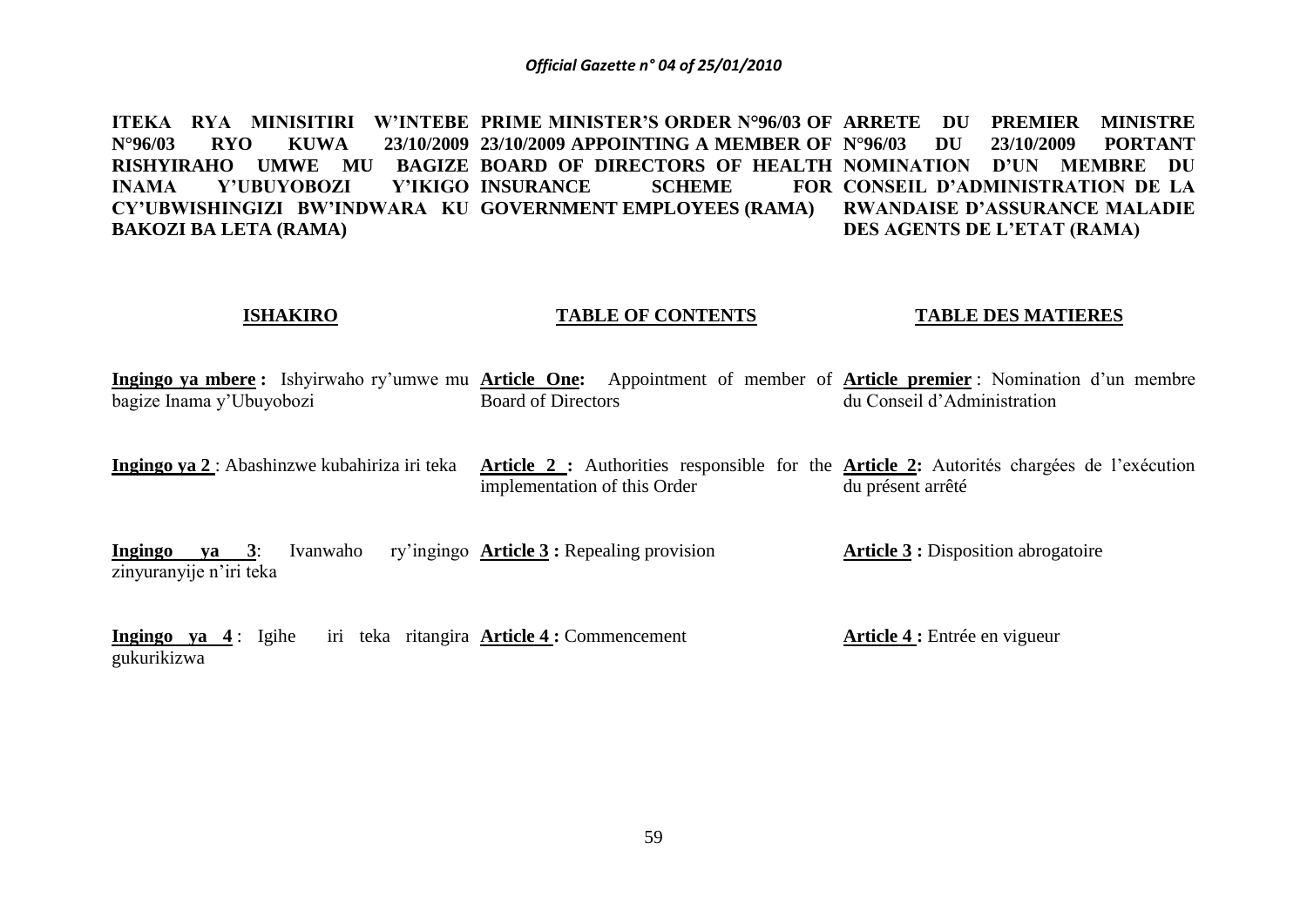**ITEKA RYA MINISITIRI W'INTEBE N°96/03 RYO KUWA 23/10/2009 RISHYIRAHO UMWE MU BAGIZE INAMA Y'UBUYOBOZI Y'IKIGO CY'UBWISHINGIZI BW'INDWARA KU BAKOZI BA LETA (RAMA)**

**ISHAKIRO**

**Ingingo ya mbere :** Ishyirwaho ry'umwe mu bagize Inama y'Ubuyobozi

**Ingingo ya 2** : Abashinzwe kubahiriza iri teka

**Ingingo ya 3**: Ivanwaho ry'ingingo zinyuranyije n'iri teka

**Ingingo ya 4** : Igihe iri teka ritangira gukurikizwa

**PRIME MINISTER'S ORDER N°96/03 OF 23/10/2009 APPOINTING A MEMBER OF BOARD OF DIRECTORS OF HEALTH INSURANCE SCHEME FOR GOVERNMENT EMPLOYEES (RAMA)**

**TABLE OF CONTENTS**

**Article One:** Appointment of member of Board of Directors

**Article 2 :** Authorities responsible for the implementation of this Order

**Article 3 :** Repealing provision

**Article 4 :** Commencement

**ARRETE DU PREMIER MINISTRE N°96/03 DU 23/10/2009 PORTANT NOMINATION D'UN MEMBRE DU CONSEIL D'ADMINISTRATION DE LA RWANDAISE D'ASSURANCE MALADIE DES AGENTS DE L'ETAT (RAMA)**

**TABLE DES MATIERES**

**Article premier** : Nomination d'un membre du Conseil d'Administration

**Article 2:** Autorités chargées de l'exécution du présent arrêté

**Article 3 :** Disposition abrogatoire

**Article 4 :** Entrée en vigueur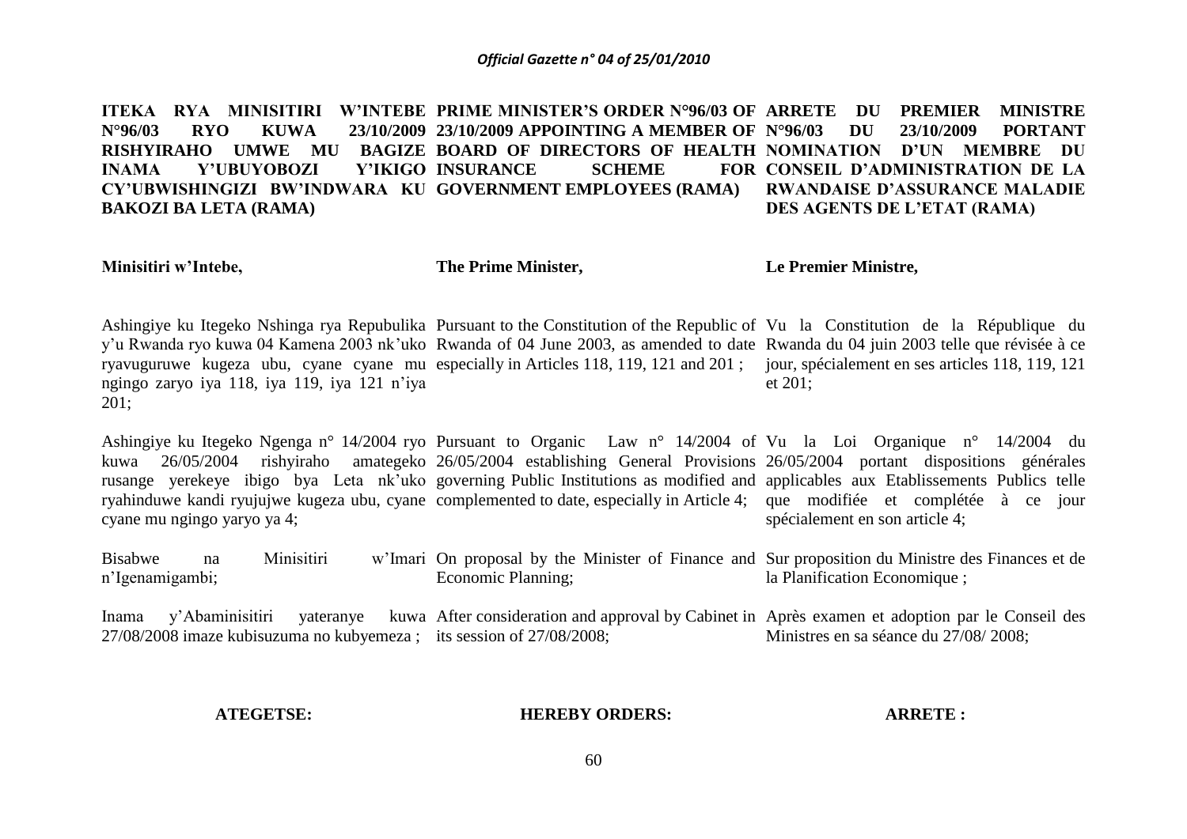**ITEKA RYA MINISITIRI W'INTEBE N°96/03 RYO KUWA 23/10/2009 RISHYIRAHO UMWE MU BAGIZE INAMA Y'UBUYOBOZI Y'IKIGO CY'UBWISHINGIZI BW'INDWARA KU BAKOZI BA LETA (RAMA)**

**Minisitiri w'Intebe,**

Ashingiye ku Itegeko Nshinga rya Repubulika y'u Rwanda ryo kuwa 04 Kamena 2003 nk'uko ryavuguruwe kugeza ubu, cyane cyane mu ngingo zaryo iya 118, iya 119, iya 121 n'iya 201;

Ashingiye ku Itegeko Ngenga n° 14/2004 ryo kuwa 26/05/2004 rishyiraho amategeko rusange yerekeye ibigo bya Leta nk'uko ryahinduwe kandi ryujujwe kugeza ubu, cyane cyane mu ngingo yaryo ya 4;

Bisabwe na Minisitiri w'Imari n'Igenamigambi;

Inama y'Abaminisitiri yateranye kuwa 27/08/2008 imaze kubisuzuma no kubyemeza ;

**ATEGETSE:**

**PRIME MINISTER'S ORDER N°96/03 OF 23/10/2009 APPOINTING A MEMBER OF BOARD OF DIRECTORS OF HEALTH INSURANCE SCHEME FOR GOVERNMENT EMPLOYEES (RAMA)**

**The Prime Minister,**

Pursuant to the Constitution of the Republic of Rwanda of 04 June 2003, as amended to date especially in Articles 118, 119, 121 and 201 ;

Pursuant to Organic Law n° 14/2004 of 26/05/2004 establishing General Provisions governing Public Institutions as modified and complemented to date, especially in Article 4;

On proposal by the Minister of Finance and Economic Planning;

After consideration and approval by Cabinet in its session of 27/08/2008;

**HEREBY ORDERS:**

**ARRETE DU PREMIER MINISTRE N°96/03 DU 23/10/2009 PORTANT NOMINATION D'UN MEMBRE DU CONSEIL D'ADMINISTRATION DE LA RWANDAISE D'ASSURANCE MALADIE DES AGENTS DE L'ETAT (RAMA)**

**Le Premier Ministre,**

Vu la Constitution de la République du Rwanda du 04 juin 2003 telle que révisée à ce jour, spécialement en ses articles 118, 119, 121 et 201;

Vu la Loi Organique n° 14/2004 du 26/05/2004 portant dispositions générales applicables aux Etablissements Publics telle que modifiée et complétée à ce jour spécialement en son article 4;

Sur proposition du Ministre des Finances et de la Planification Economique ;

Après examen et adoption par le Conseil des Ministres en sa séance du 27/08/ 2008;

**ARRETE :**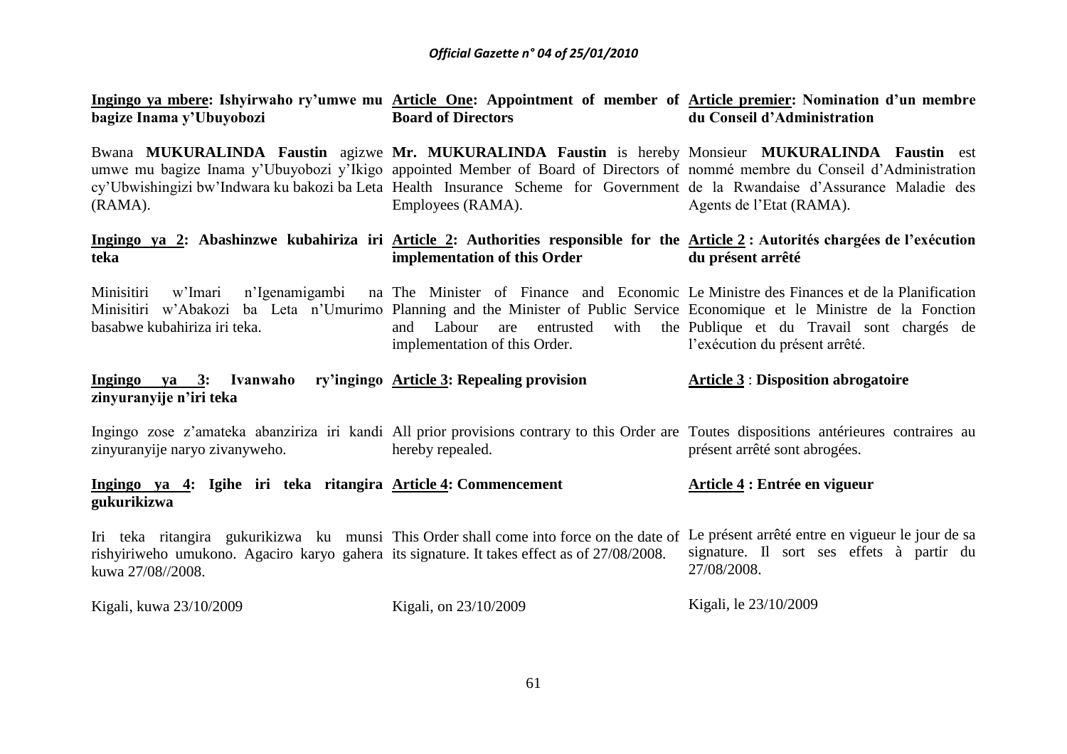**Ingingo ya mbere: Ishyirwaho ry'umwe mu bagize Inama y'Ubuyobozi**

Bwana **MUKURALINDA Faustin** agizwe umwe mu bagize Inama y'Ubuyobozi y'Ikigo cy'Ubwishingizi bw'Indwara ku bakozi ba Leta (RAMA).

**Ingingo ya 2: Abashinzwe kubahiriza iri teka**

Minisitiri w'Imari n'Igenamigambi na Minisitiri w'Abakozi ba Leta n'Umurimo basabwe kubahiriza iri teka.

**Ingingo ya 3: Ivanwaho ry'ingingo zinyuranyije n'iri teka**

Ingingo zose z'amateka abanziriza iri kandi zinyuranyije naryo zivanyweho.

**Ingingo ya 4: Igihe iri teka ritangira gukurikizwa**

Iri teka ritangira gukurikizwa ku munsi rishyiriweho umukono. Agaciro karyo gahera kuwa 27/08//2008.

Kigali, kuwa 23/10/2009

**Article One: Appointment of member of Board of Directors**

**Mr. MUKURALINDA Faustin** is hereby appointed Member of Board of Directors of Health Insurance Scheme for Government Employees (RAMA).

**Article 2: Authorities responsible for the implementation of this Order**

The Minister of Finance and Economic Planning and the Minister of Public Service and Labour are entrusted with the implementation of this Order.

**Article 3: Repealing provision**

All prior provisions contrary to this Order are hereby repealed.

**Article 4: Commencement**

This Order shall come into force on the date of its signature. It takes effect as of 27/08/2008.

Kigali, on 23/10/2009

**Article premier: Nomination d'un membre du Conseil d'Administration**

Monsieur **MUKURALINDA Faustin** est nommé membre du Conseil d'Administration de la Rwandaise d'Assurance Maladie des Agents de l'Etat (RAMA).

**Article 2 : Autorités chargées de l'exécution du présent arrêté**

Le Ministre des Finances et de la Planification Economique et le Ministre de la Fonction Publique et du Travail sont chargés de l'exécution du présent arrêté.

**Article 3 : Disposition abrogatoire**

Toutes dispositions antérieures contraires au présent arrêté sont abrogées.

**Article 4 : Entrée en vigueur**

Le présent arrêté entre en vigueur le jour de sa signature. Il sort ses effets à partir du 27/08/2008.

Kigali, le 23/10/2009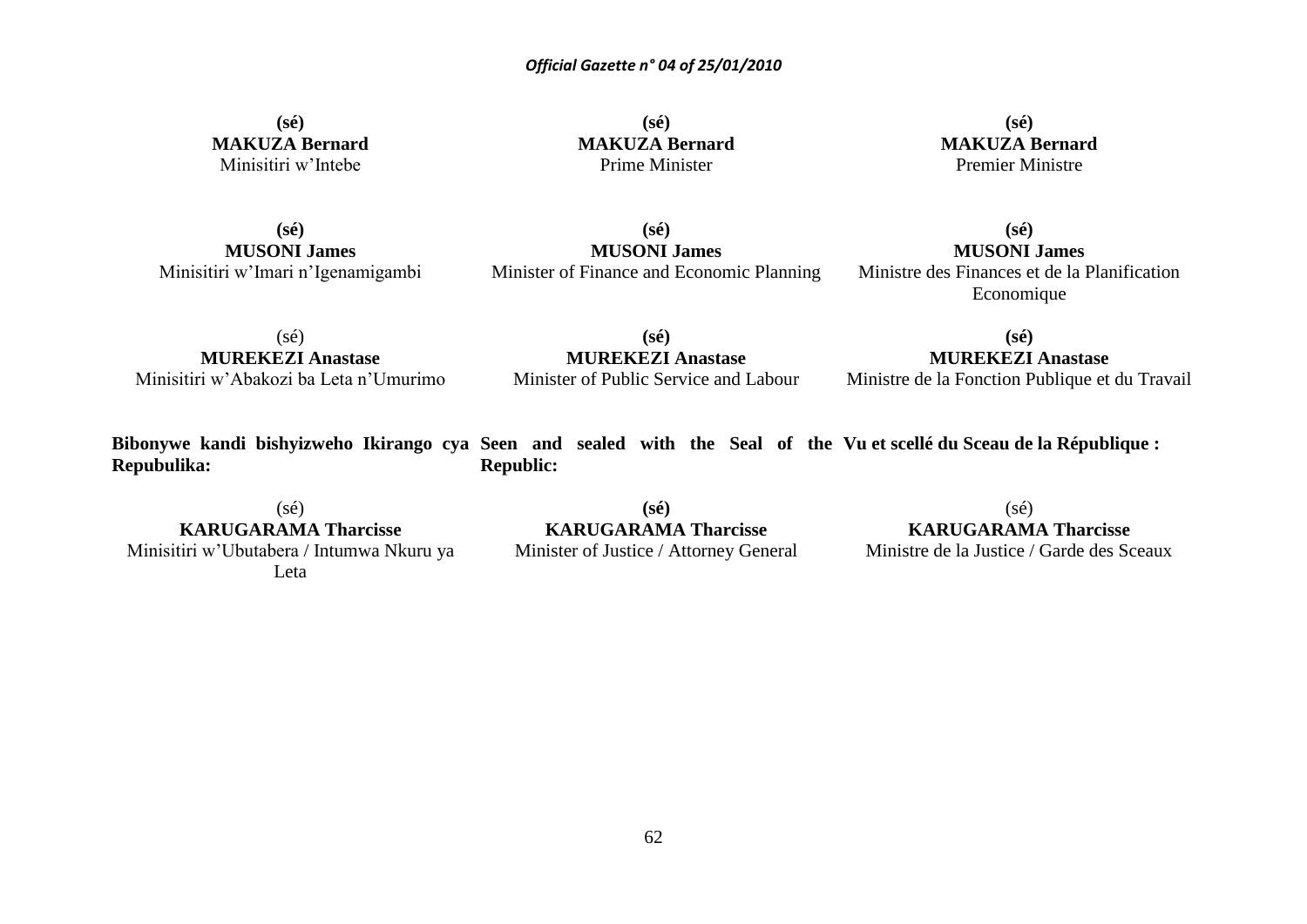**(sé)**
**MAKUZA Bernard**
Minisitiri w'Intebe

**(sé)**
**MAKUZA Bernard**
Prime Minister

**(sé)**
**MAKUZA Bernard**
Premier Ministre

**(sé)**
**MUSONI James**
Minisitiri w'Imari n'Igenamigambi

**(sé)**
**MUSONI James**
Minister of Finance and Economic Planning

**(sé)**
**MUSONI James**
Ministre des Finances et de la Planification Economique

(sé)
**MUREKEZI Anastase**
Minisitiri w'Abakozi ba Leta n'Umurimo

**(sé)**
**MUREKEZI Anastase**
Minister of Public Service and Labour

**(sé)**
**MUREKEZI Anastase**
Ministre de la Fonction Publique et du Travail

**Bibonywe kandi bishyizweho Ikirango cya Repubulika:**

**Seen and sealed with the Seal of the Republic:**

**Vu et scellé du Sceau de la République :**

(sé)
**KARUGARAMA Tharcisse**
Minisitiri w'Ubutabera / Intumwa Nkuru ya Leta

**(sé)**
**KARUGARAMA Tharcisse**
Minister of Justice / Attorney General

(sé)
**KARUGARAMA Tharcisse**
Ministre de la Justice / Garde des Sceaux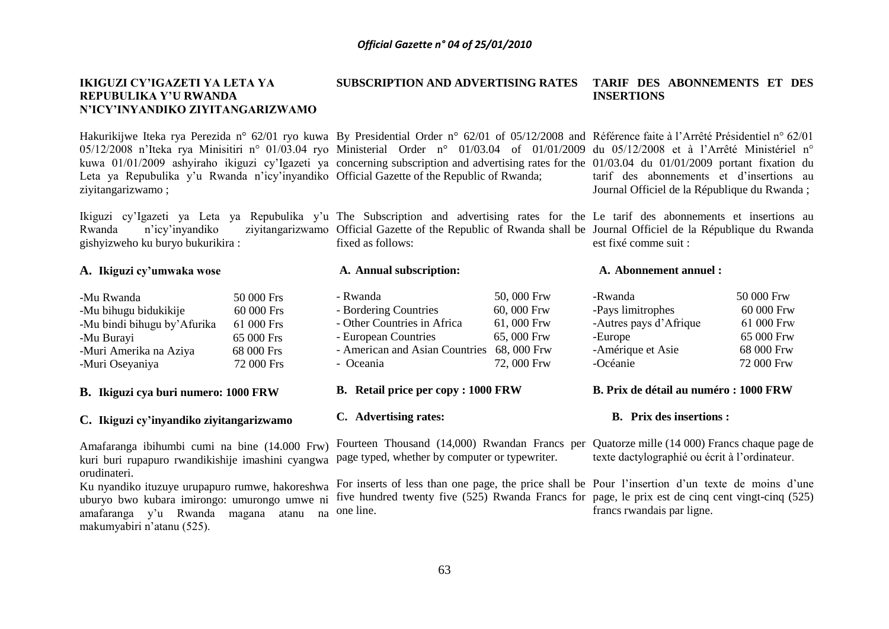**IKIGUZI CY'IGAZETI YA LETA YA REPUBULIKA Y'U RWANDA N'ICY'INYANDIKO ZIYITANGARIZWAMO**

Hakurikijwe Iteka rya Perezida n° 62/01 ryo kuwa 05/12/2008 n'Iteka rya Minisitiri n° 01/03.04 ryo kuwa 01/01/2009 ashyiraho ikiguzi cy'Igazeti ya Leta ya Repubulika y'u Rwanda n'icy'inyandiko ziyitangarizwamo ;

Ikiguzi cy'Igazeti ya Leta ya Repubulika y'u Rwanda n'icy'inyandiko ziyitangarizwamo gishyizweho ku buryo bukurikira :

**A. Ikiguzi cy'umwaka wose**

| | |
|---|---|
| -Mu Rwanda | 50 000 Frs |
| -Mu bihugu bidukikije | 60 000 Frs |
| -Mu bindi bihugu by'Afurika | 61 000 Frs |
| -Mu Burayi | 65 000 Frs |
| -Muri Amerika na Aziya | 68 000 Frs |
| -Muri Oseyaniya | 72 000 Frs |

**B. Ikiguzi cya buri numero: 1000 FRW**

**C. Ikiguzi cy'inyandiko ziyitangarizwamo**

Amafaranga ibihumbi cumi na bine (14.000 Frw) kuri buri rupapuro rwandikishije imashini cyangwa orudinateri.

Ku nyandiko ituzuye urupapuro rumwe, hakoreshwa uburyo bwo kubara imirongo: umurongo umwe ni amafaranga y'u Rwanda magana atanu na makumyabiri n'atanu (525).

**SUBSCRIPTION AND ADVERTISING RATES**

By Presidential Order n° 62/01 of 05/12/2008 and Ministerial Order n° 01/03.04 of 01/01/2009 concerning subscription and advertising rates for the Official Gazette of the Republic of Rwanda;

The Subscription and advertising rates for the Official Gazette of the Republic of Rwanda shall be fixed as follows:

**A. Annual subscription:**

| | |
|---|---|
| - Rwanda | 50, 000 Frw |
| - Bordering Countries | 60, 000 Frw |
| - Other Countries in Africa | 61, 000 Frw |
| - European Countries | 65, 000 Frw |
| - American and Asian Countries | 68, 000 Frw |
| - Oceania | 72, 000 Frw |

**B. Retail price per copy : 1000 FRW**

**C. Advertising rates:**

Fourteen Thousand (14,000) Rwandan Francs per page typed, whether by computer or typewriter.

For inserts of less than one page, the price shall be five hundred twenty five (525) Rwanda Francs for one line.

**TARIF DES ABONNEMENTS ET DES INSERTIONS**

Référence faite à l'Arrêté Présidentiel n° 62/01 du 05/12/2008 et à l'Arrêté Ministériel n° 01/03.04 du 01/01/2009 portant fixation du tarif des abonnements et d'insertions au Journal Officiel de la République du Rwanda ;

Le tarif des abonnements et insertions au Journal Officiel de la République du Rwanda est fixé comme suit :

**A. Abonnement annuel :**

| | |
|---|---|
| -Rwanda | 50 000 Frw |
| -Pays limitrophes | 60 000 Frw |
| -Autres pays d'Afrique | 61 000 Frw |
| -Europe | 65 000 Frw |
| -Amérique et Asie | 68 000 Frw |
| -Océanie | 72 000 Frw |

**B. Prix de détail au numéro : 1000 FRW**

**B. Prix des insertions :**

Quatorze mille (14 000) Francs chaque page de texte dactylographié ou écrit à l'ordinateur.

Pour l'insertion d'un texte de moins d'une page, le prix est de cinq cent vingt-cinq (525) francs rwandais par ligne.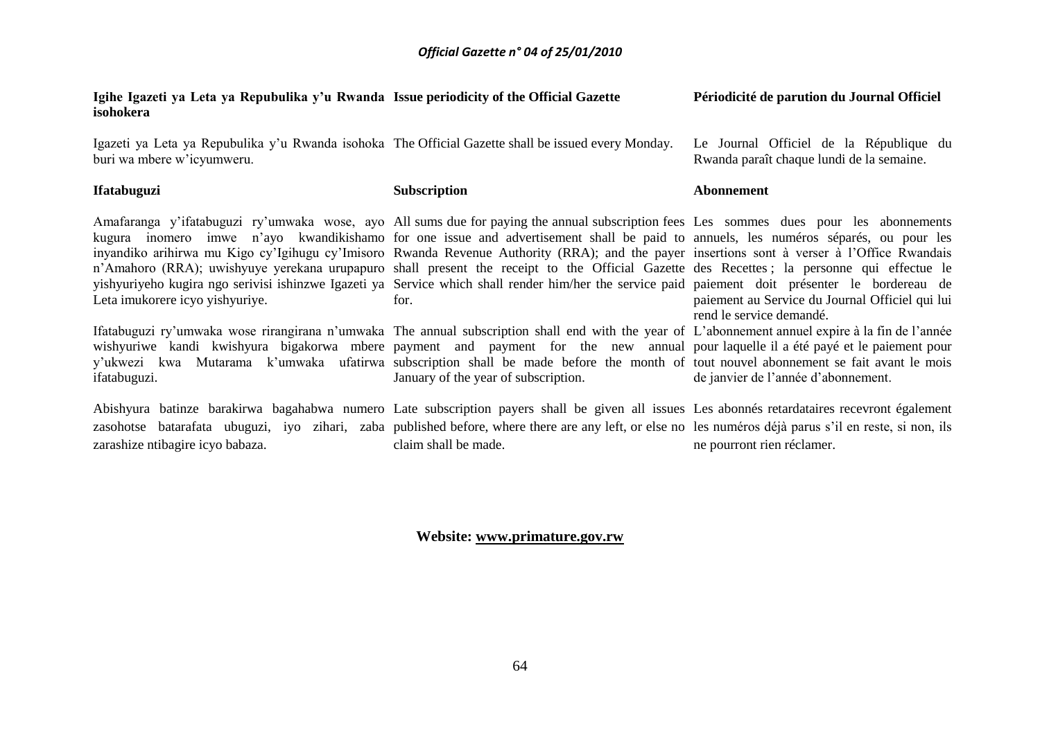**Igihe Igazeti ya Leta ya Repubulika y'u Rwanda isohokera**

Igazeti ya Leta ya Repubulika y'u Rwanda isohoka buri wa mbere w'icyumweru.

**Ifatabuguzi**

Amafaranga y'ifatabuguzi ry'umwaka wose, ayo kugura inomero imwe n'ayo kwandikishamo inyandiko arihirwa mu Kigo cy'Igihugu cy'Imisoro n'Amahoro (RRA); uwishyuye yerekana urupapuro yishyuriyeho kugira ngo serivisi ishinzwe Igazeti ya Leta imukorere icyo yishyuriye.

Ifatabuguzi ry'umwaka wose rirangirana n'umwaka wishyuriwe kandi kwishyura bigakorwa mbere y'ukwezi kwa Mutarama k'umwaka ufatirwa ifatabuguzi.

Abishyura batinze barakirwa bagahabwa numero zasohotse batarafata ubuguzi, iyo zihari, zaba zarashize ntibagire icyo babaza.

**Issue periodicity of the Official Gazette**

The Official Gazette shall be issued every Monday.

**Subscription**

All sums due for paying the annual subscription fees for one issue and advertisement shall be paid to Rwanda Revenue Authority (RRA); and the payer shall present the receipt to the Official Gazette Service which shall render him/her the service paid for.

The annual subscription shall end with the year of payment and payment for the new annual subscription shall be made before the month of January of the year of subscription.

Late subscription payers shall be given all issues published before, where there are any left, or else no claim shall be made.

**Périodicité de parution du Journal Officiel**

Le Journal Officiel de la République du Rwanda paraît chaque lundi de la semaine.

**Abonnement**

Les sommes dues pour les abonnements annuels, les numéros séparés, ou pour les insertions sont à verser à l'Office Rwandais des Recettes ; la personne qui effectue le paiement doit présenter le bordereau de paiement au Service du Journal Officiel qui lui rend le service demandé.

L'abonnement annuel expire à la fin de l'année pour laquelle il a été payé et le paiement pour tout nouvel abonnement se fait avant le mois de janvier de l'année d'abonnement.

Les abonnés retardataires recevront également les numéros déjà parus s'il en reste, si non, ils ne pourront rien réclamer.

**Website: www.primature.gov.rw**